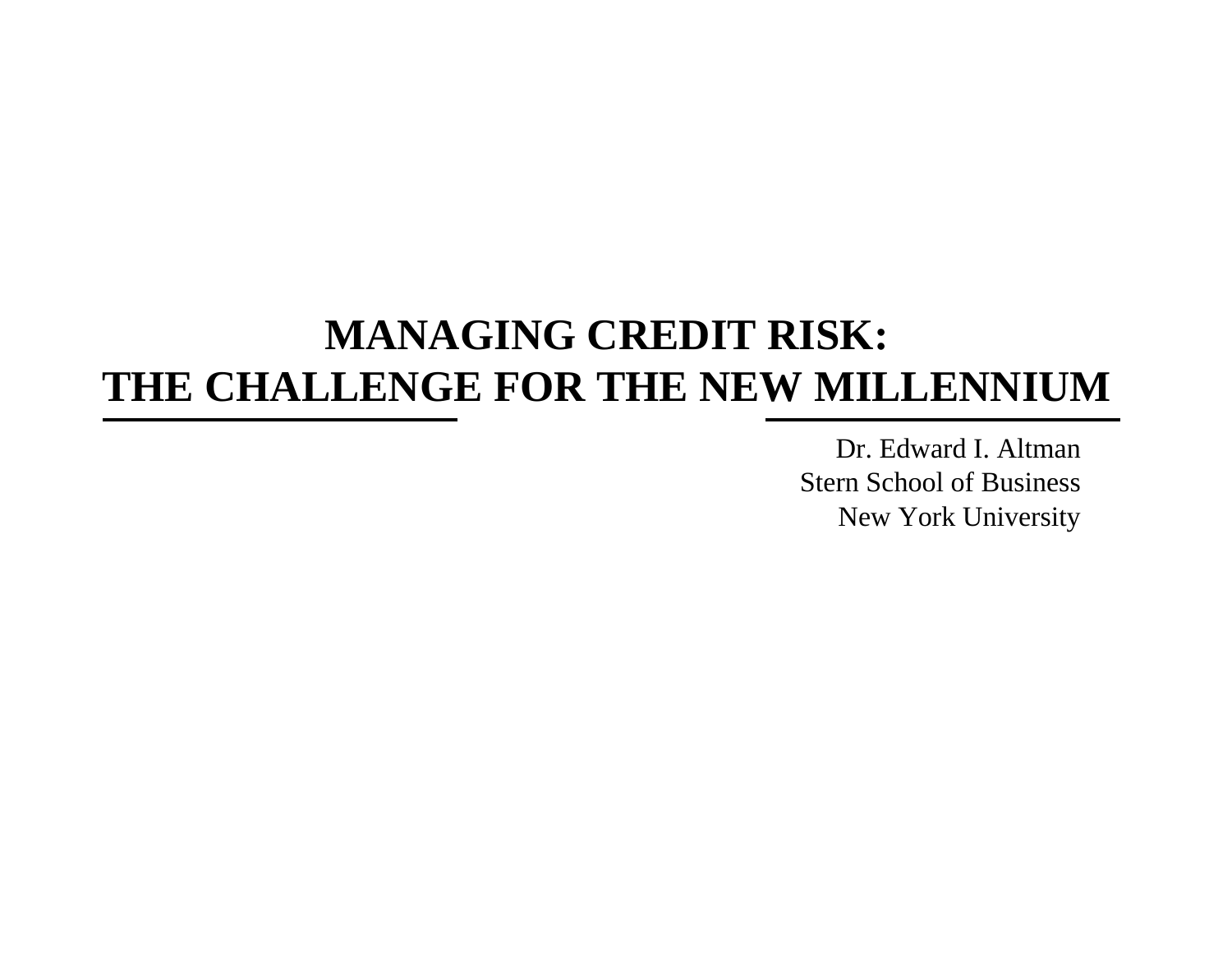# MANAGING CREDIT RISK:
# THE CHALLENGE FOR THE NEW MILLENNIUM

Dr. Edward I. Altman
Stern School of Business
New York University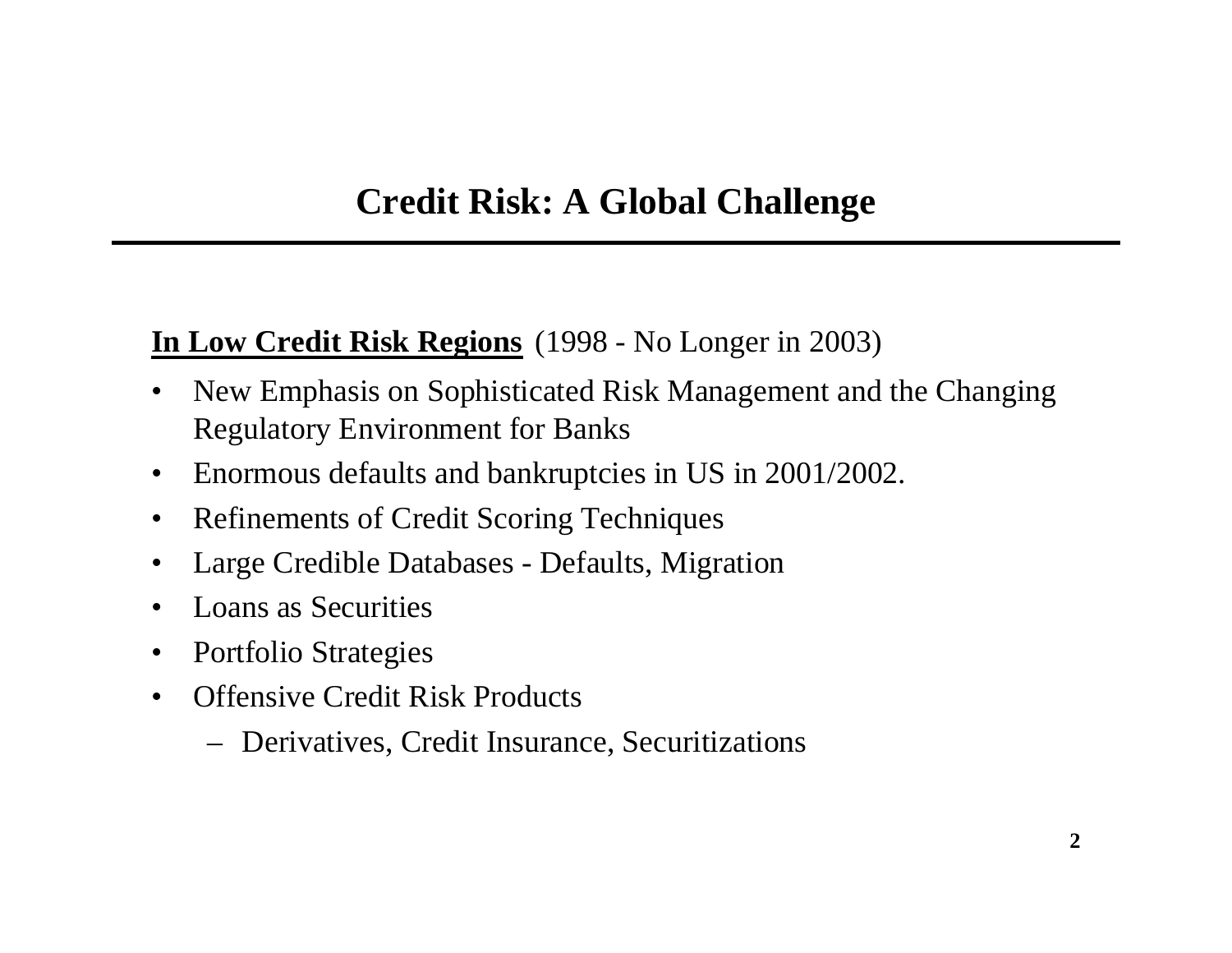# Credit Risk: A Global Challenge

**In Low Credit Risk Regions** (1998 - No Longer in 2003)

- New Emphasis on Sophisticated Risk Management and the Changing Regulatory Environment for Banks
- Enormous defaults and bankruptcies in US in 2001/2002.
- Refinements of Credit Scoring Techniques
- Large Credible Databases - Defaults, Migration
- Loans as Securities
- Portfolio Strategies
- Offensive Credit Risk Products
  - Derivatives, Credit Insurance, Securitizations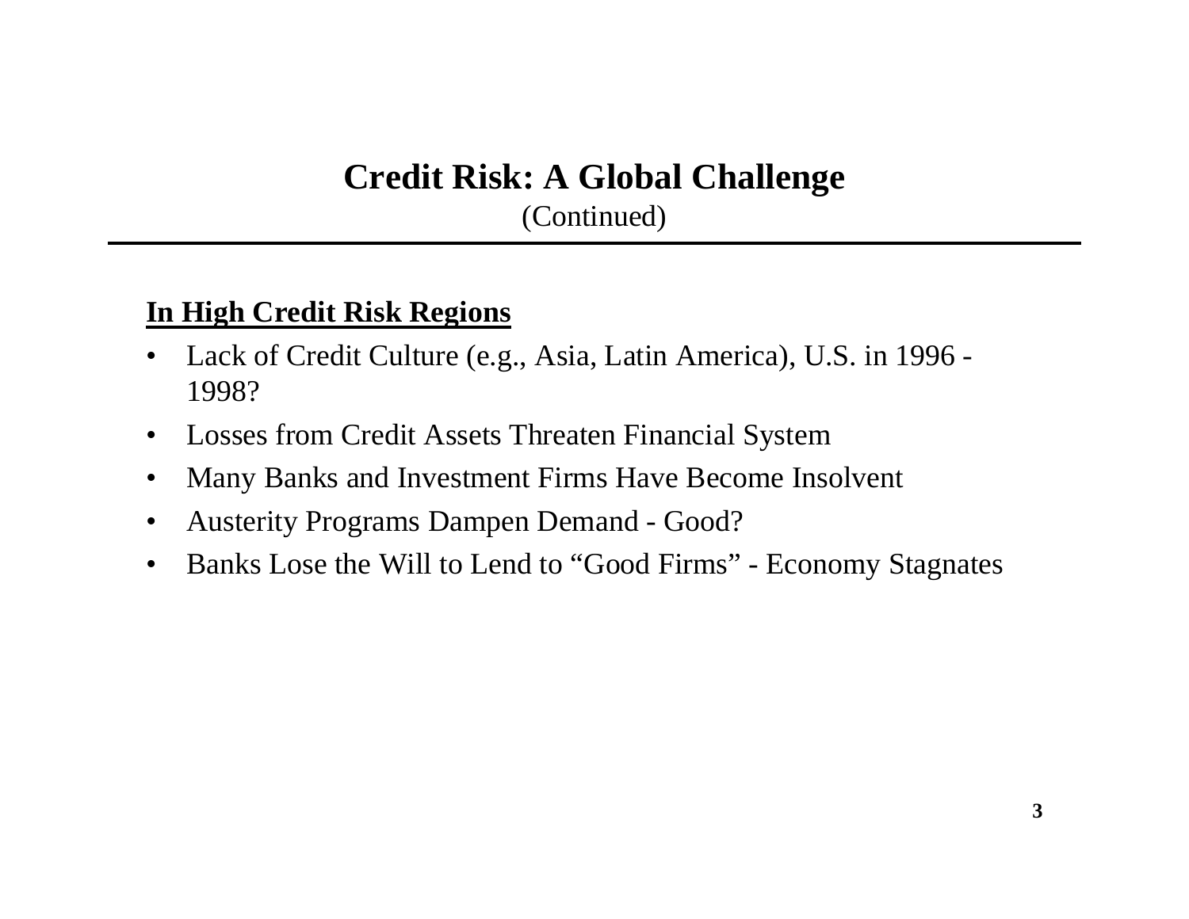# Credit Risk: A Global Challenge
(Continued)

**<u>In High Credit Risk Regions</u>**

- Lack of Credit Culture (e.g., Asia, Latin America), U.S. in 1996 - 1998?
- Losses from Credit Assets Threaten Financial System
- Many Banks and Investment Firms Have Become Insolvent
- Austerity Programs Dampen Demand - Good?
- Banks Lose the Will to Lend to "Good Firms" - Economy Stagnates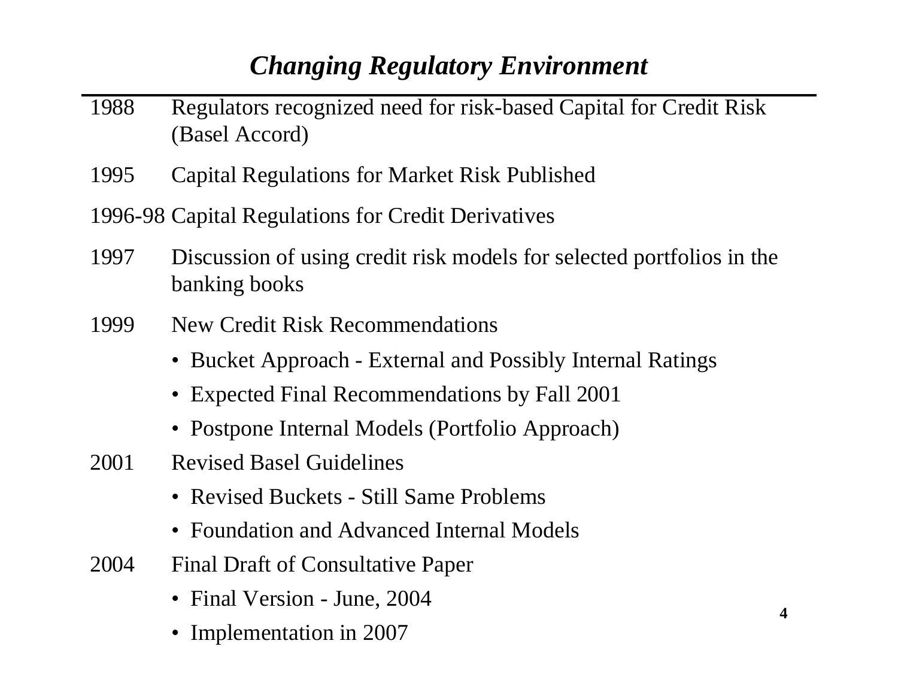# *Changing Regulatory Environment*

1988 Regulators recognized need for risk-based Capital for Credit Risk (Basel Accord)

1995 Capital Regulations for Market Risk Published

1996-98 Capital Regulations for Credit Derivatives

1997 Discussion of using credit risk models for selected portfolios in the banking books

1999 New Credit Risk Recommendations

- Bucket Approach - External and Possibly Internal Ratings
- Expected Final Recommendations by Fall 2001
- Postpone Internal Models (Portfolio Approach)

2001 Revised Basel Guidelines

- Revised Buckets - Still Same Problems
- Foundation and Advanced Internal Models

2004 Final Draft of Consultative Paper

- Final Version - June, 2004
- Implementation in 2007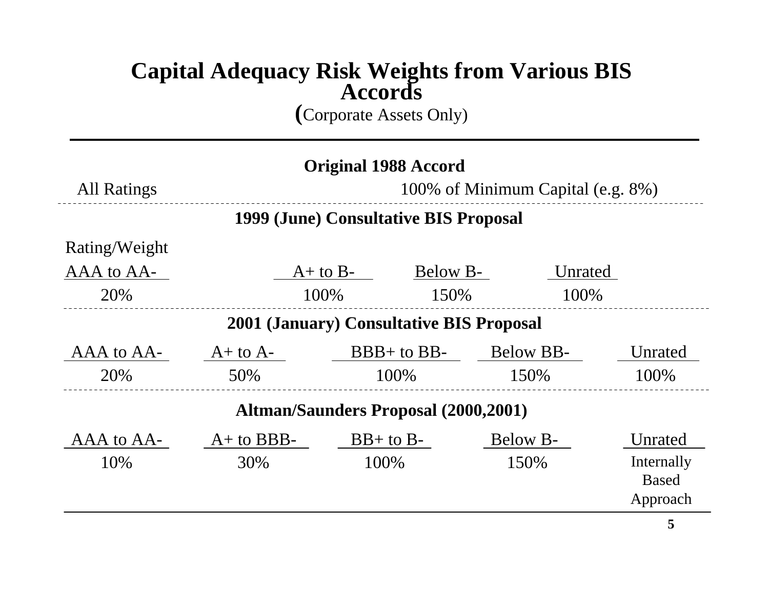# Capital Adequacy Risk Weights from Various BIS Accords

(Corporate Assets Only)

### Original 1988 Accord

| All Ratings | 100% of Minimum Capital (e.g. 8%) |
|---|---|

### 1999 (June) Consultative BIS Proposal

Rating/Weight

| AAA to AA- | A+ to B- | Below B- | Unrated |
|---|---|---|---|
| 20% | 100% | 150% | 100% |

### 2001 (January) Consultative BIS Proposal

| AAA to AA- | A+ to A- | BBB+ to BB- | Below BB- | Unrated |
|---|---|---|---|---|
| 20% | 50% | 100% | 150% | 100% |

### Altman/Saunders Proposal (2000,2001)

| AAA to AA- | A+ to BBB- | BB+ to B- | Below B- | Unrated |
|---|---|---|---|---|
| 10% | 30% | 100% | 150% | Internally Based Approach |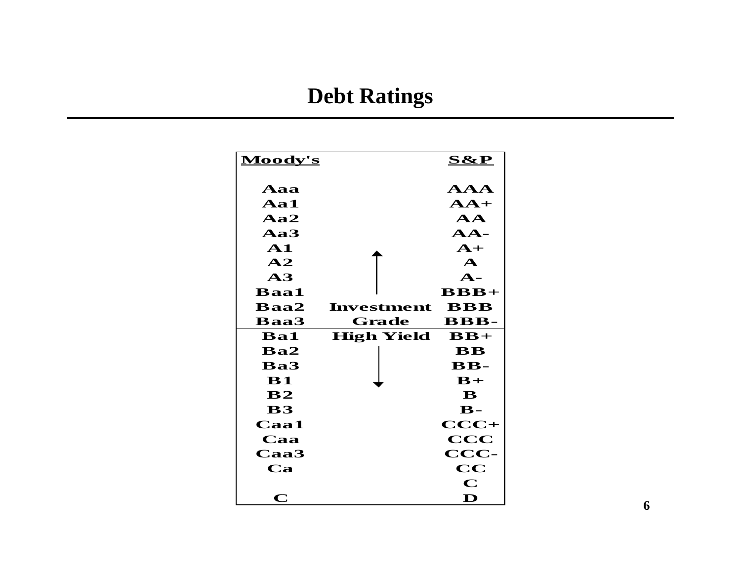# Debt Ratings

| Moody's | | S&P |
|---|---|---|
| Aaa | | AAA |
| Aa1 | | AA+ |
| Aa2 | | AA |
| Aa3 | | AA- |
| A1 | ↑ | A+ |
| A2 | | A |
| A3 | | A- |
| Baa1 | | BBB+ |
| Baa2 | Investment | BBB |
| Baa3 | Grade | BBB- |
| Ba1 | High Yield | BB+ |
| Ba2 | | BB |
| Ba3 | | BB- |
| B1 | ↓ | B+ |
| B2 | | B |
| B3 | | B- |
| Caa1 | | CCC+ |
| Caa | | CCC |
| Caa3 | | CCC- |
| Ca | | CC |
| | | C |
| C | | D |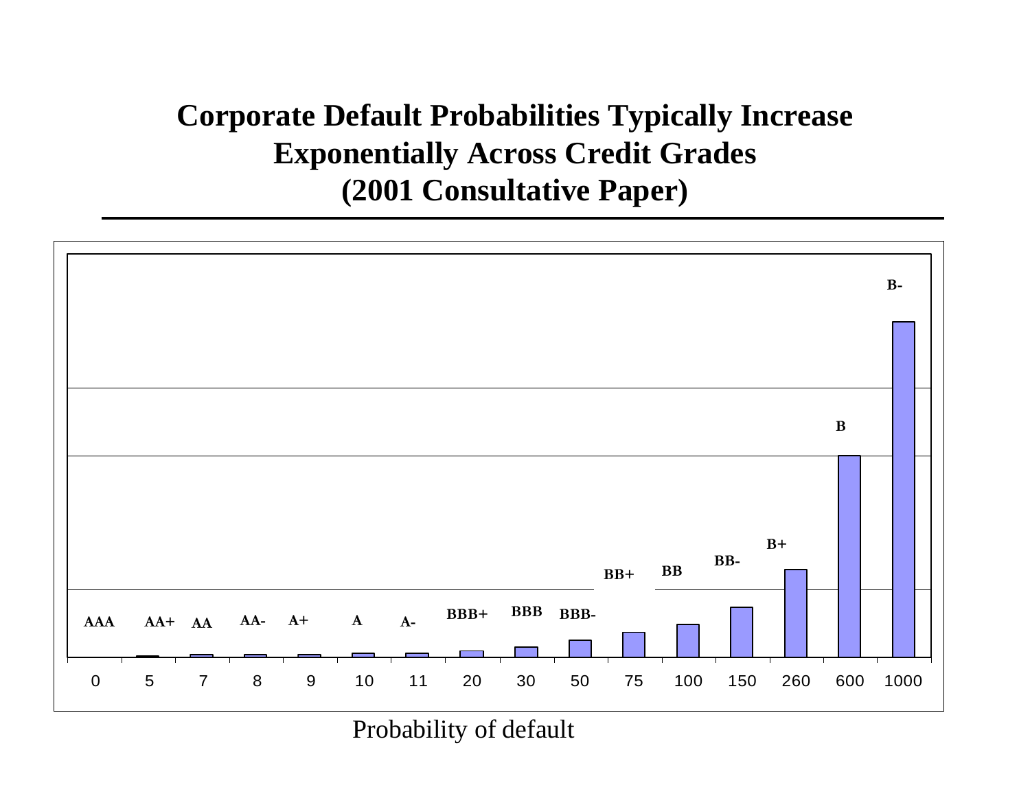# Corporate Default Probabilities Typically Increase Exponentially Across Credit Grades (2001 Consultative Paper)

| Grade | AAA | AA+ | AA | AA- | A+ | A | A- | BBB+ | BBB | BBB- | BB+ | BB | BB- | B+ | B | B- |
|---|---|---|---|---|---|---|---|---|---|---|---|---|---|---|---|---|
| Probability of default | 0 | 5 | 7 | 8 | 9 | 10 | 11 | 20 | 30 | 50 | 75 | 100 | 150 | 260 | 600 | 1000 |

Probability of default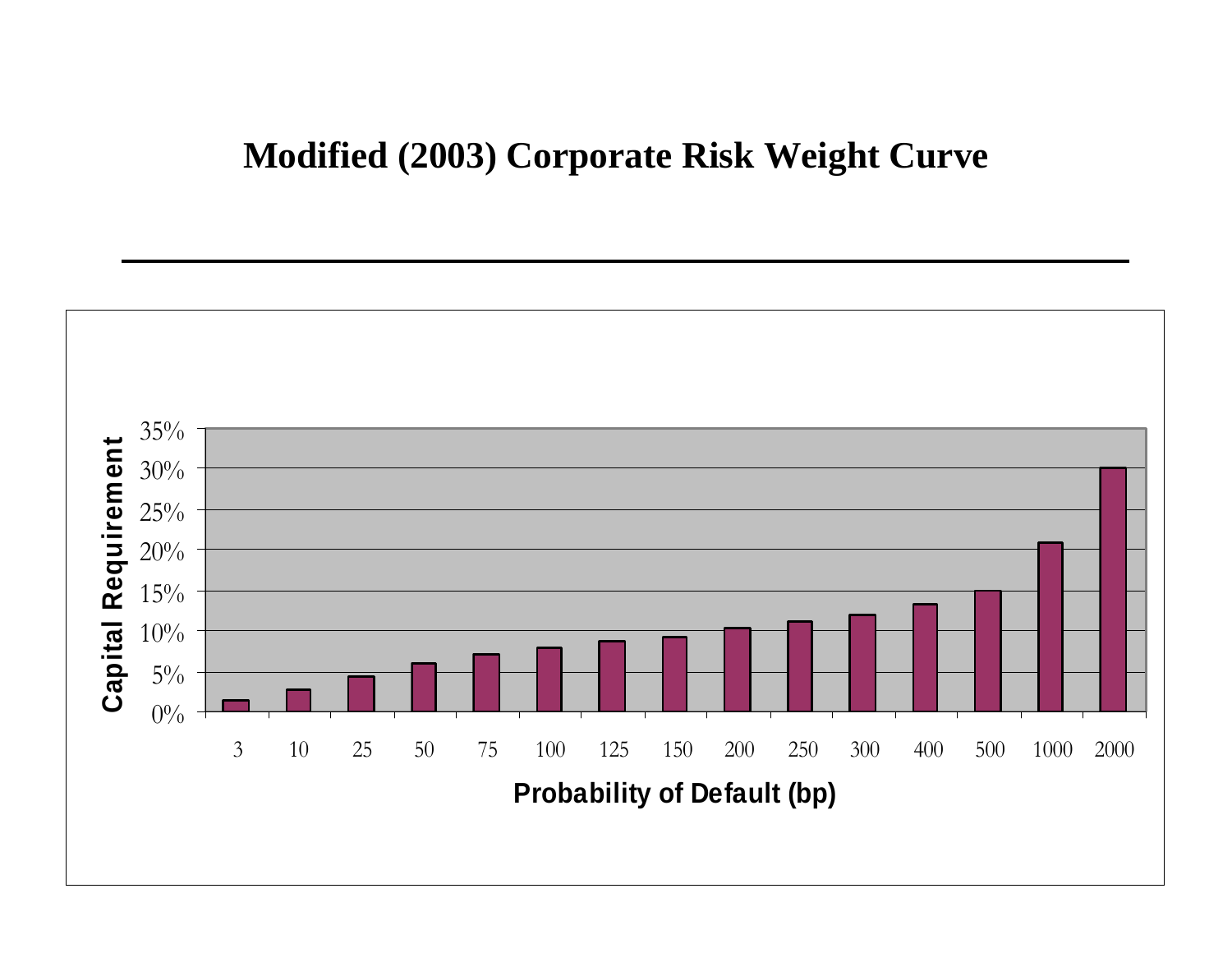# Modified (2003) Corporate Risk Weight Curve

Capital Requirement

35%
30%
25%
20%
15%
10%
5%
0%

3 10 25 50 75 100 125 150 200 250 300 400 500 1000 2000

Probability of Default (bp)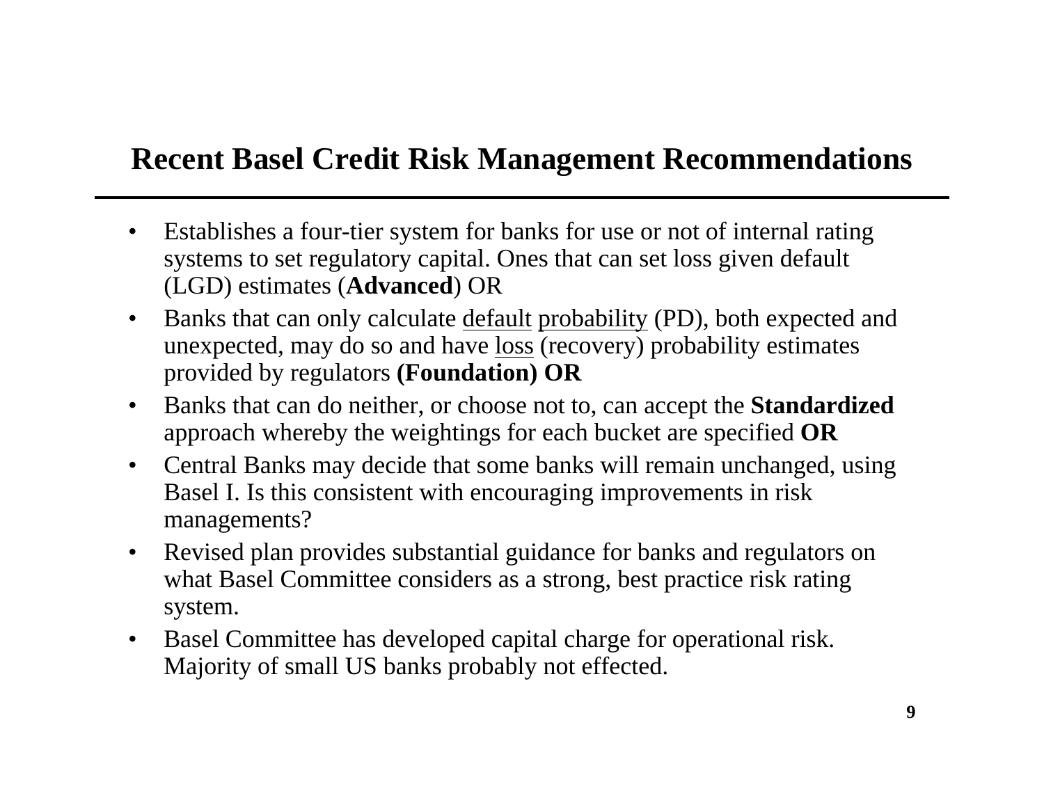## Recent Basel Credit Risk Management Recommendations

- Establishes a four-tier system for banks for use or not of internal rating systems to set regulatory capital. Ones that can set loss given default (LGD) estimates (**Advanced**) OR
- Banks that can only calculate <u>default</u> <u>probability</u> (PD), both expected and unexpected, may do so and have <u>loss</u> (recovery) probability estimates provided by regulators **(Foundation) OR**
- Banks that can do neither, or choose not to, can accept the **Standardized** approach whereby the weightings for each bucket are specified **OR**
- Central Banks may decide that some banks will remain unchanged, using Basel I. Is this consistent with encouraging improvements in risk managements?
- Revised plan provides substantial guidance for banks and regulators on what Basel Committee considers as a strong, best practice risk rating system.
- Basel Committee has developed capital charge for operational risk. Majority of small US banks probably not effected.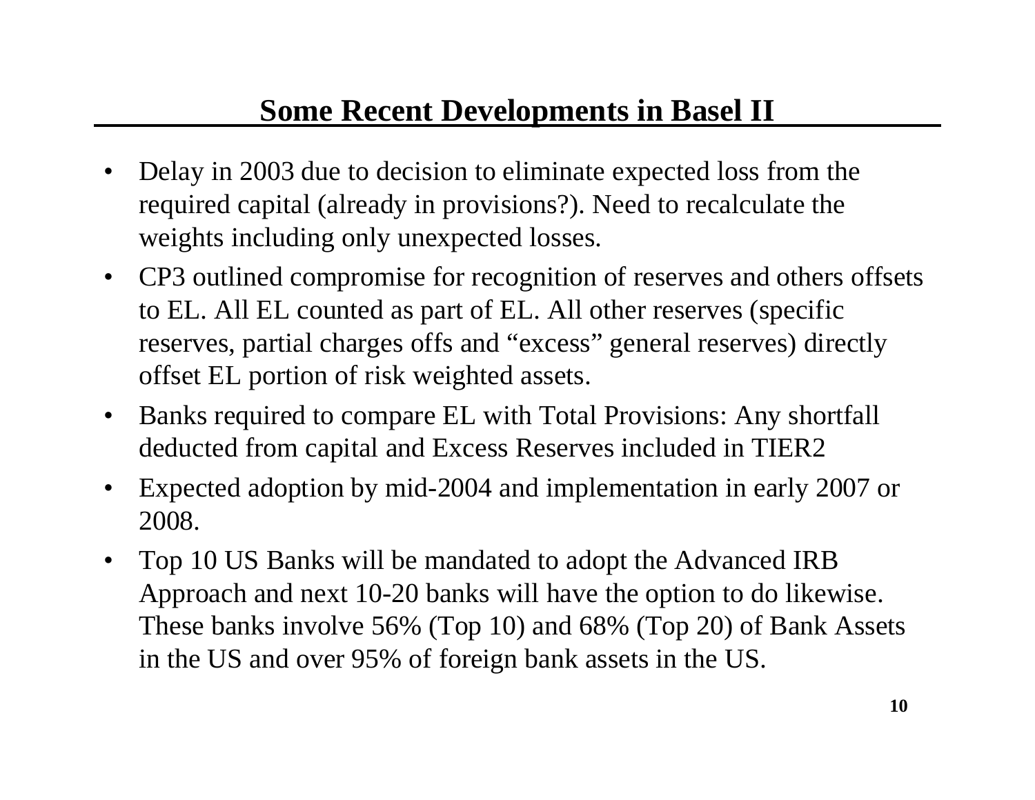## Some Recent Developments in Basel II

- Delay in 2003 due to decision to eliminate expected loss from the required capital (already in provisions?). Need to recalculate the weights including only unexpected losses.
- CP3 outlined compromise for recognition of reserves and others offsets to EL. All EL counted as part of EL. All other reserves (specific reserves, partial charges offs and "excess" general reserves) directly offset EL portion of risk weighted assets.
- Banks required to compare EL with Total Provisions: Any shortfall deducted from capital and Excess Reserves included in TIER2
- Expected adoption by mid-2004 and implementation in early 2007 or 2008.
- Top 10 US Banks will be mandated to adopt the Advanced IRB Approach and next 10-20 banks will have the option to do likewise. These banks involve 56% (Top 10) and 68% (Top 20) of Bank Assets in the US and over 95% of foreign bank assets in the US.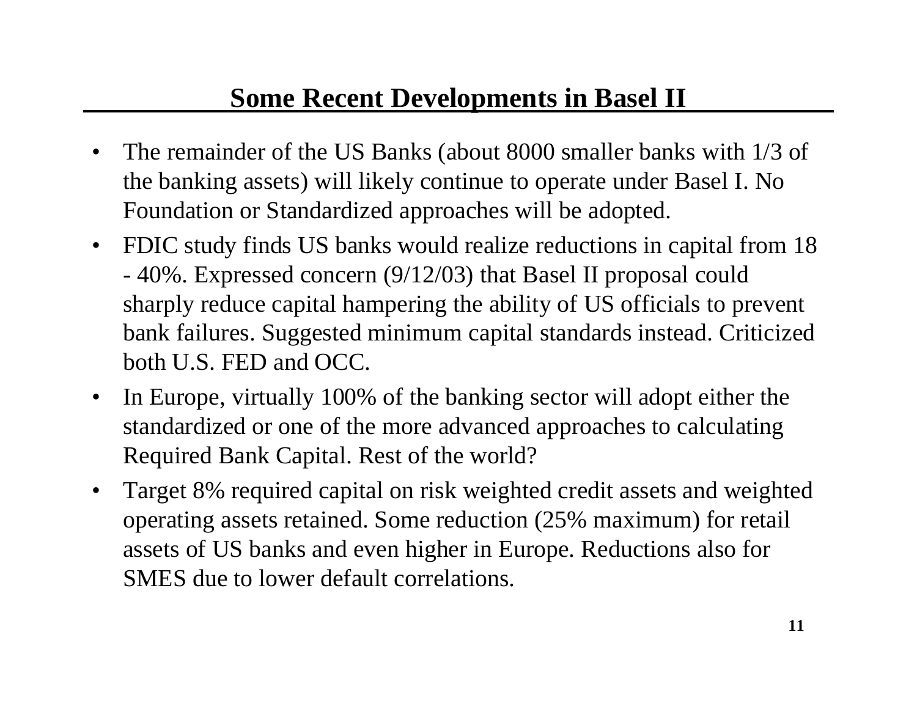## Some Recent Developments in Basel II

- The remainder of the US Banks (about 8000 smaller banks with 1/3 of the banking assets) will likely continue to operate under Basel I. No Foundation or Standardized approaches will be adopted.
- FDIC study finds US banks would realize reductions in capital from 18 - 40%. Expressed concern (9/12/03) that Basel II proposal could sharply reduce capital hampering the ability of US officials to prevent bank failures. Suggested minimum capital standards instead. Criticized both U.S. FED and OCC.
- In Europe, virtually 100% of the banking sector will adopt either the standardized or one of the more advanced approaches to calculating Required Bank Capital. Rest of the world?
- Target 8% required capital on risk weighted credit assets and weighted operating assets retained. Some reduction (25% maximum) for retail assets of US banks and even higher in Europe. Reductions also for SMES due to lower default correlations.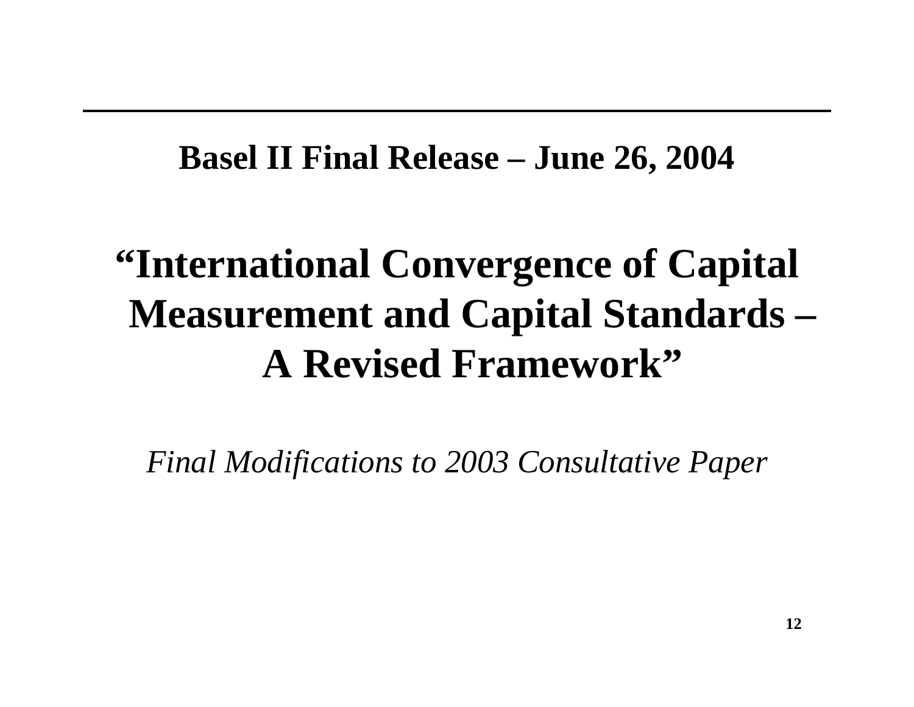## Basel II Final Release – June 26, 2004

# "International Convergence of Capital Measurement and Capital Standards – A Revised Framework"

*Final Modifications to 2003 Consultative Paper*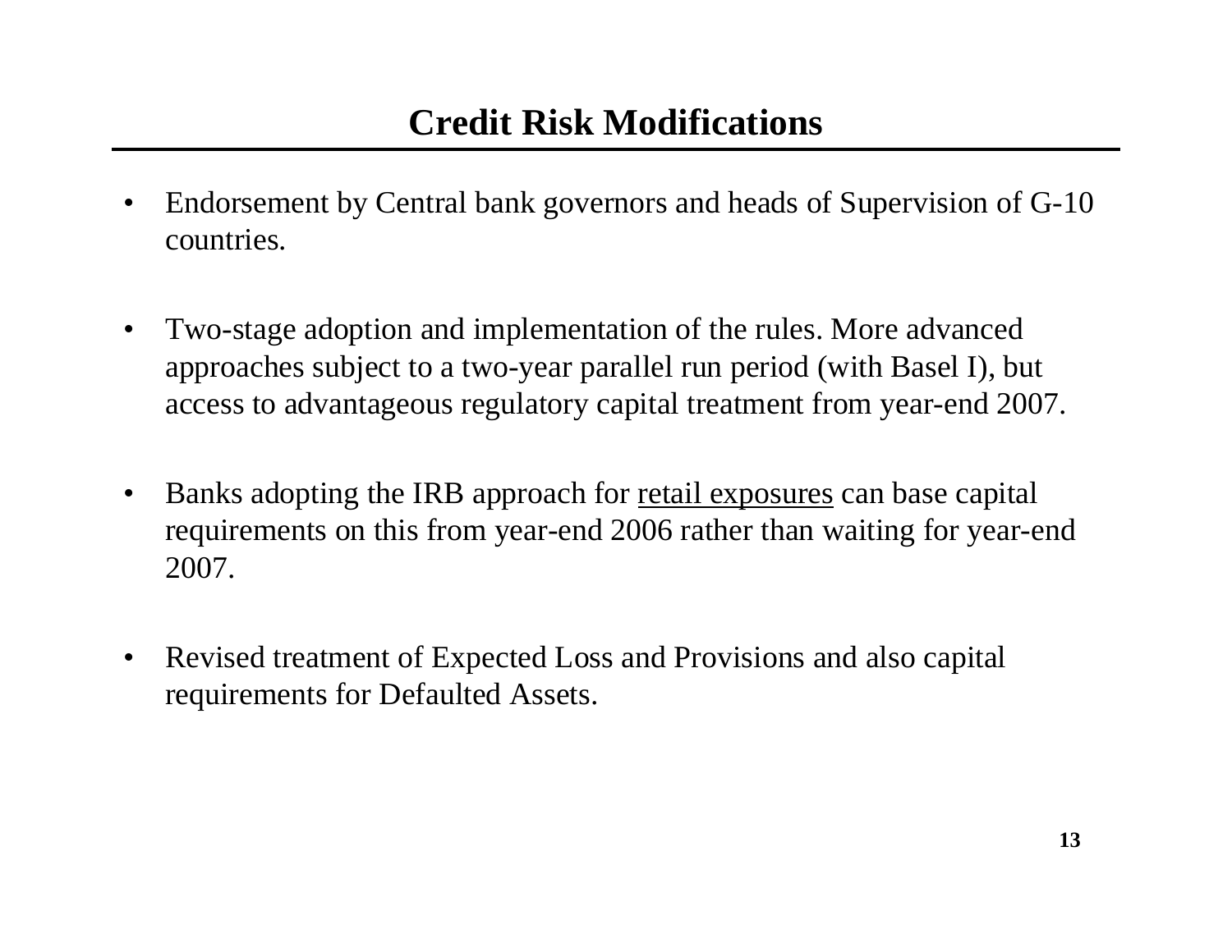# Credit Risk Modifications

- Endorsement by Central bank governors and heads of Supervision of G-10 countries.
- Two-stage adoption and implementation of the rules. More advanced approaches subject to a two-year parallel run period (with Basel I), but access to advantageous regulatory capital treatment from year-end 2007.
- Banks adopting the IRB approach for <u>retail exposures</u> can base capital requirements on this from year-end 2006 rather than waiting for year-end 2007.
- Revised treatment of Expected Loss and Provisions and also capital requirements for Defaulted Assets.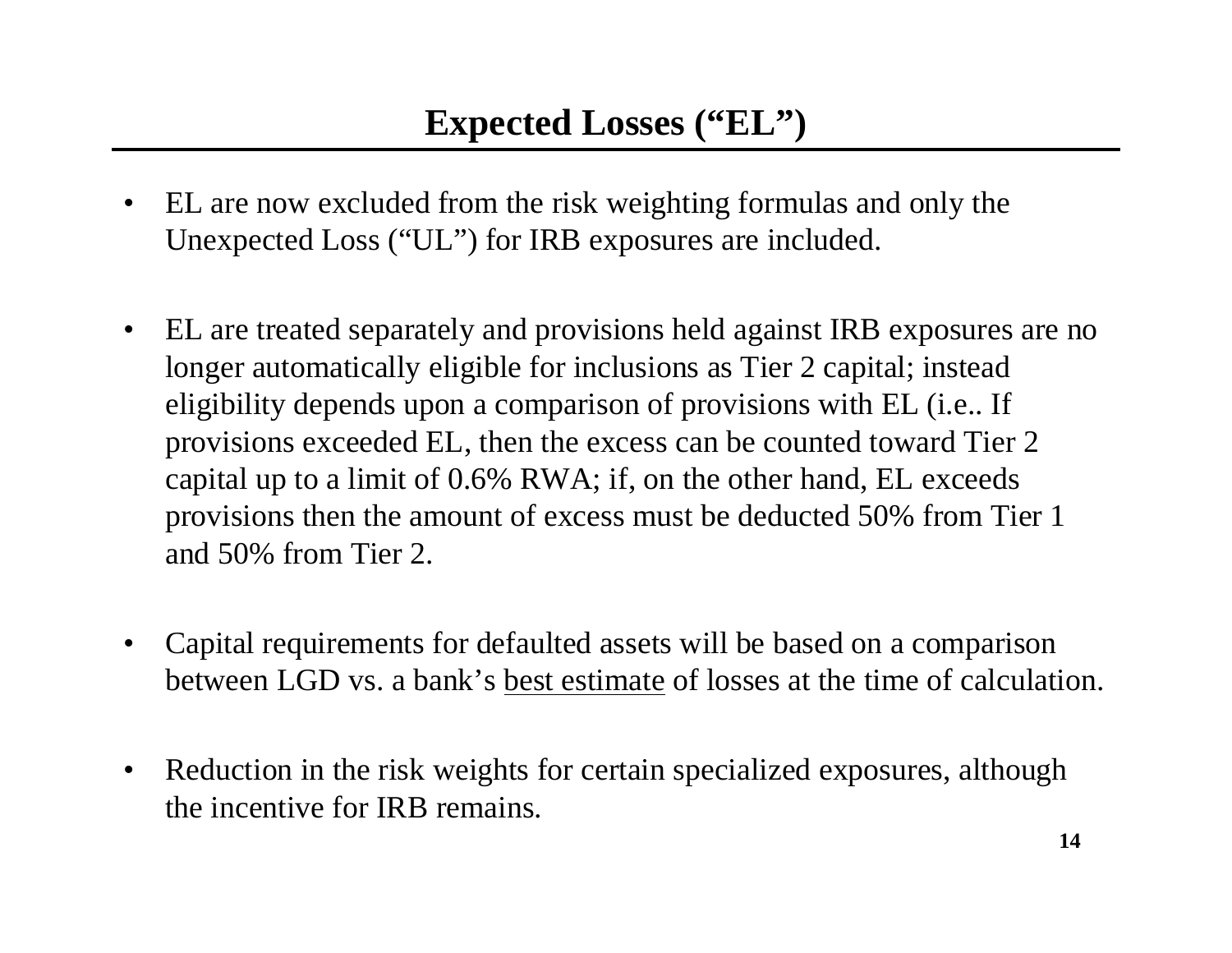# Expected Losses ("EL")

- EL are now excluded from the risk weighting formulas and only the Unexpected Loss ("UL") for IRB exposures are included.

- EL are treated separately and provisions held against IRB exposures are no longer automatically eligible for inclusions as Tier 2 capital; instead eligibility depends upon a comparison of provisions with EL (i.e.. If provisions exceeded EL, then the excess can be counted toward Tier 2 capital up to a limit of 0.6% RWA; if, on the other hand, EL exceeds provisions then the amount of excess must be deducted 50% from Tier 1 and 50% from Tier 2.

- Capital requirements for defaulted assets will be based on a comparison between LGD vs. a bank's <u>best estimate</u> of losses at the time of calculation.

- Reduction in the risk weights for certain specialized exposures, although the incentive for IRB remains.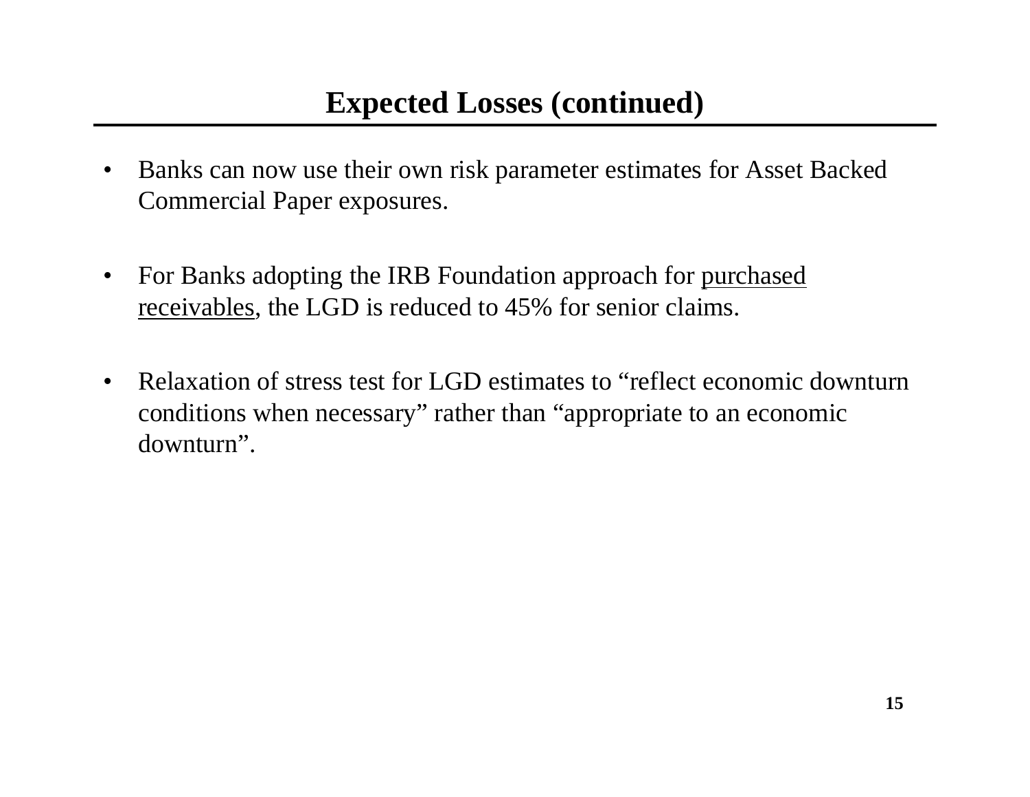# Expected Losses (continued)

- Banks can now use their own risk parameter estimates for Asset Backed Commercial Paper exposures.
- For Banks adopting the IRB Foundation approach for <u>purchased receivables</u>, the LGD is reduced to 45% for senior claims.
- Relaxation of stress test for LGD estimates to "reflect economic downturn conditions when necessary" rather than "appropriate to an economic downturn".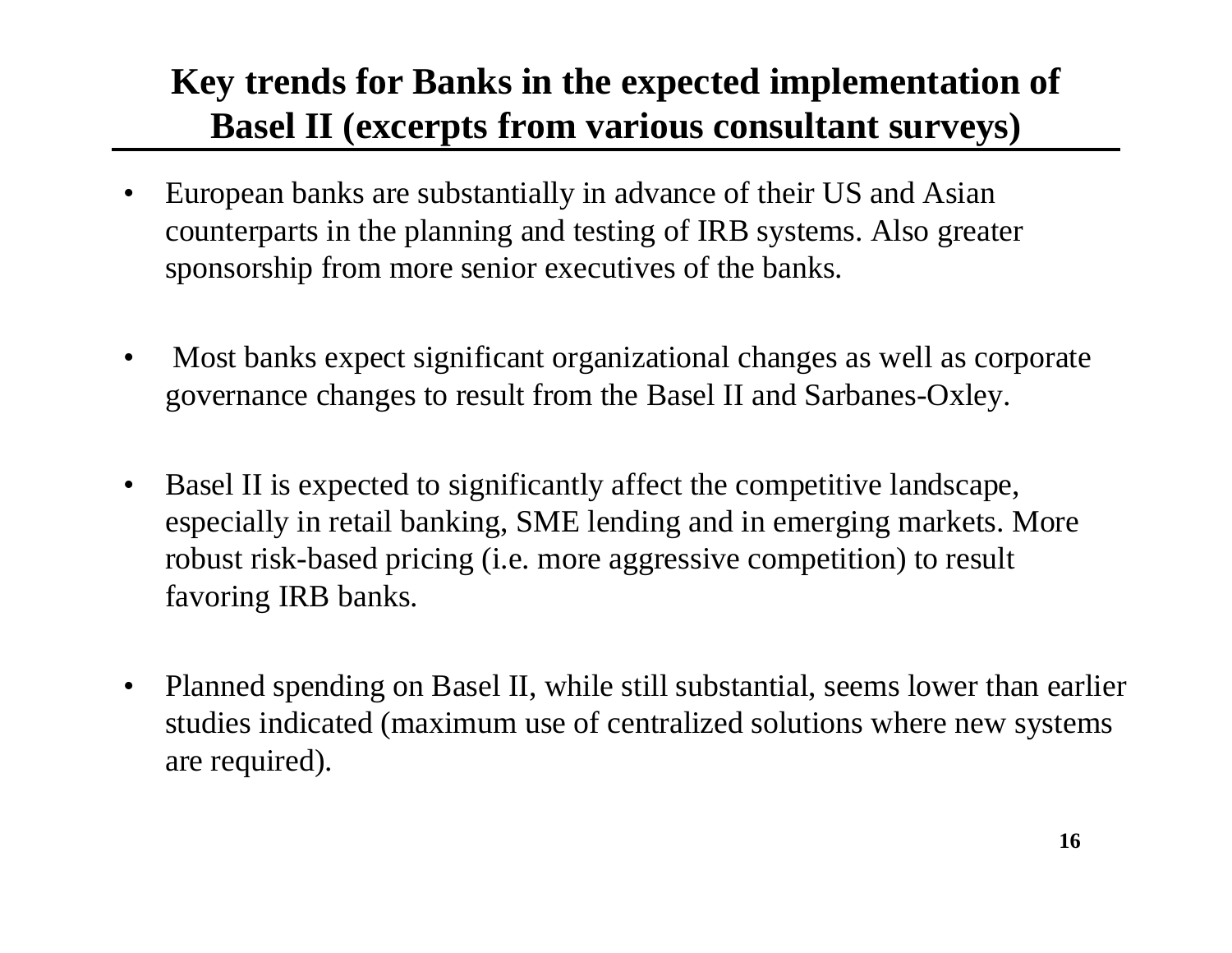## Key trends for Banks in the expected implementation of Basel II (excerpts from various consultant surveys)

- European banks are substantially in advance of their US and Asian counterparts in the planning and testing of IRB systems. Also greater sponsorship from more senior executives of the banks.

- Most banks expect significant organizational changes as well as corporate governance changes to result from the Basel II and Sarbanes-Oxley.

- Basel II is expected to significantly affect the competitive landscape, especially in retail banking, SME lending and in emerging markets. More robust risk-based pricing (i.e. more aggressive competition) to result favoring IRB banks.

- Planned spending on Basel II, while still substantial, seems lower than earlier studies indicated (maximum use of centralized solutions where new systems are required).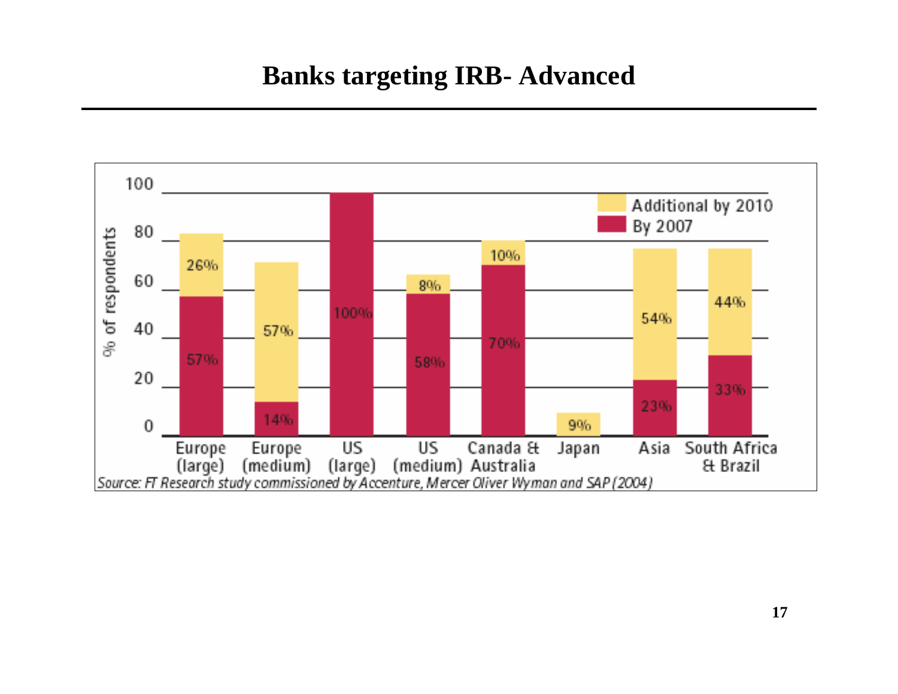# Banks targeting IRB- Advanced

% of respondents

| | Europe (large) | Europe (medium) | US (large) | US (medium) | Canada & Australia | Japan | Asia | South Africa & Brazil |
|---|---|---|---|---|---|---|---|---|
| By 2007 | 57% | 14% | 100% | 58% | 70% | | 23% | 33% |
| Additional by 2010 | 26% | 57% | | 8% | 10% | 9% | 54% | 44% |

*Source: FT Research study commissioned by Accenture, Mercer Oliver Wyman and SAP (2004)*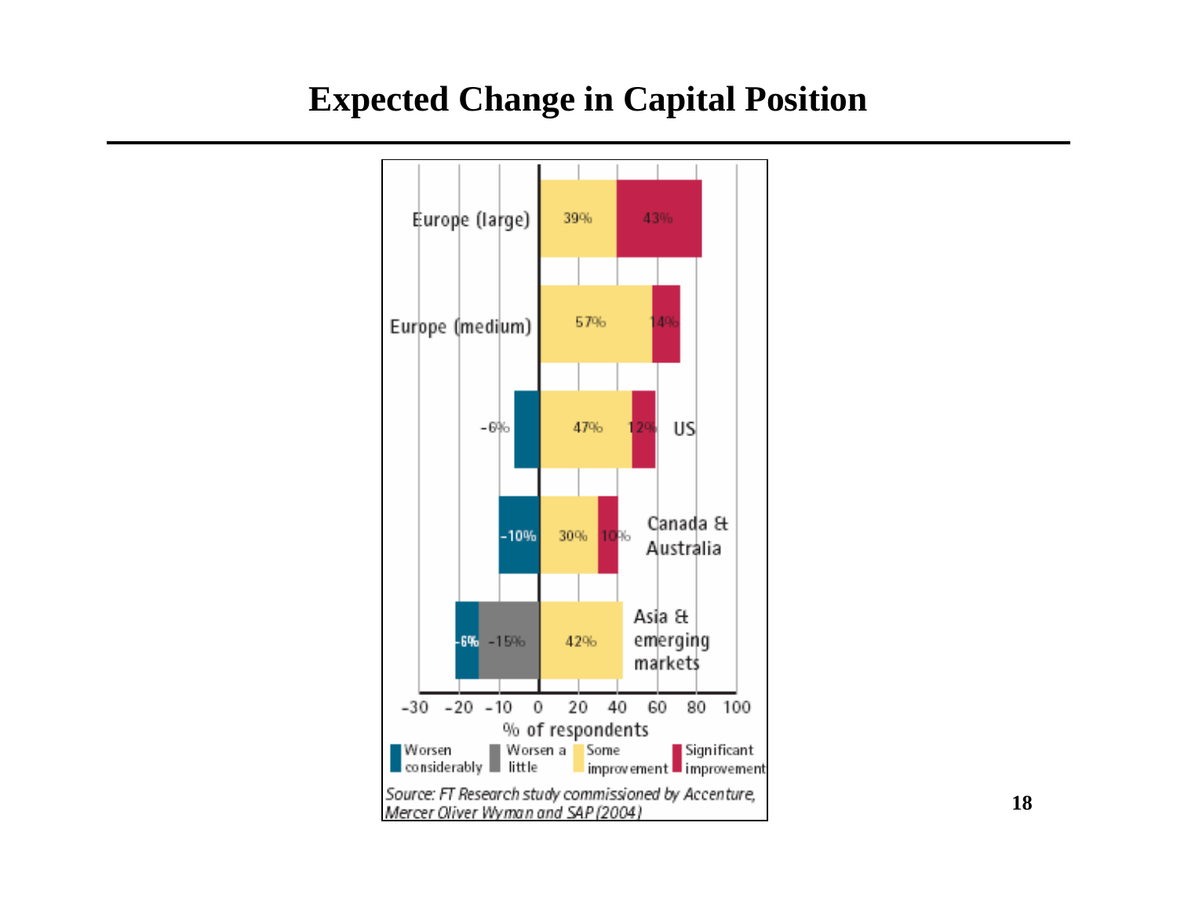# Expected Change in Capital Position

| Region | Worsen considerably | Worsen a little | Some improvement | Significant improvement |
| --- | --- | --- | --- | --- |
| Europe (large) | | | 39% | 43% |
| Europe (medium) | | | 57% | 14% |
| US | -6% | | 47% | 12% |
| Canada & Australia | -10% | | 30% | 10% |
| Asia & emerging markets | -6% | -15% | 42% | |

% of respondents

*Source: FT Research study commissioned by Accenture, Mercer Oliver Wyman and SAP (2004)*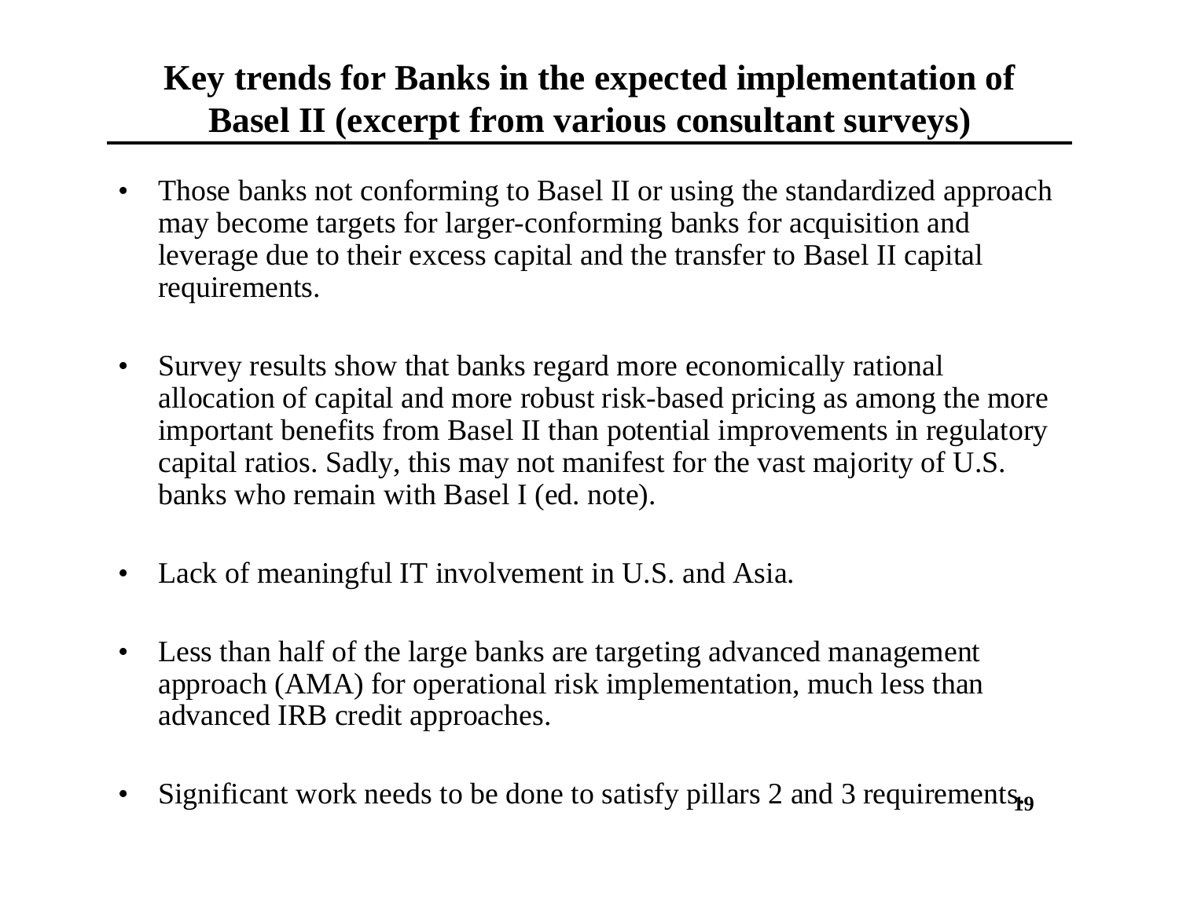# Key trends for Banks in the expected implementation of Basel II (excerpt from various consultant surveys)

- Those banks not conforming to Basel II or using the standardized approach may become targets for larger-conforming banks for acquisition and leverage due to their excess capital and the transfer to Basel II capital requirements.

- Survey results show that banks regard more economically rational allocation of capital and more robust risk-based pricing as among the more important benefits from Basel II than potential improvements in regulatory capital ratios. Sadly, this may not manifest for the vast majority of U.S. banks who remain with Basel I (ed. note).

- Lack of meaningful IT involvement in U.S. and Asia.

- Less than half of the large banks are targeting advanced management approach (AMA) for operational risk implementation, much less than advanced IRB credit approaches.

- Significant work needs to be done to satisfy pillars 2 and 3 requirements.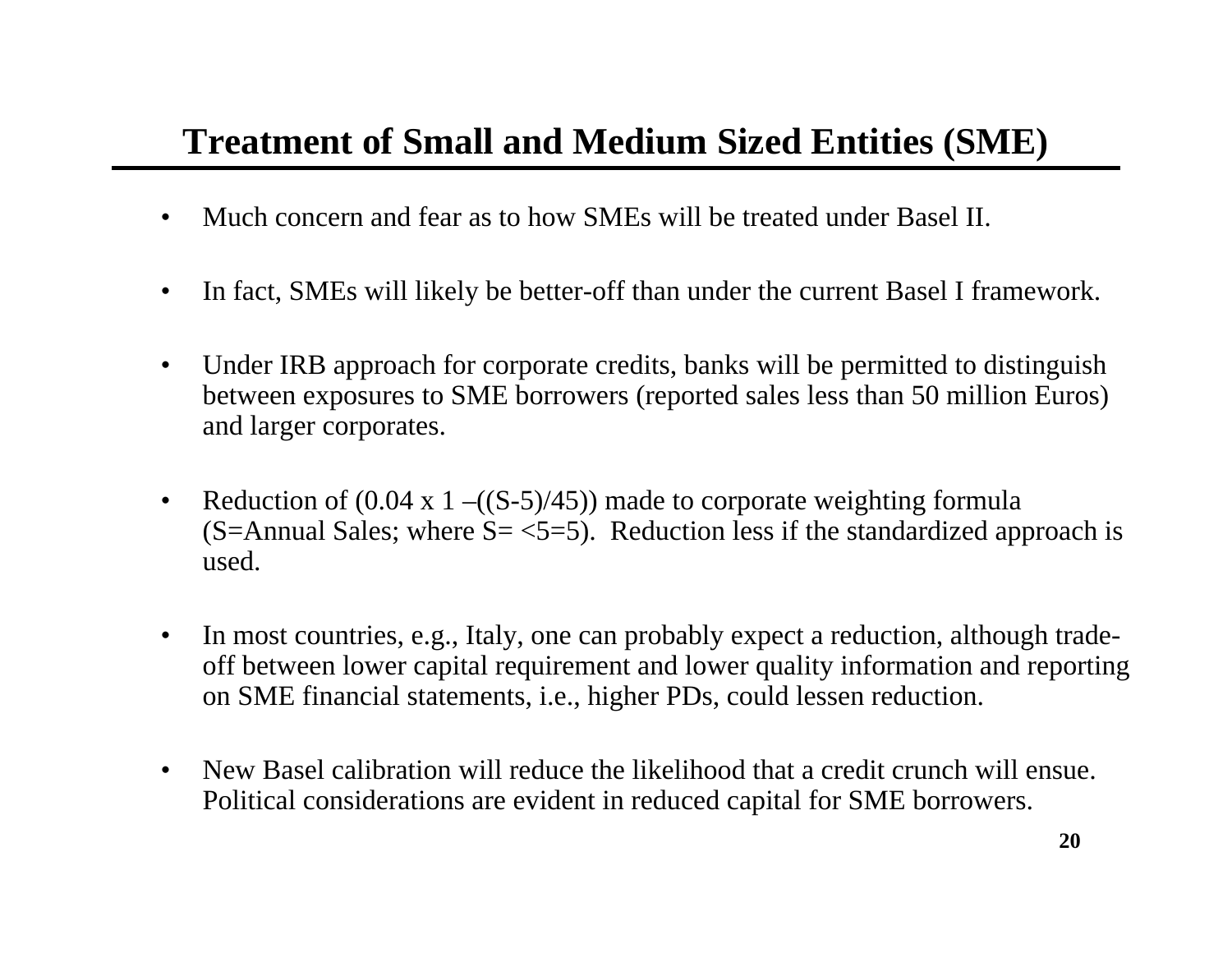# Treatment of Small and Medium Sized Entities (SME)

- Much concern and fear as to how SMEs will be treated under Basel II.
- In fact, SMEs will likely be better-off than under the current Basel I framework.
- Under IRB approach for corporate credits, banks will be permitted to distinguish between exposures to SME borrowers (reported sales less than 50 million Euros) and larger corporates.
- Reduction of (0.04 x 1 –((S-5)/45)) made to corporate weighting formula (S=Annual Sales; where S= <5=5). Reduction less if the standardized approach is used.
- In most countries, e.g., Italy, one can probably expect a reduction, although trade-off between lower capital requirement and lower quality information and reporting on SME financial statements, i.e., higher PDs, could lessen reduction.
- New Basel calibration will reduce the likelihood that a credit crunch will ensue. Political considerations are evident in reduced capital for SME borrowers.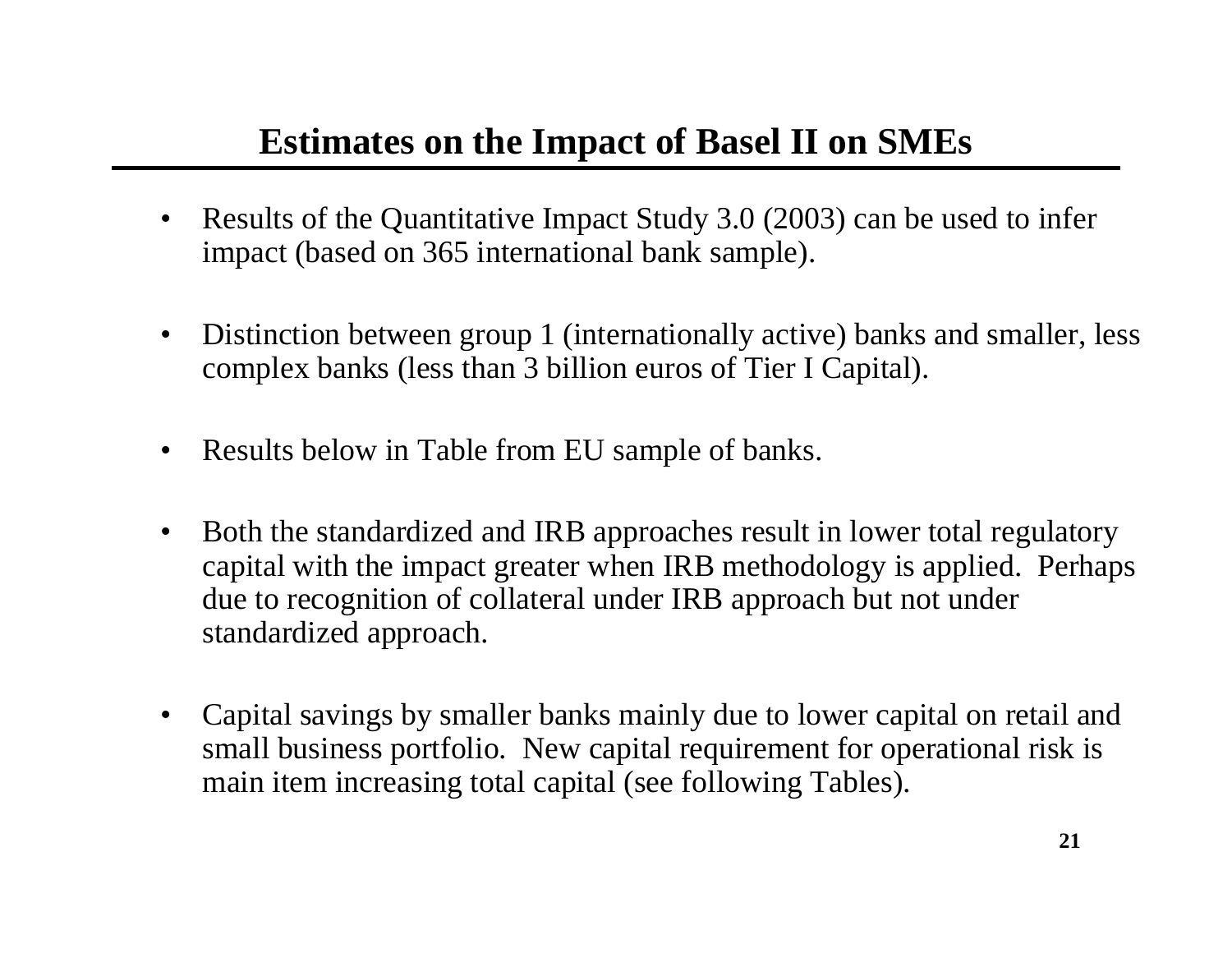# Estimates on the Impact of Basel II on SMEs

- Results of the Quantitative Impact Study 3.0 (2003) can be used to infer impact (based on 365 international bank sample).
- Distinction between group 1 (internationally active) banks and smaller, less complex banks (less than 3 billion euros of Tier I Capital).
- Results below in Table from EU sample of banks.
- Both the standardized and IRB approaches result in lower total regulatory capital with the impact greater when IRB methodology is applied. Perhaps due to recognition of collateral under IRB approach but not under standardized approach.
- Capital savings by smaller banks mainly due to lower capital on retail and small business portfolio. New capital requirement for operational risk is main item increasing total capital (see following Tables).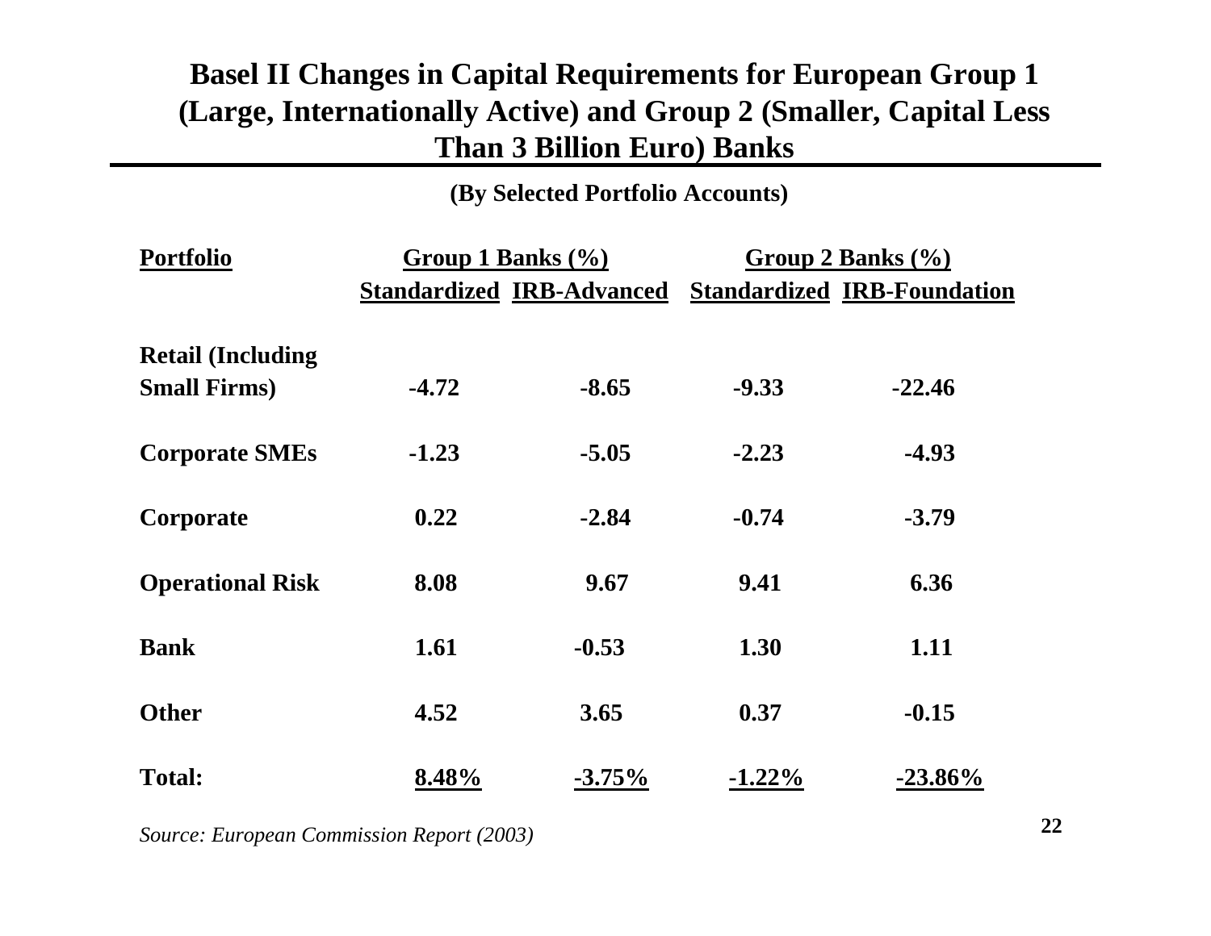# Basel II Changes in Capital Requirements for European Group 1 (Large, Internationally Active) and Group 2 (Smaller, Capital Less Than 3 Billion Euro) Banks

**(By Selected Portfolio Accounts)**

| Portfolio | Group 1 Banks (%) | | Group 2 Banks (%) | |
|---|---|---|---|---|
| | Standardized | IRB-Advanced | Standardized | IRB-Foundation |
| Retail (Including Small Firms) | -4.72 | -8.65 | -9.33 | -22.46 |
| Corporate SMEs | -1.23 | -5.05 | -2.23 | -4.93 |
| Corporate | 0.22 | -2.84 | -0.74 | -3.79 |
| Operational Risk | 8.08 | 9.67 | 9.41 | 6.36 |
| Bank | 1.61 | -0.53 | 1.30 | 1.11 |
| Other | 4.52 | 3.65 | 0.37 | -0.15 |
| **Total:** | **8.48%** | **-3.75%** | **-1.22%** | **-23.86%** |

*Source: European Commission Report (2003)*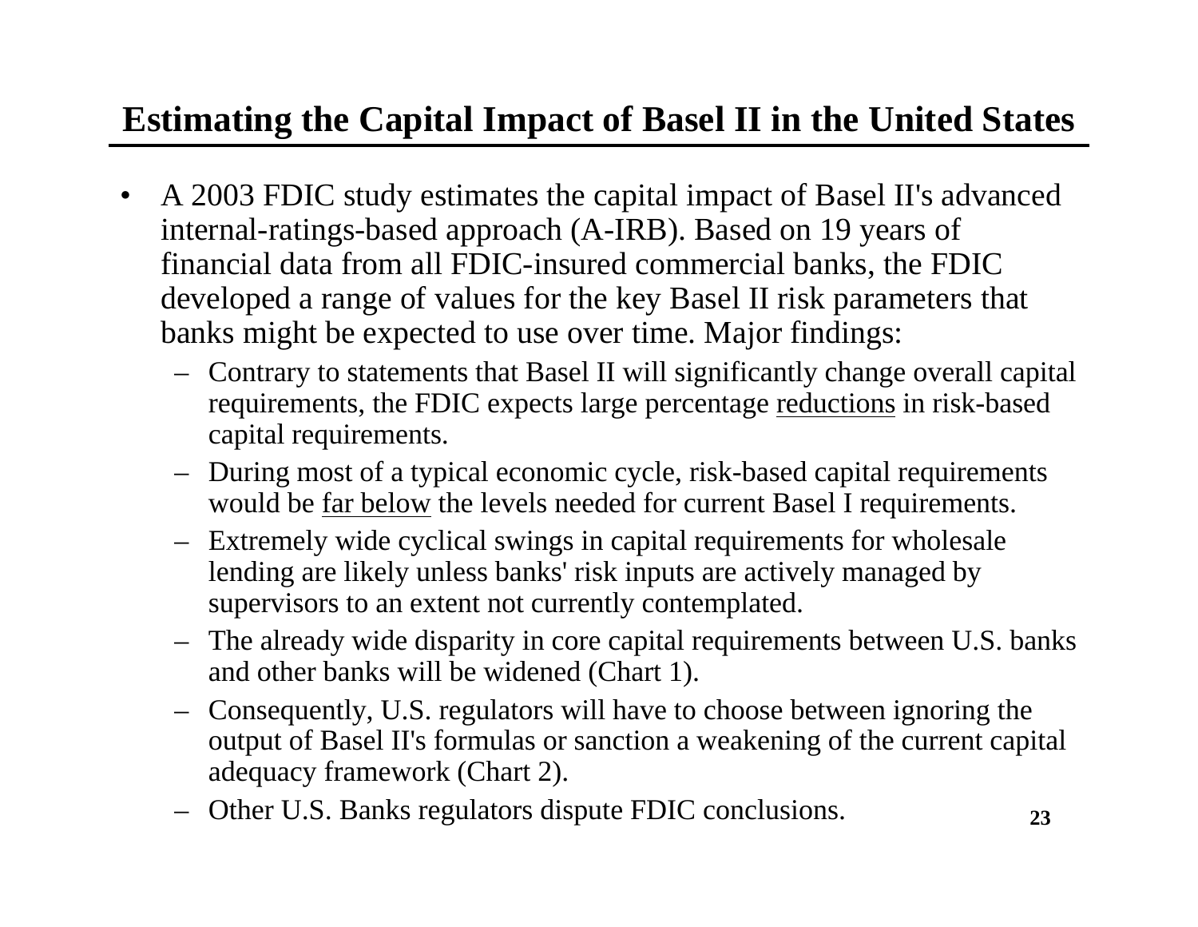## Estimating the Capital Impact of Basel II in the United States

- A 2003 FDIC study estimates the capital impact of Basel II's advanced internal-ratings-based approach (A-IRB). Based on 19 years of financial data from all FDIC-insured commercial banks, the FDIC developed a range of values for the key Basel II risk parameters that banks might be expected to use over time. Major findings:
  - Contrary to statements that Basel II will significantly change overall capital requirements, the FDIC expects large percentage reductions in risk-based capital requirements.
  - During most of a typical economic cycle, risk-based capital requirements would be far below the levels needed for current Basel I requirements.
  - Extremely wide cyclical swings in capital requirements for wholesale lending are likely unless banks' risk inputs are actively managed by supervisors to an extent not currently contemplated.
  - The already wide disparity in core capital requirements between U.S. banks and other banks will be widened (Chart 1).
  - Consequently, U.S. regulators will have to choose between ignoring the output of Basel II's formulas or sanction a weakening of the current capital adequacy framework (Chart 2).
  - Other U.S. Banks regulators dispute FDIC conclusions.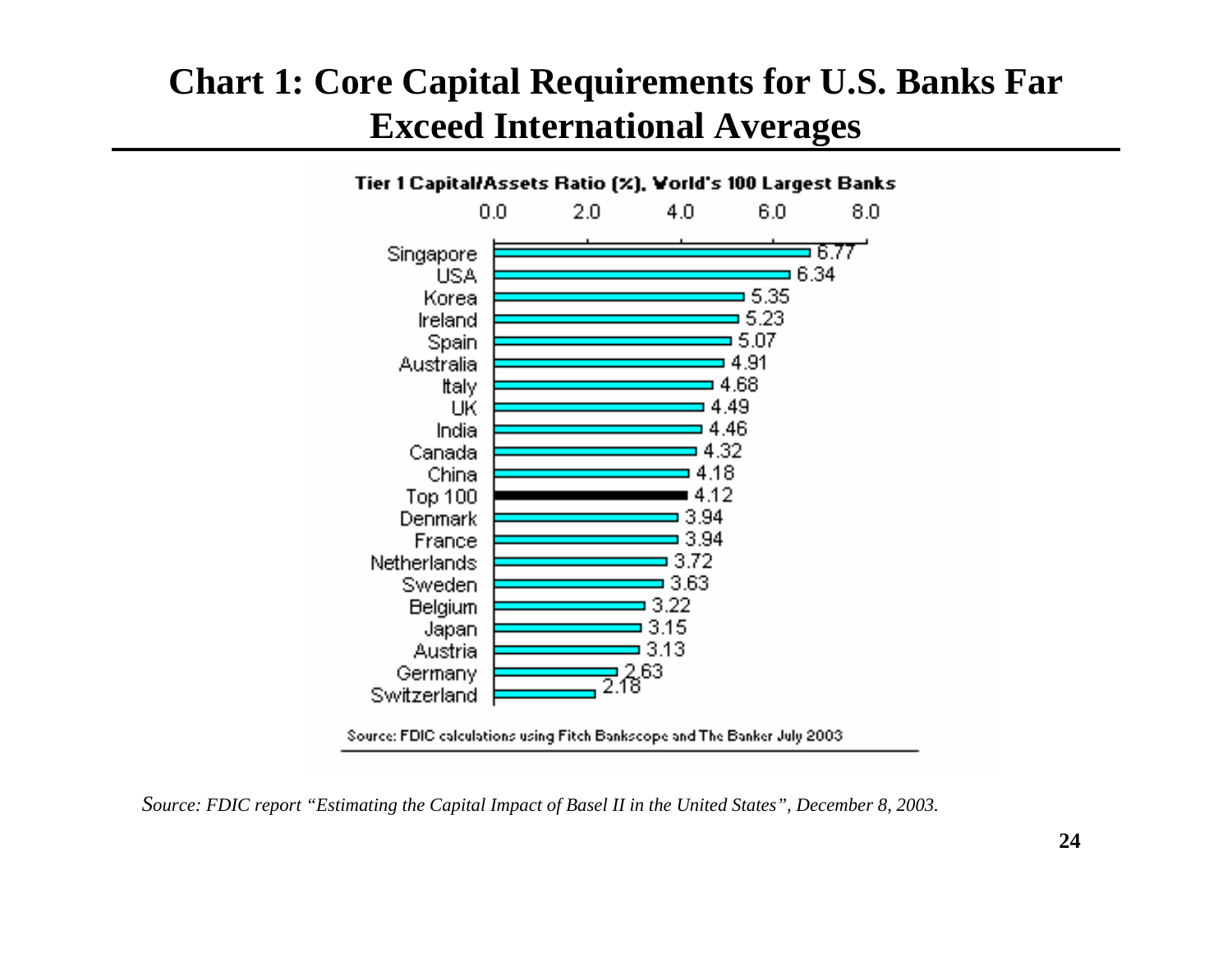# Chart 1: Core Capital Requirements for U.S. Banks Far Exceed International Averages

**Tier 1 Capital/Assets Ratio (%), World's 100 Largest Banks**

| Country | Tier 1 Capital/Assets Ratio (%) |
|---|---|
| Singapore | 6.77 |
| USA | 6.34 |
| Korea | 5.35 |
| Ireland | 5.23 |
| Spain | 5.07 |
| Australia | 4.91 |
| Italy | 4.68 |
| UK | 4.49 |
| India | 4.46 |
| Canada | 4.32 |
| China | 4.18 |
| Top 100 | 4.12 |
| Denmark | 3.94 |
| France | 3.94 |
| Netherlands | 3.72 |
| Sweden | 3.63 |
| Belgium | 3.22 |
| Japan | 3.15 |
| Austria | 3.13 |
| Germany | 2.63 |
| Switzerland | 2.18 |

Source: FDIC calculations using Fitch Bankscope and The Banker July 2003

*Source: FDIC report "Estimating the Capital Impact of Basel II in the United States", December 8, 2003.*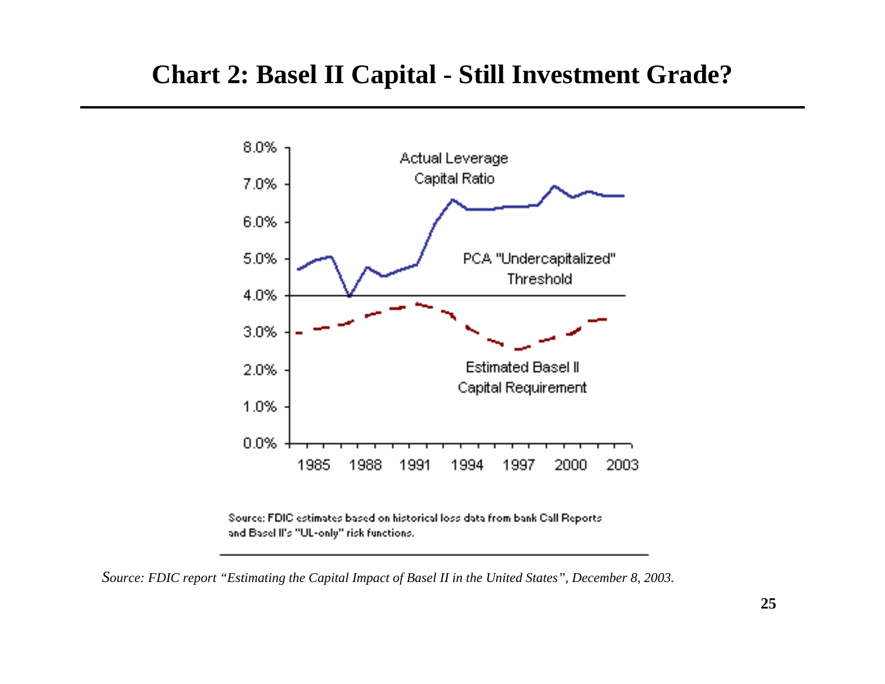# Chart 2: Basel II Capital - Still Investment Grade?

8.0%
7.0%
6.0%
5.0%
4.0%
3.0%
2.0%
1.0%
0.0%

Actual Leverage Capital Ratio

PCA "Undercapitalized" Threshold

Estimated Basel II Capital Requirement

1985 1988 1991 1994 1997 2000 2003

Source: FDIC estimates based on historical loss data from bank Call Reports and Basel II's "UL-only" risk functions.

*Source: FDIC report "Estimating the Capital Impact of Basel II in the United States", December 8, 2003.*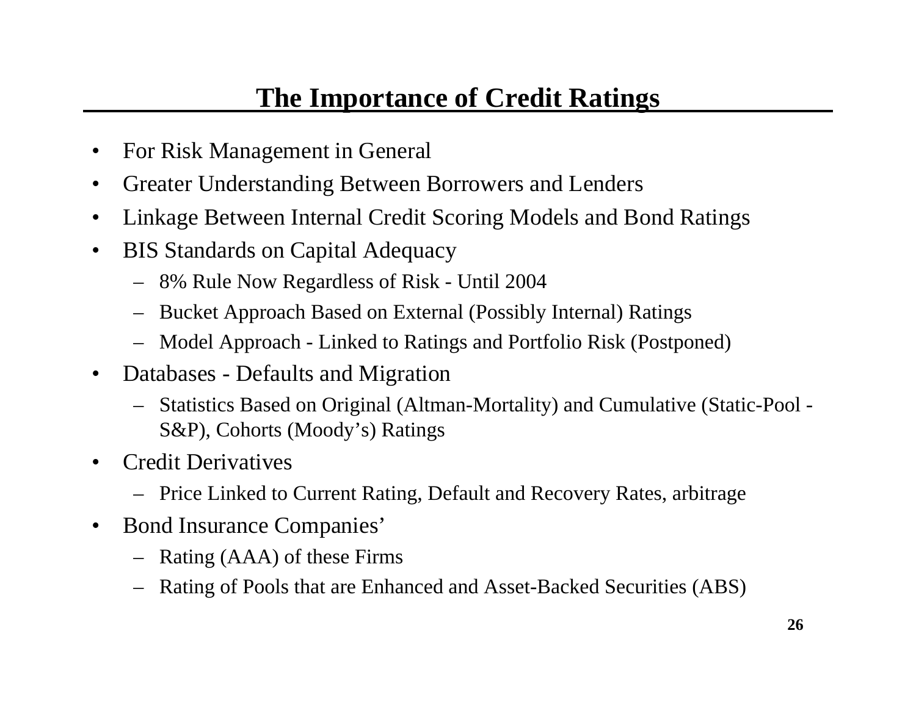# The Importance of Credit Ratings

- For Risk Management in General
- Greater Understanding Between Borrowers and Lenders
- Linkage Between Internal Credit Scoring Models and Bond Ratings
- BIS Standards on Capital Adequacy
  - 8% Rule Now Regardless of Risk - Until 2004
  - Bucket Approach Based on External (Possibly Internal) Ratings
  - Model Approach - Linked to Ratings and Portfolio Risk (Postponed)
- Databases - Defaults and Migration
  - Statistics Based on Original (Altman-Mortality) and Cumulative (Static-Pool - S&P), Cohorts (Moody's) Ratings
- Credit Derivatives
  - Price Linked to Current Rating, Default and Recovery Rates, arbitrage
- Bond Insurance Companies'
  - Rating (AAA) of these Firms
  - Rating of Pools that are Enhanced and Asset-Backed Securities (ABS)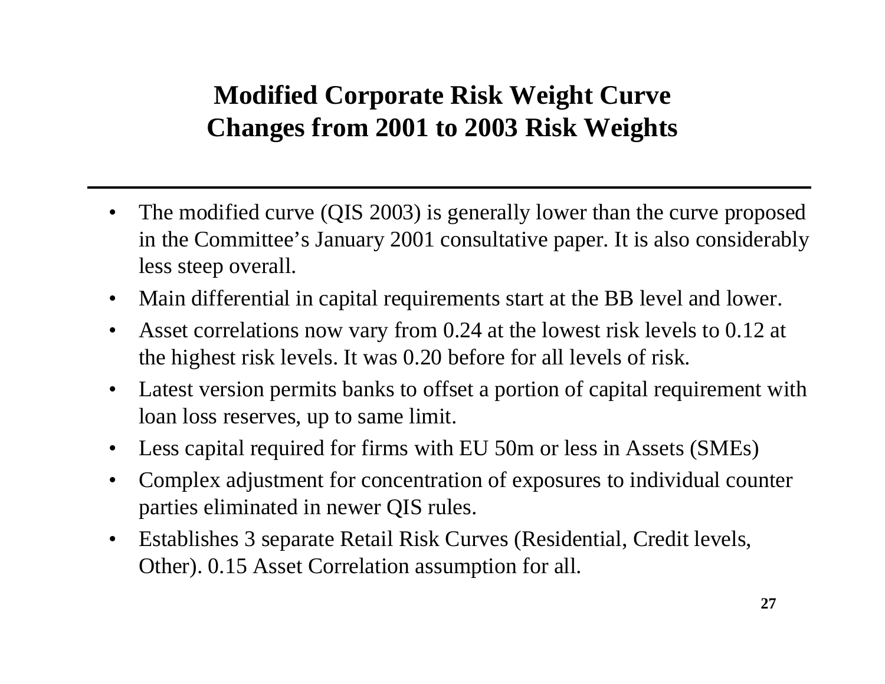# Modified Corporate Risk Weight Curve
# Changes from 2001 to 2003 Risk Weights

- The modified curve (QIS 2003) is generally lower than the curve proposed in the Committee's January 2001 consultative paper. It is also considerably less steep overall.
- Main differential in capital requirements start at the BB level and lower.
- Asset correlations now vary from 0.24 at the lowest risk levels to 0.12 at the highest risk levels. It was 0.20 before for all levels of risk.
- Latest version permits banks to offset a portion of capital requirement with loan loss reserves, up to same limit.
- Less capital required for firms with EU 50m or less in Assets (SMEs)
- Complex adjustment for concentration of exposures to individual counter parties eliminated in newer QIS rules.
- Establishes 3 separate Retail Risk Curves (Residential, Credit levels, Other). 0.15 Asset Correlation assumption for all.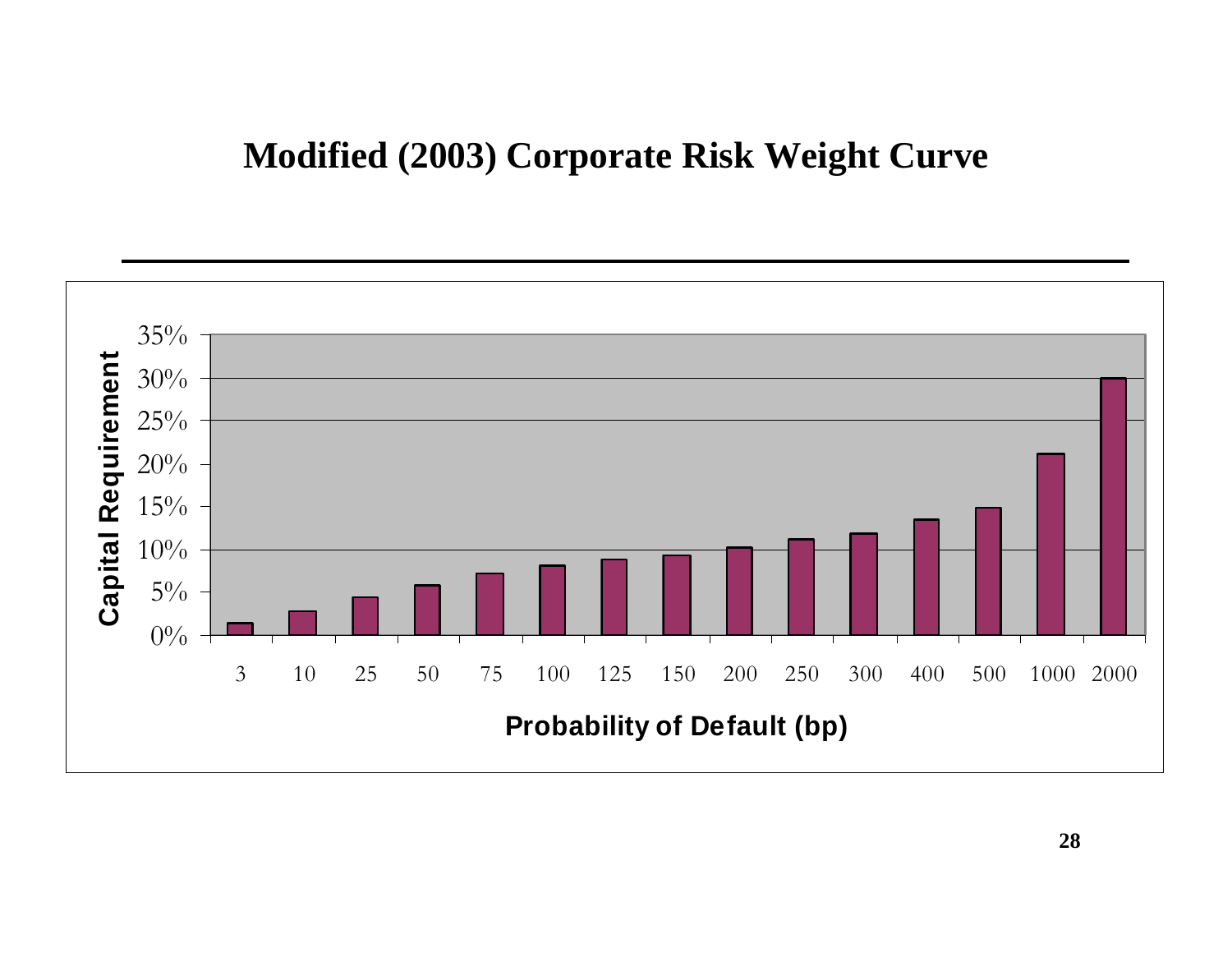# Modified (2003) Corporate Risk Weight Curve

| Probability of Default (bp) | 3 | 10 | 25 | 50 | 75 | 100 | 125 | 150 | 200 | 250 | 300 | 400 | 500 | 1000 | 2000 |
|---|---|---|---|---|---|---|---|---|---|---|---|---|---|---|---|
| Capital Requirement | ~1.5% | ~3% | ~4.5% | ~6% | ~7% | ~8% | ~9% | ~9.5% | ~10% | ~11% | ~12% | ~13.5% | ~15% | ~21% | ~30% |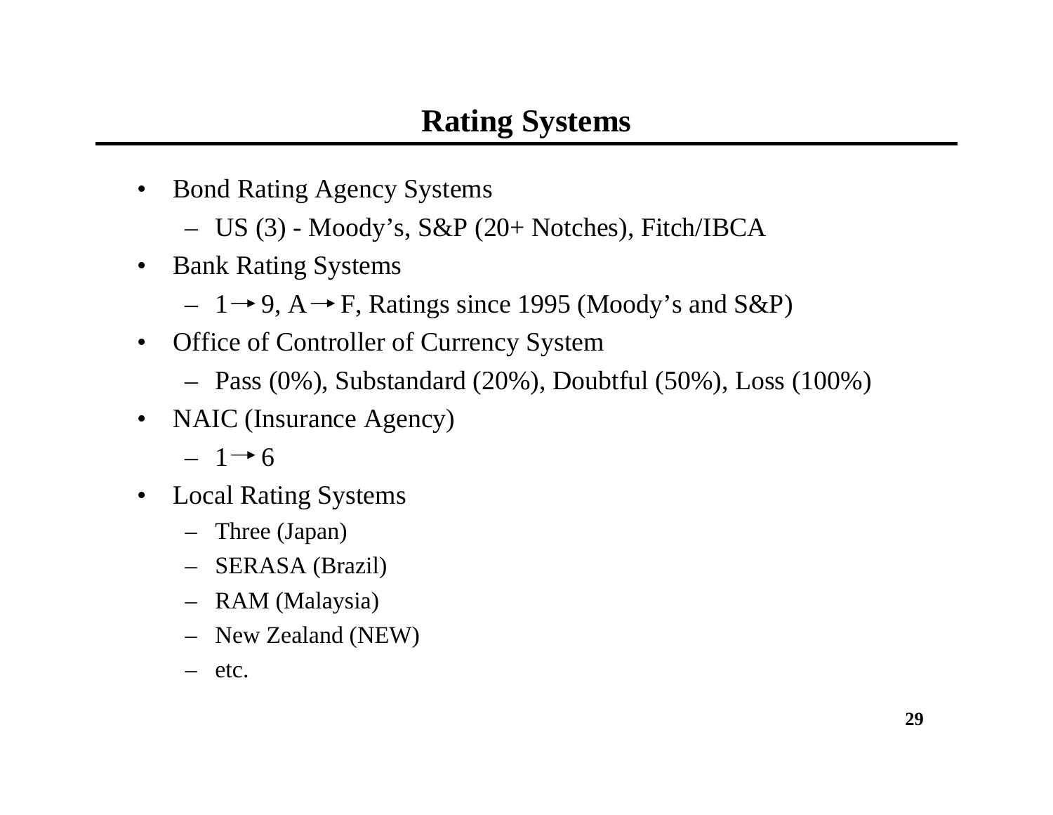# Rating Systems

- Bond Rating Agency Systems
  - US (3) - Moody’s, S&P (20+ Notches), Fitch/IBCA
- Bank Rating Systems
  - 1 → 9, A → F, Ratings since 1995 (Moody’s and S&P)
- Office of Controller of Currency System
  - Pass (0%), Substandard (20%), Doubtful (50%), Loss (100%)
- NAIC (Insurance Agency)
  - 1 → 6
- Local Rating Systems
  - Three (Japan)
  - SERASA (Brazil)
  - RAM (Malaysia)
  - New Zealand (NEW)
  - etc.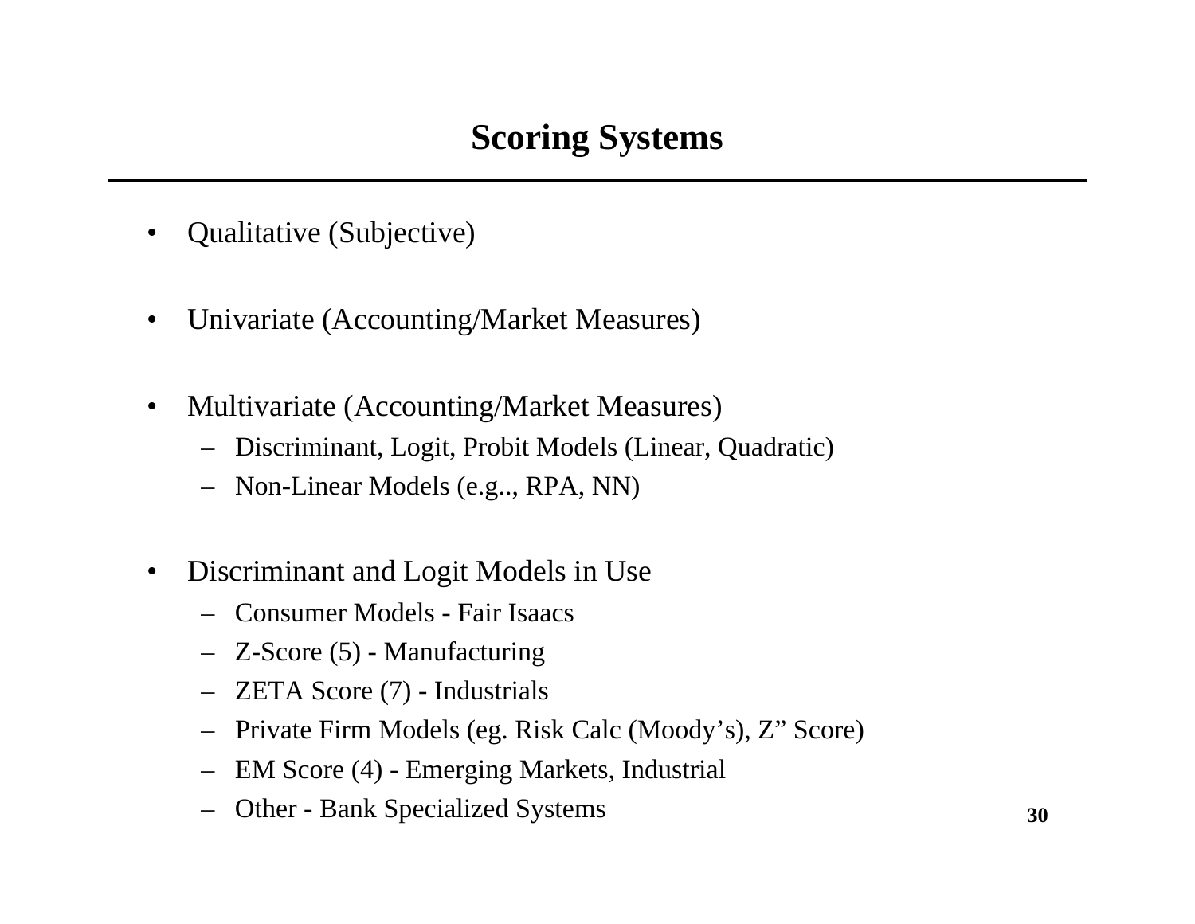# Scoring Systems

- Qualitative (Subjective)
- Univariate (Accounting/Market Measures)
- Multivariate (Accounting/Market Measures)
  - Discriminant, Logit, Probit Models (Linear, Quadratic)
  - Non-Linear Models (e.g.., RPA, NN)
- Discriminant and Logit Models in Use
  - Consumer Models - Fair Isaacs
  - Z-Score (5) - Manufacturing
  - ZETA Score (7) - Industrials
  - Private Firm Models (eg. Risk Calc (Moody's), Z" Score)
  - EM Score (4) - Emerging Markets, Industrial
  - Other - Bank Specialized Systems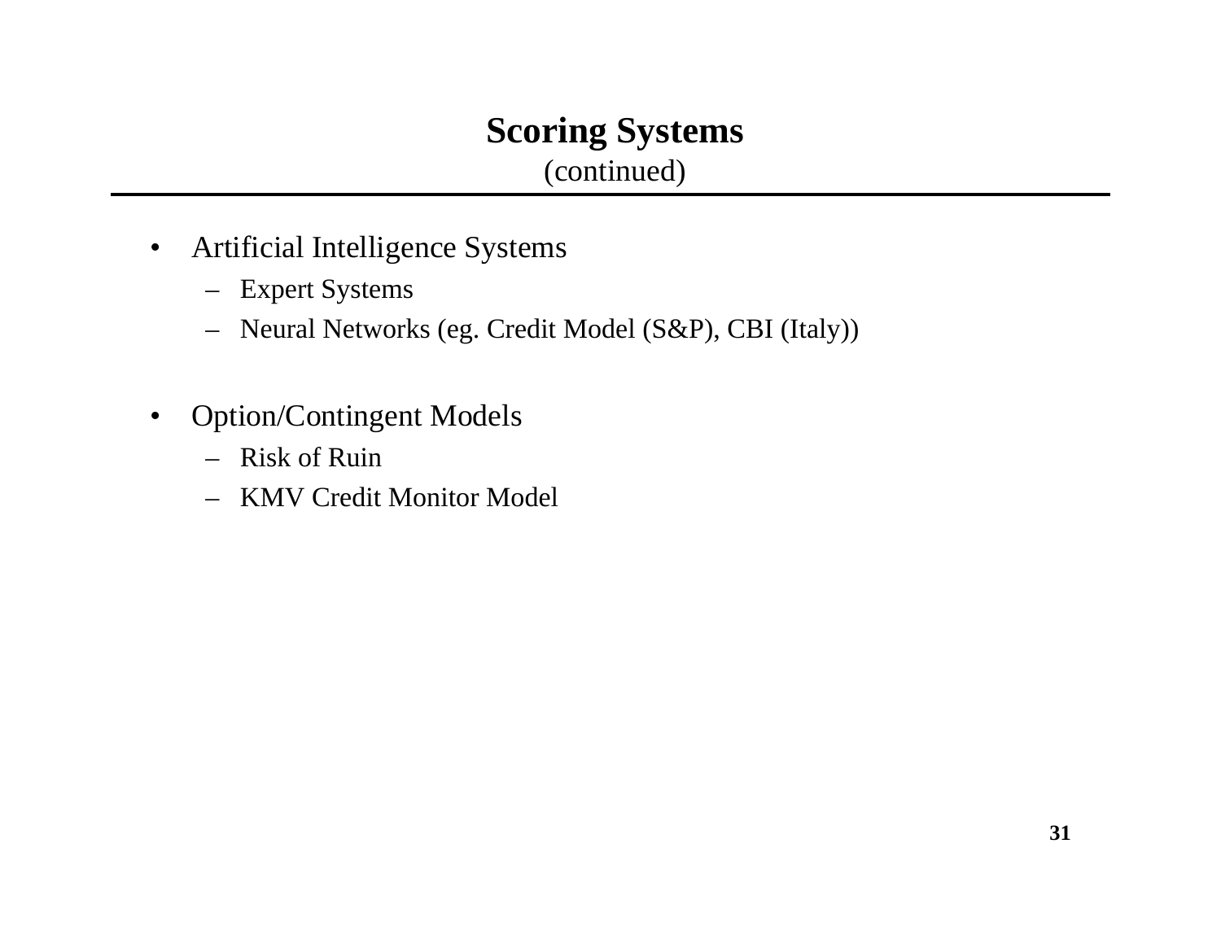## Scoring Systems
(continued)

- Artificial Intelligence Systems
  - Expert Systems
  - Neural Networks (eg. Credit Model (S&P), CBI (Italy))

- Option/Contingent Models
  - Risk of Ruin
  - KMV Credit Monitor Model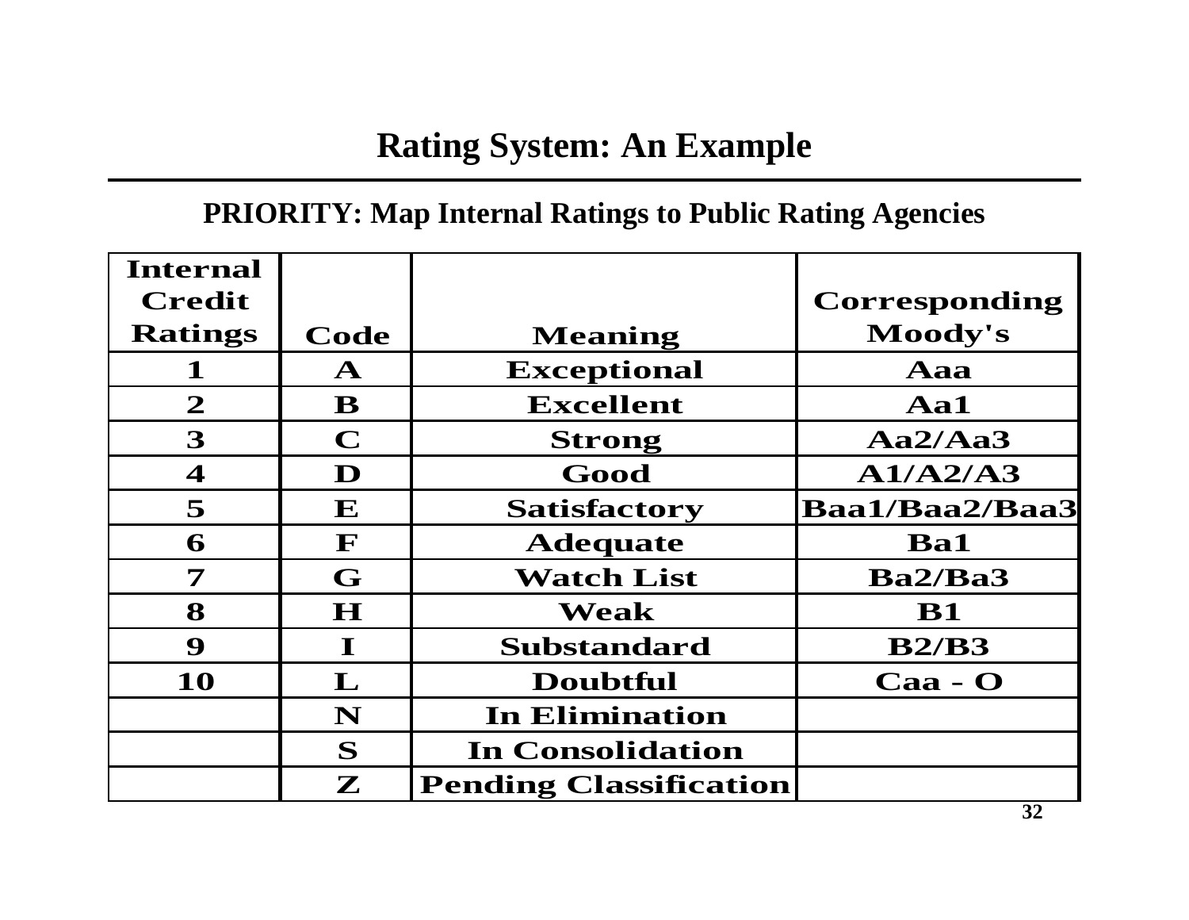# Rating System: An Example

## PRIORITY: Map Internal Ratings to Public Rating Agencies

| Internal Credit Ratings | Code | Meaning | Corresponding Moody's |
|---|---|---|---|
| 1 | A | Exceptional | Aaa |
| 2 | B | Excellent | Aa1 |
| 3 | C | Strong | Aa2/Aa3 |
| 4 | D | Good | A1/A2/A3 |
| 5 | E | Satisfactory | Baa1/Baa2/Baa3 |
| 6 | F | Adequate | Ba1 |
| 7 | G | Watch List | Ba2/Ba3 |
| 8 | H | Weak | B1 |
| 9 | I | Substandard | B2/B3 |
| 10 | L | Doubtful | Caa - O |
| | N | In Elimination | |
| | S | In Consolidation | |
| | Z | Pending Classification | |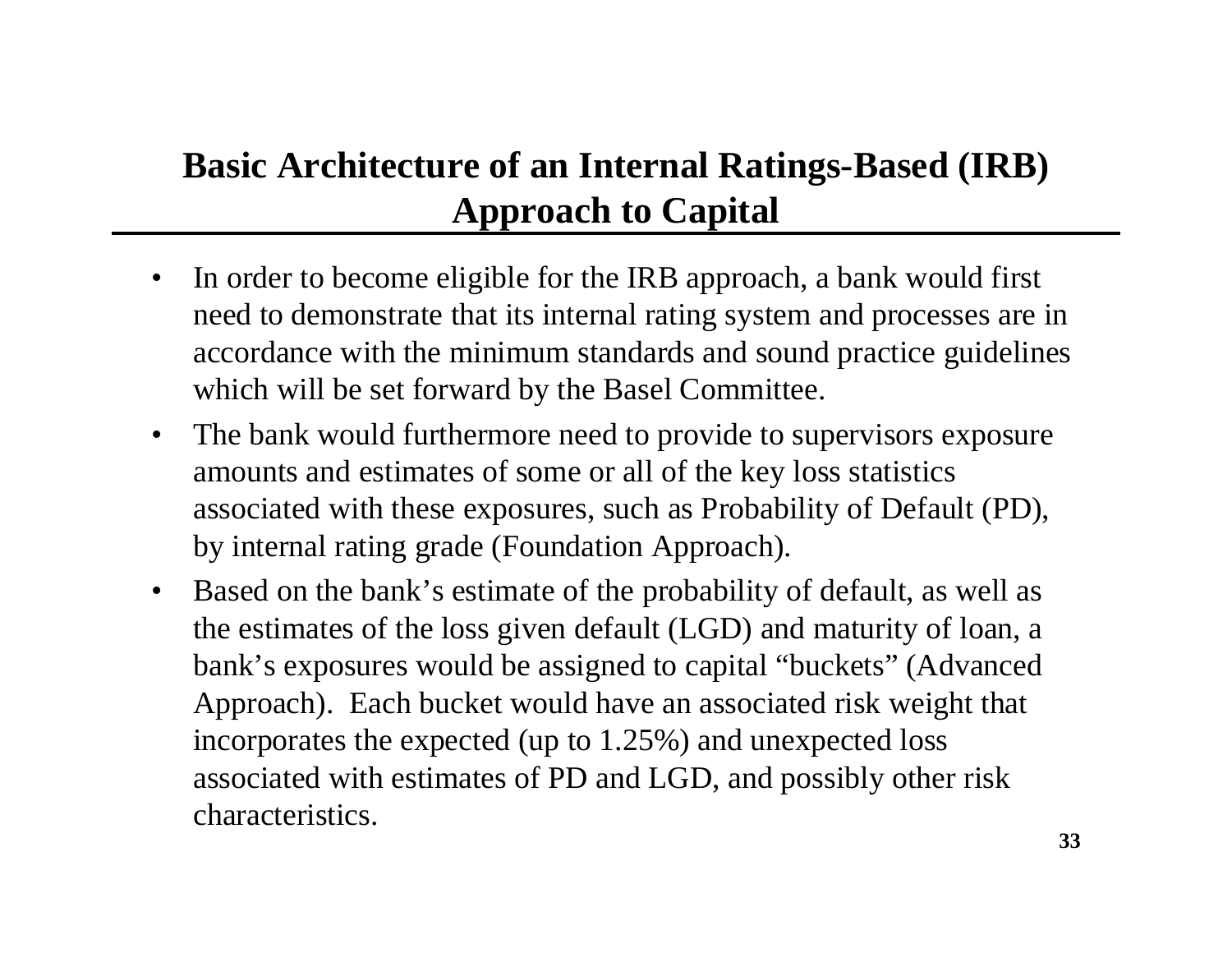# Basic Architecture of an Internal Ratings-Based (IRB) Approach to Capital

- In order to become eligible for the IRB approach, a bank would first need to demonstrate that its internal rating system and processes are in accordance with the minimum standards and sound practice guidelines which will be set forward by the Basel Committee.
- The bank would furthermore need to provide to supervisors exposure amounts and estimates of some or all of the key loss statistics associated with these exposures, such as Probability of Default (PD), by internal rating grade (Foundation Approach).
- Based on the bank's estimate of the probability of default, as well as the estimates of the loss given default (LGD) and maturity of loan, a bank's exposures would be assigned to capital "buckets" (Advanced Approach). Each bucket would have an associated risk weight that incorporates the expected (up to 1.25%) and unexpected loss associated with estimates of PD and LGD, and possibly other risk characteristics.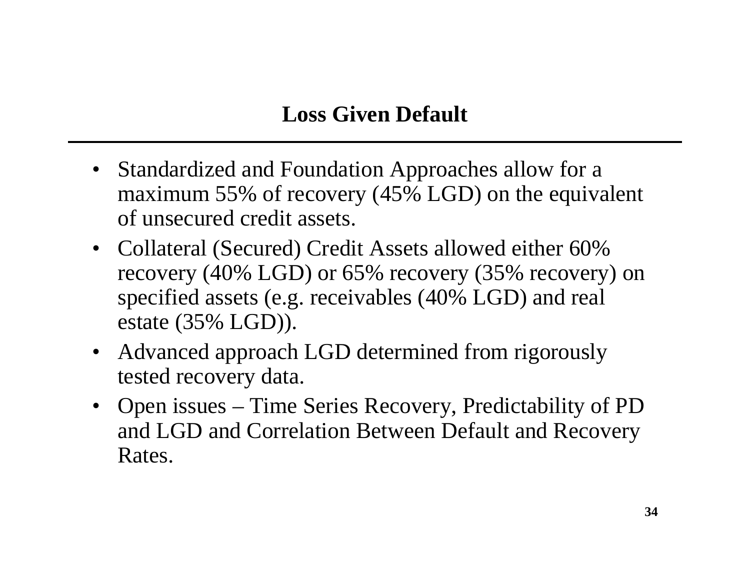## Loss Given Default

- Standardized and Foundation Approaches allow for a maximum 55% of recovery (45% LGD) on the equivalent of unsecured credit assets.
- Collateral (Secured) Credit Assets allowed either 60% recovery (40% LGD) or 65% recovery (35% recovery) on specified assets (e.g. receivables (40% LGD) and real estate (35% LGD)).
- Advanced approach LGD determined from rigorously tested recovery data.
- Open issues – Time Series Recovery, Predictability of PD and LGD and Correlation Between Default and Recovery Rates.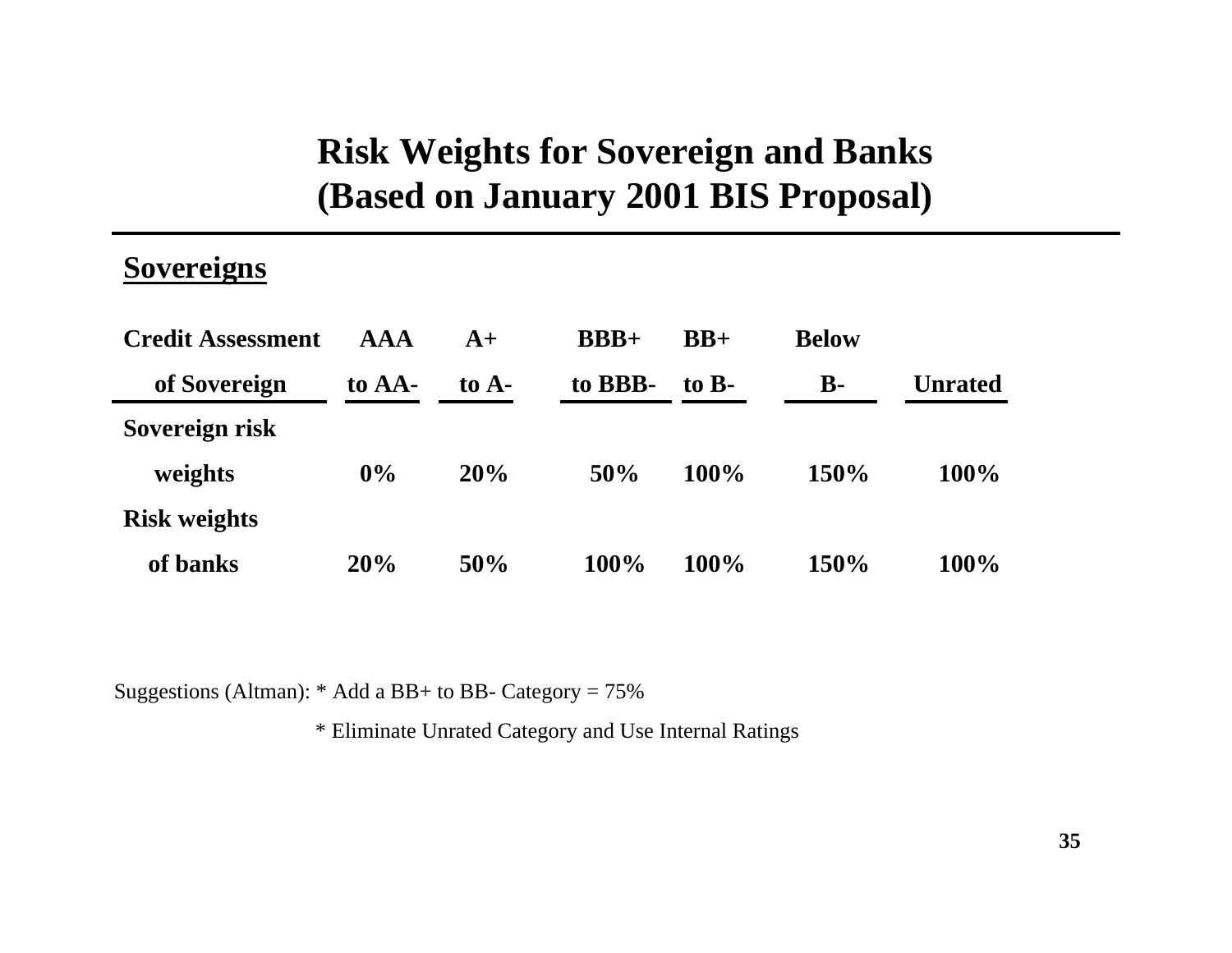# Risk Weights for Sovereign and Banks (Based on January 2001 BIS Proposal)

## Sovereigns

| Credit Assessment of Sovereign | AAA to AA- | A+ to A- | BBB+ to BBB- | BB+ to B- | Below B- | Unrated |
|---|---|---|---|---|---|---|
| Sovereign risk weights | 0% | 20% | 50% | 100% | 150% | 100% |
| Risk weights of banks | 20% | 50% | 100% | 100% | 150% | 100% |

Suggestions (Altman): * Add a BB+ to BB- Category = 75%

* Eliminate Unrated Category and Use Internal Ratings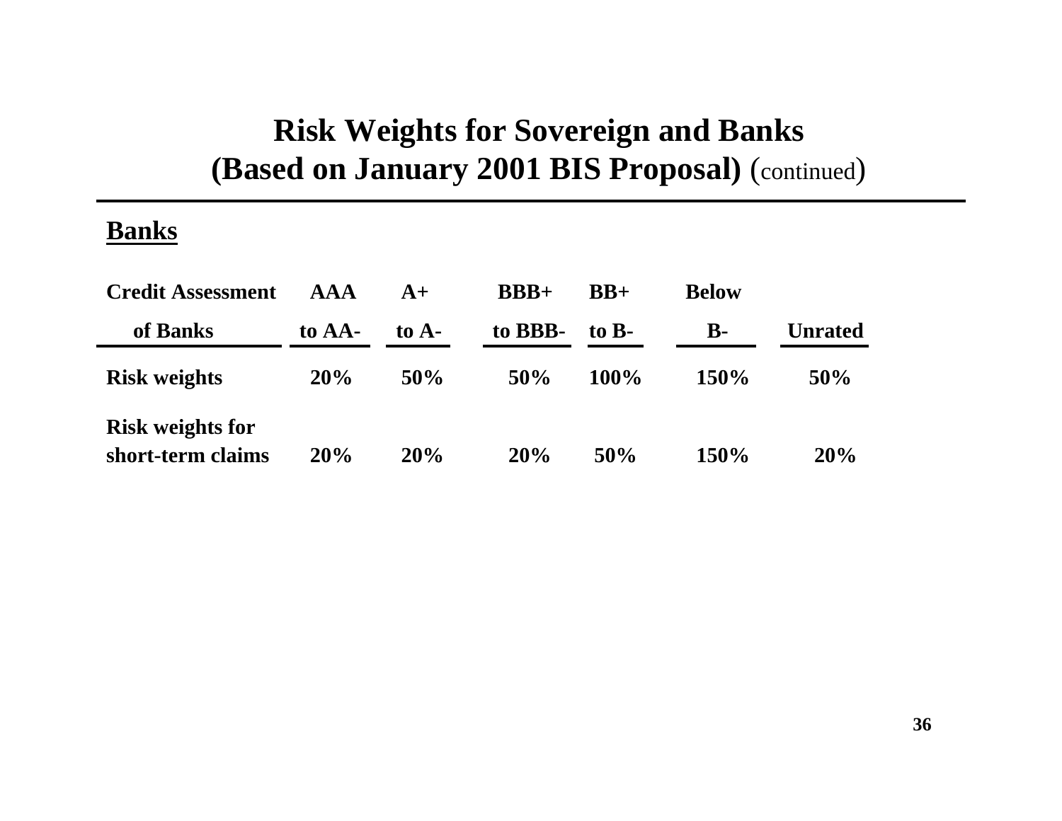# Risk Weights for Sovereign and Banks (Based on January 2001 BIS Proposal) (continued)

## Banks

| Credit Assessment of Banks | AAA to AA- | A+ to A- | BBB+ to BBB- | BB+ to B- | Below B- | Unrated |
|---|---|---|---|---|---|---|
| **Risk weights** | **20%** | **50%** | **50%** | **100%** | **150%** | **50%** |
| **Risk weights for short-term claims** | **20%** | **20%** | **20%** | **50%** | **150%** | **20%** |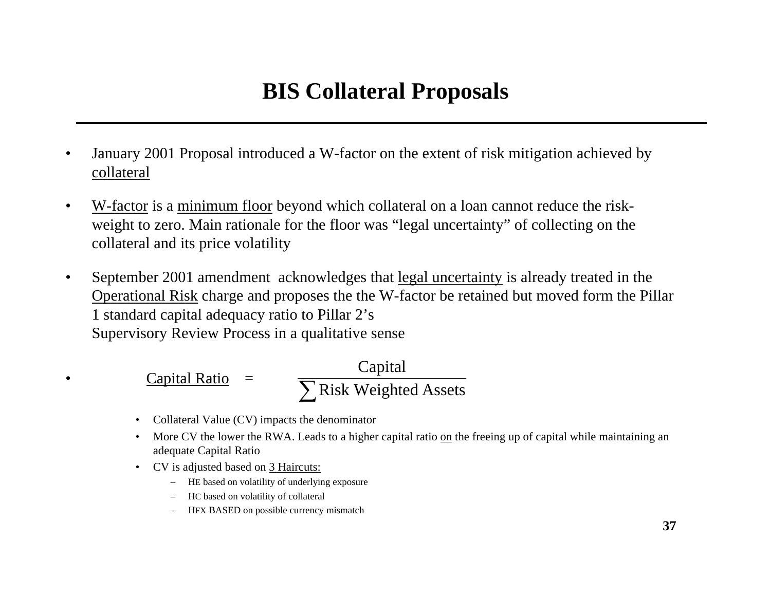# BIS Collateral Proposals

- January 2001 Proposal introduced a W-factor on the extent of risk mitigation achieved by collateral
- W-factor is a minimum floor beyond which collateral on a loan cannot reduce the risk-weight to zero. Main rationale for the floor was "legal uncertainty" of collecting on the collateral and its price volatility
- September 2001 amendment acknowledges that legal uncertainty is already treated in the Operational Risk charge and proposes the the W-factor be retained but moved form the Pillar 1 standard capital adequacy ratio to Pillar 2's Supervisory Review Process in a qualitative sense
- Capital Ratio = $\dfrac{\text{Capital}}{\sum \text{Risk Weighted Assets}}$
  - Collateral Value (CV) impacts the denominator
  - More CV the lower the RWA. Leads to a higher capital ratio on the freeing up of capital while maintaining an adequate Capital Ratio
  - CV is adjusted based on 3 Haircuts:
    - HE based on volatility of underlying exposure
    - HC based on volatility of collateral
    - HFX BASED on possible currency mismatch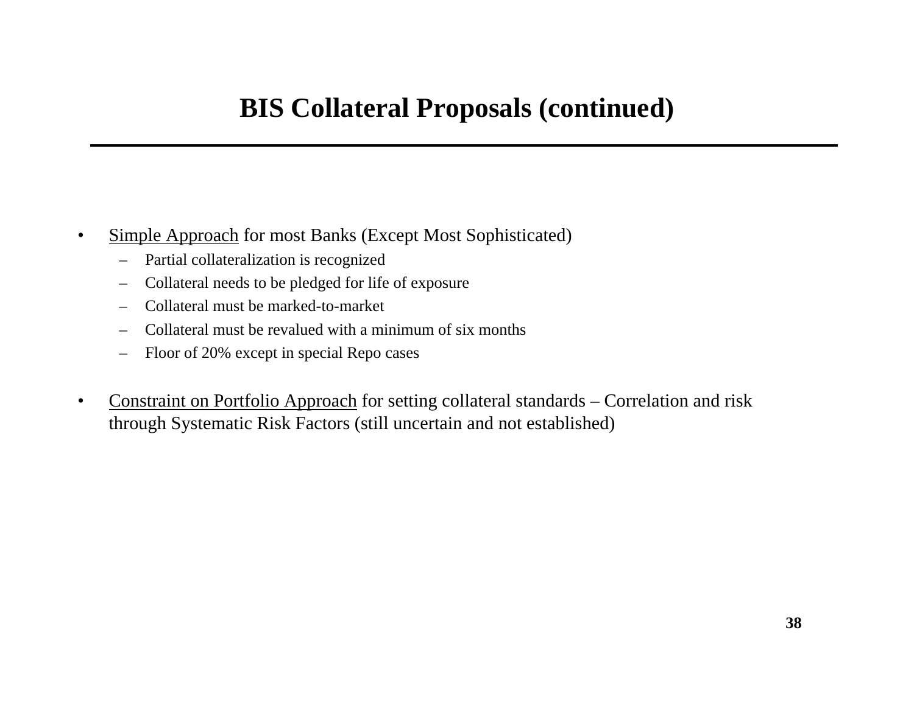# BIS Collateral Proposals (continued)

- Simple Approach for most Banks (Except Most Sophisticated)
  - Partial collateralization is recognized
  - Collateral needs to be pledged for life of exposure
  - Collateral must be marked-to-market
  - Collateral must be revalued with a minimum of six months
  - Floor of 20% except in special Repo cases

- Constraint on Portfolio Approach for setting collateral standards – Correlation and risk through Systematic Risk Factors (still uncertain and not established)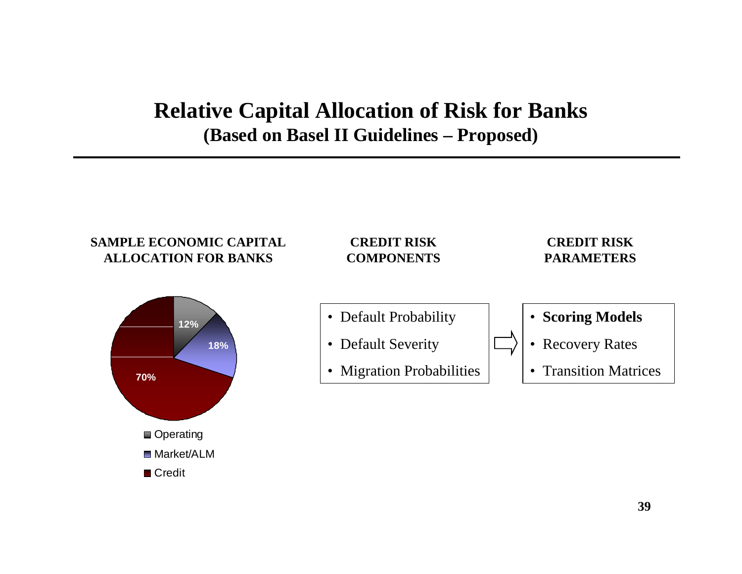# Relative Capital Allocation of Risk for Banks
## (Based on Basel II Guidelines – Proposed)

**SAMPLE ECONOMIC CAPITAL ALLOCATION FOR BANKS**

- Operating: 12%
- Market/ALM: 18%
- Credit: 70%

**CREDIT RISK COMPONENTS**

- Default Probability
- Default Severity
- Migration Probabilities

**CREDIT RISK PARAMETERS**

- **Scoring Models**
- Recovery Rates
- Transition Matrices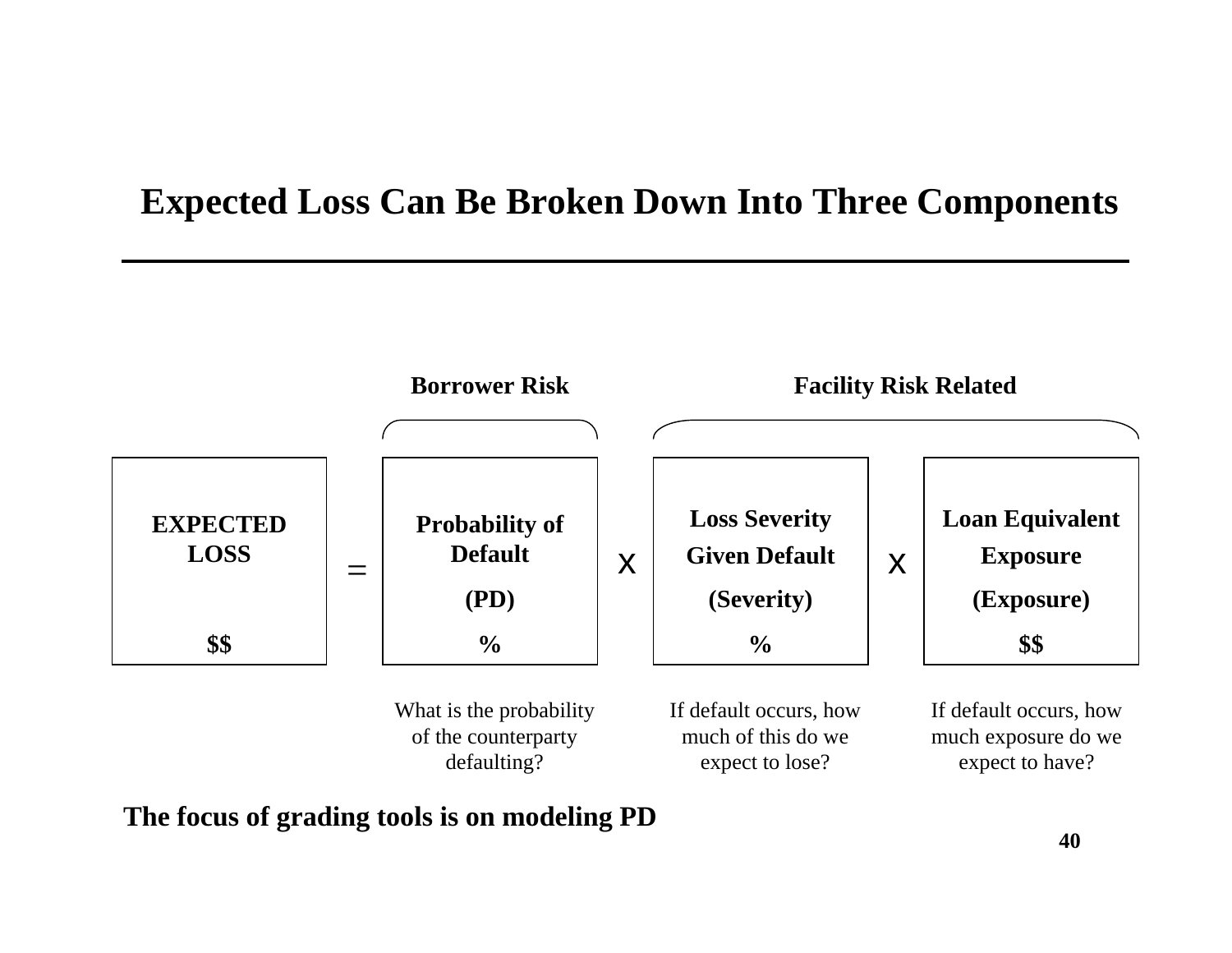# Expected Loss Can Be Broken Down Into Three Components

| | | Borrower Risk | | Facility Risk Related | | |
|---|---|---|---|---|---|---|
| **EXPECTED LOSS** | = | **Probability of Default** | x | **Loss Severity Given Default** | x | **Loan Equivalent Exposure** |
| | | **(PD)** | | **(Severity)** | | **(Exposure)** |
| **$$** | | **%** | | **%** | | **$$** |
| | | What is the probability of the counterparty defaulting? | | If default occurs, how much of this do we expect to lose? | | If default occurs, how much exposure do we expect to have? |

**The focus of grading tools is on modeling PD**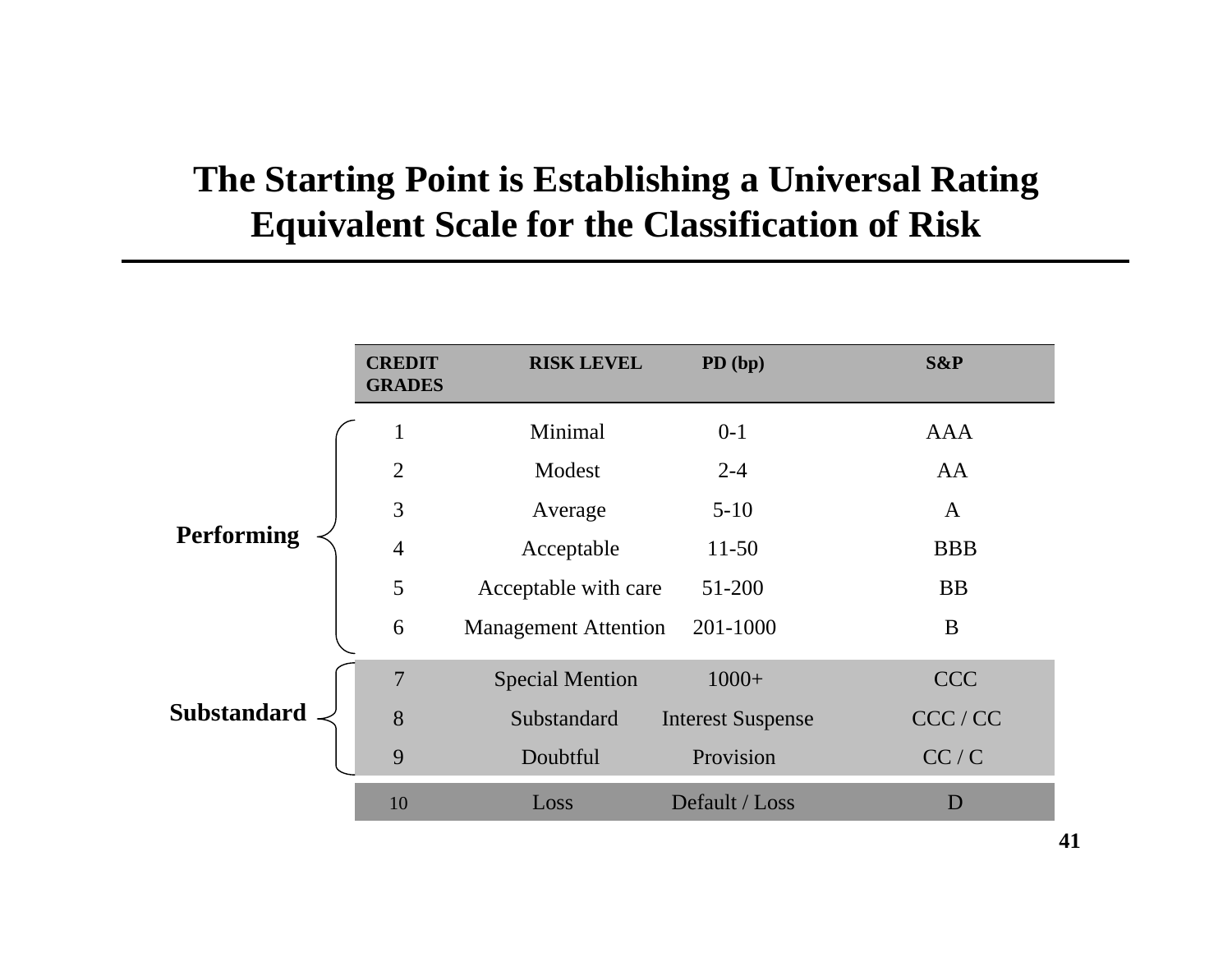# The Starting Point is Establishing a Universal Rating Equivalent Scale for the Classification of Risk

| | CREDIT GRADES | RISK LEVEL | PD (bp) | S&P |
|---|---|---|---|---|
| **Performing** | 1 | Minimal | 0-1 | AAA |
| | 2 | Modest | 2-4 | AA |
| | 3 | Average | 5-10 | A |
| | 4 | Acceptable | 11-50 | BBB |
| | 5 | Acceptable with care | 51-200 | BB |
| | 6 | Management Attention | 201-1000 | B |
| **Substandard** | 7 | Special Mention | 1000+ | CCC |
| | 8 | Substandard | Interest Suspense | CCC / CC |
| | 9 | Doubtful | Provision | CC / C |
| | 10 | Loss | Default / Loss | D |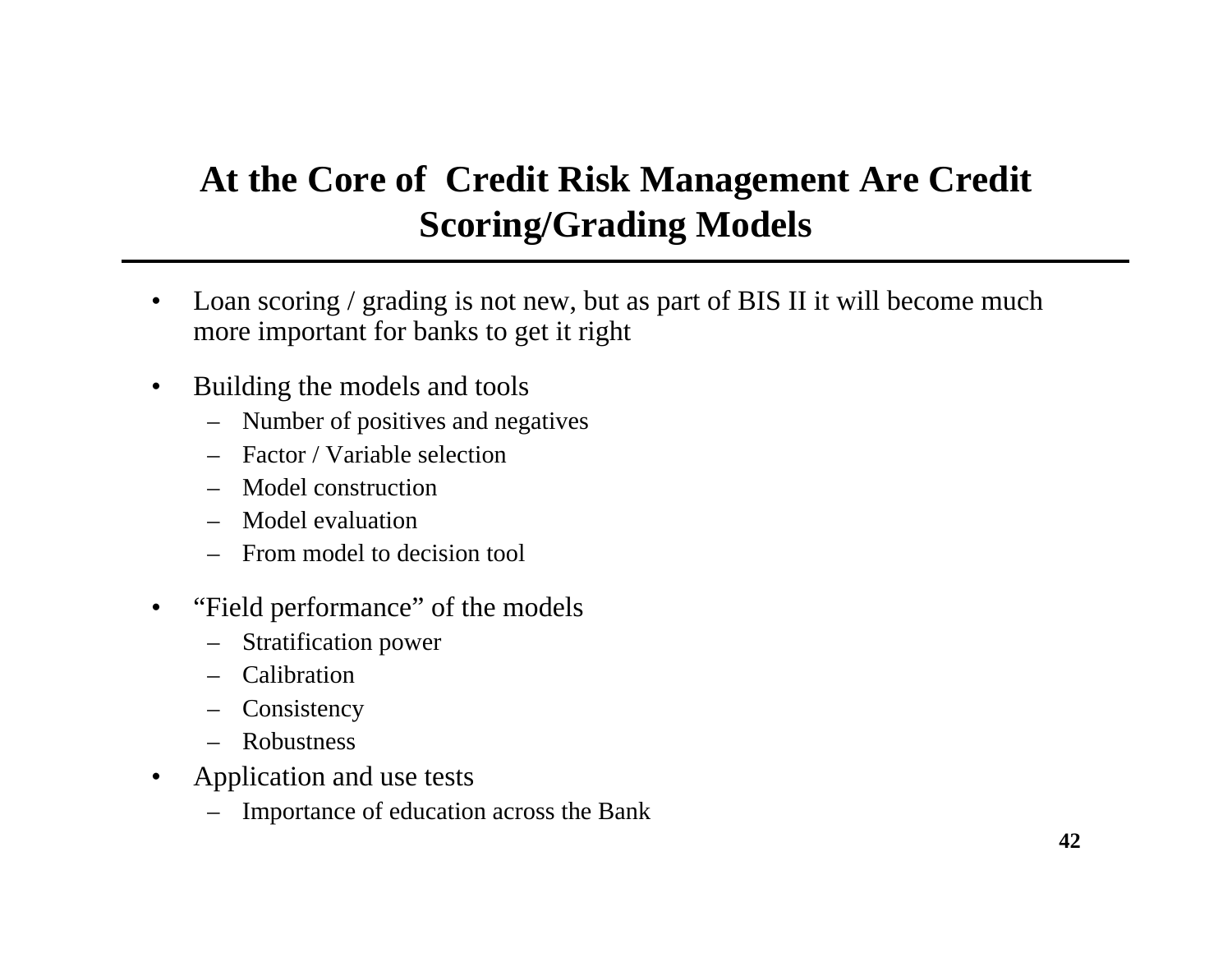# At the Core of Credit Risk Management Are Credit Scoring/Grading Models

- Loan scoring / grading is not new, but as part of BIS II it will become much more important for banks to get it right
- Building the models and tools
  - Number of positives and negatives
  - Factor / Variable selection
  - Model construction
  - Model evaluation
  - From model to decision tool
- "Field performance" of the models
  - Stratification power
  - Calibration
  - Consistency
  - Robustness
- Application and use tests
  - Importance of education across the Bank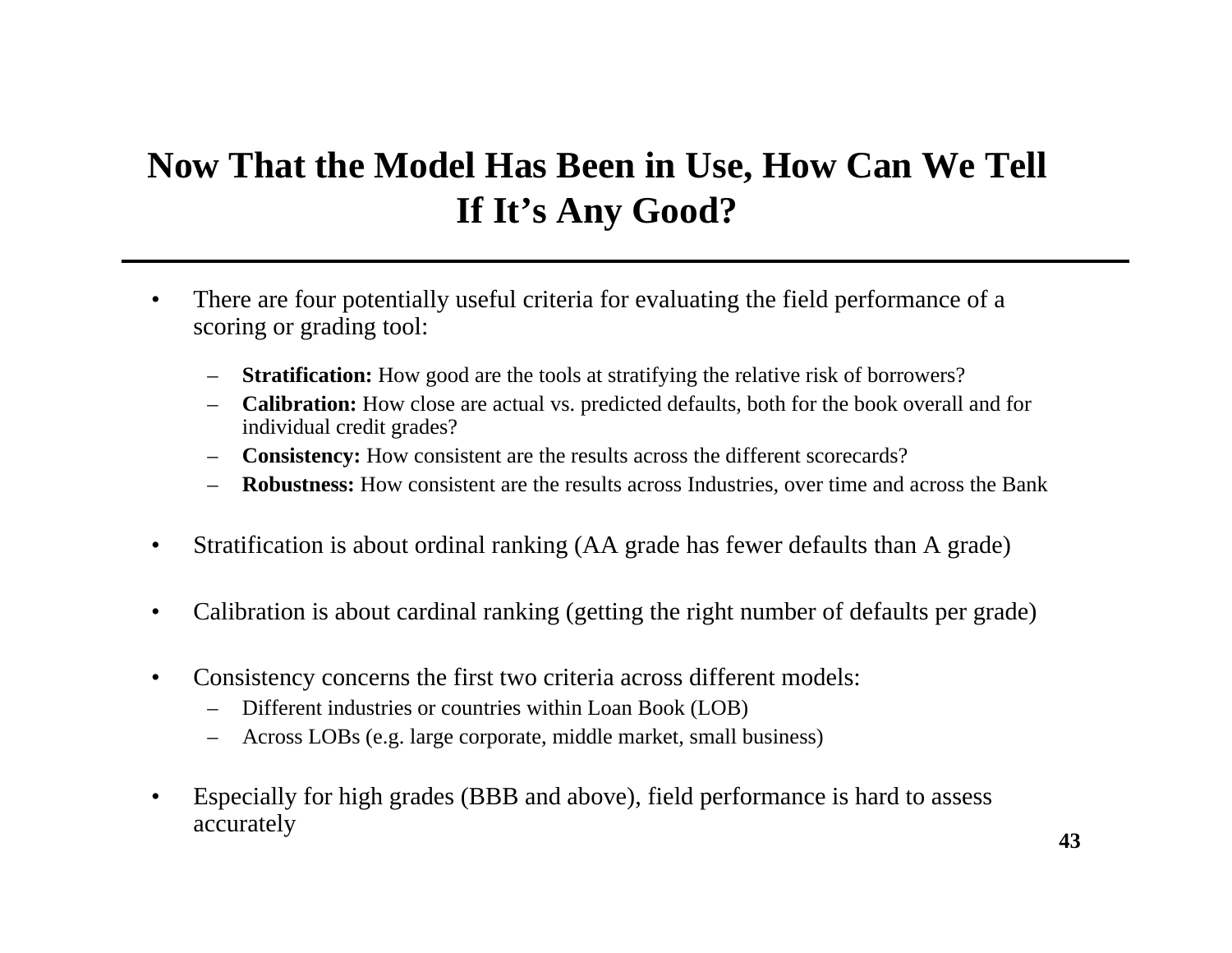# Now That the Model Has Been in Use, How Can We Tell If It's Any Good?

- There are four potentially useful criteria for evaluating the field performance of a scoring or grading tool:
  - **Stratification:** How good are the tools at stratifying the relative risk of borrowers?
  - **Calibration:** How close are actual vs. predicted defaults, both for the book overall and for individual credit grades?
  - **Consistency:** How consistent are the results across the different scorecards?
  - **Robustness:** How consistent are the results across Industries, over time and across the Bank

- Stratification is about ordinal ranking (AA grade has fewer defaults than A grade)

- Calibration is about cardinal ranking (getting the right number of defaults per grade)

- Consistency concerns the first two criteria across different models:
  - Different industries or countries within Loan Book (LOB)
  - Across LOBs (e.g. large corporate, middle market, small business)

- Especially for high grades (BBB and above), field performance is hard to assess accurately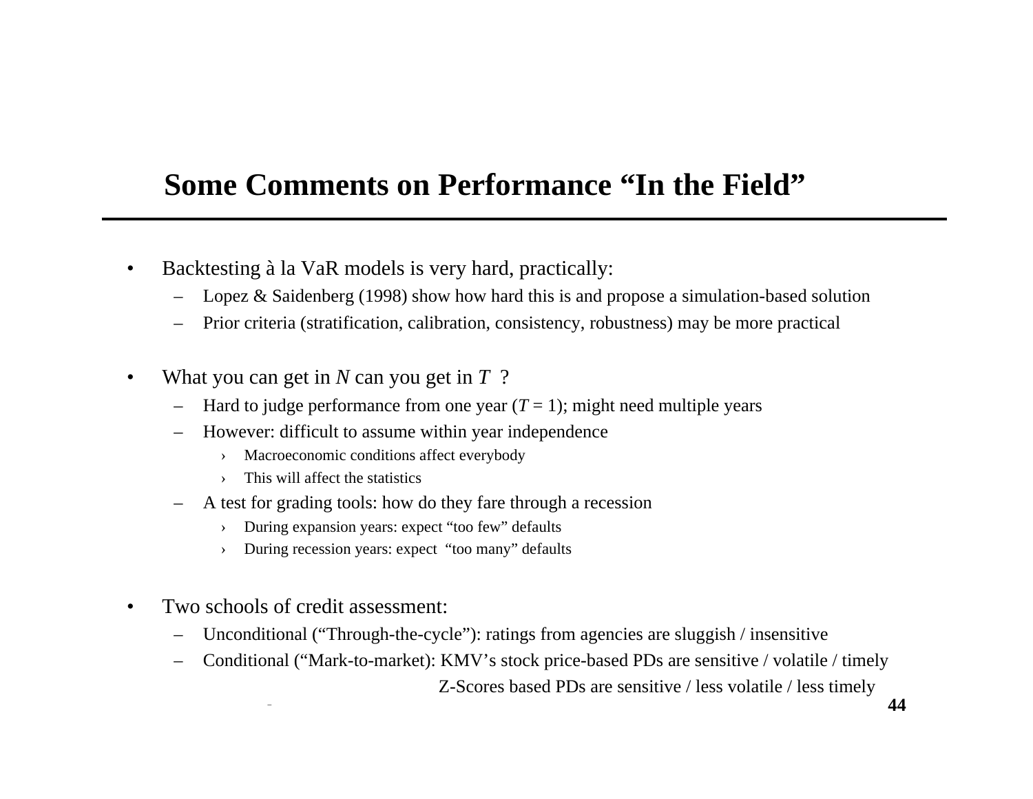# Some Comments on Performance "In the Field"

- Backtesting à la VaR models is very hard, practically:
  - Lopez & Saidenberg (1998) show how hard this is and propose a simulation-based solution
  - Prior criteria (stratification, calibration, consistency, robustness) may be more practical

- What you can get in $N$ can you get in $T$ ?
  - Hard to judge performance from one year ($T = 1$); might need multiple years
  - However: difficult to assume within year independence
    - Macroeconomic conditions affect everybody
    - This will affect the statistics
  - A test for grading tools: how do they fare through a recession
    - During expansion years: expect "too few" defaults
    - During recession years: expect "too many" defaults

- Two schools of credit assessment:
  - Unconditional ("Through-the-cycle"): ratings from agencies are sluggish / insensitive
  - Conditional ("Mark-to-market): KMV's stock price-based PDs are sensitive / volatile / timely
    Z-Scores based PDs are sensitive / less volatile / less timely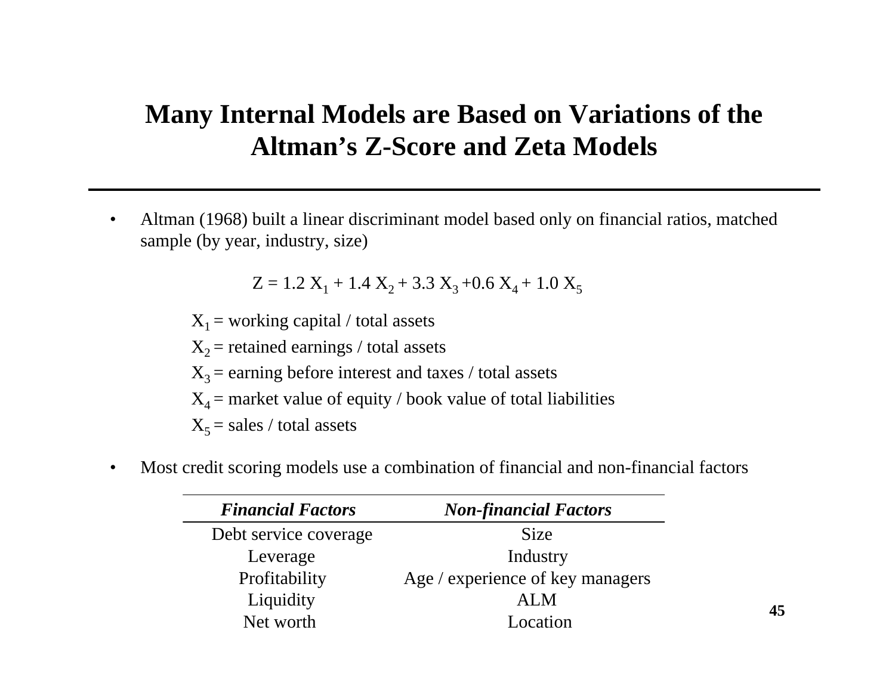# Many Internal Models are Based on Variations of the Altman's Z-Score and Zeta Models

- Altman (1968) built a linear discriminant model based only on financial ratios, matched sample (by year, industry, size)

$$Z = 1.2\, X_1 + 1.4\, X_2 + 3.3\, X_3 + 0.6\, X_4 + 1.0\, X_5$$

$X_1$ = working capital / total assets

$X_2$ = retained earnings / total assets

$X_3$ = earning before interest and taxes / total assets

$X_4$ = market value of equity / book value of total liabilities

$X_5$ = sales / total assets

- Most credit scoring models use a combination of financial and non-financial factors

| ***Financial Factors*** | ***Non-financial Factors*** |
|---|---|
| Debt service coverage | Size |
| Leverage | Industry |
| Profitability | Age / experience of key managers |
| Liquidity | ALM |
| Net worth | Location |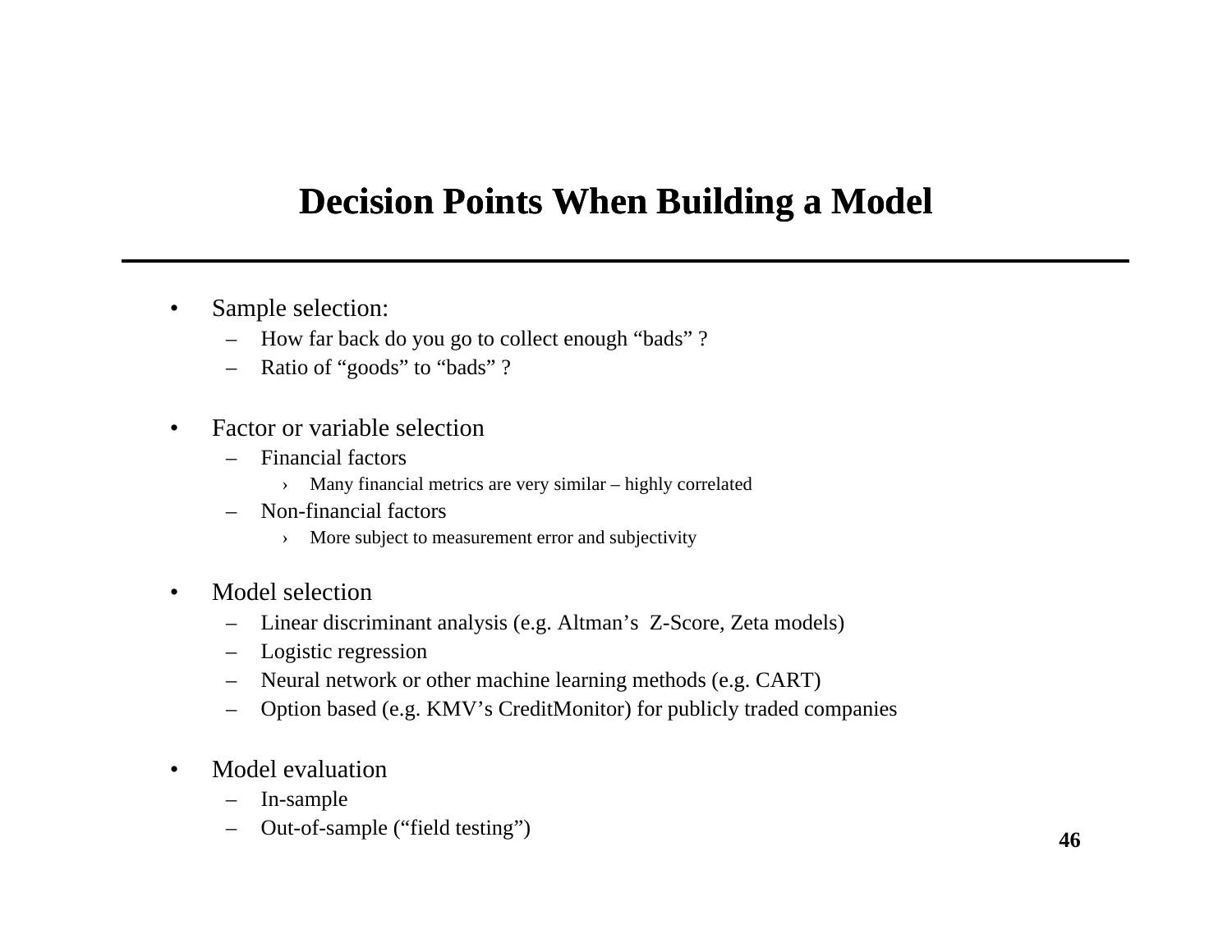# Decision Points When Building a Model

- Sample selection:
  - How far back do you go to collect enough “bads” ?
  - Ratio of “goods” to “bads” ?

- Factor or variable selection
  - Financial factors
    - Many financial metrics are very similar – highly correlated
  - Non-financial factors
    - More subject to measurement error and subjectivity

- Model selection
  - Linear discriminant analysis (e.g. Altman’s Z-Score, Zeta models)
  - Logistic regression
  - Neural network or other machine learning methods (e.g. CART)
  - Option based (e.g. KMV’s CreditMonitor) for publicly traded companies

- Model evaluation
  - In-sample
  - Out-of-sample (“field testing”)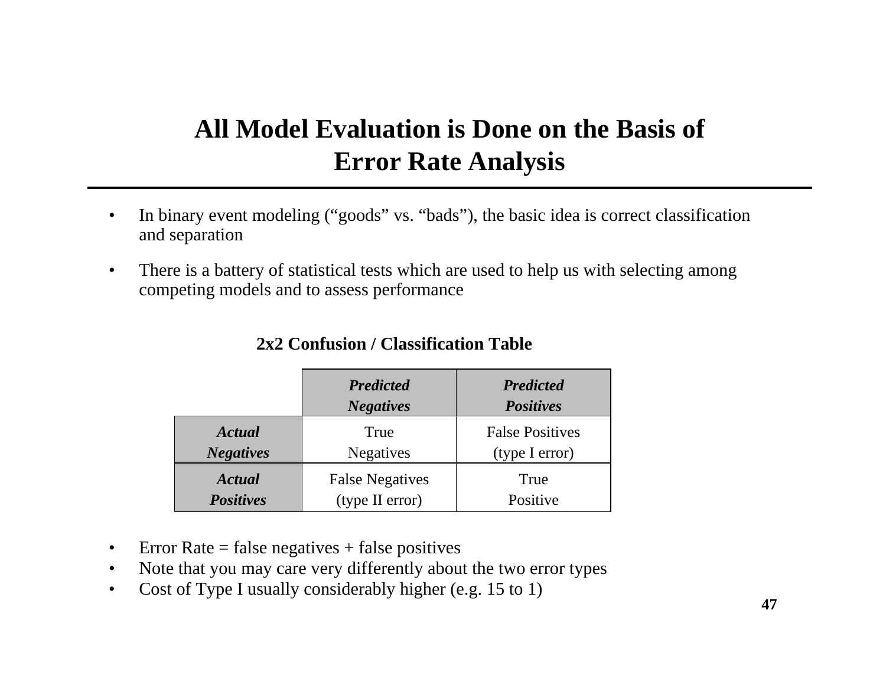# All Model Evaluation is Done on the Basis of Error Rate Analysis

- In binary event modeling ("goods" vs. "bads"), the basic idea is correct classification and separation
- There is a battery of statistical tests which are used to help us with selecting among competing models and to assess performance

**2x2 Confusion / Classification Table**

| | ***Predicted Negatives*** | ***Predicted Positives*** |
|---|---|---|
| ***Actual Negatives*** | True Negatives | False Positives (type I error) |
| ***Actual Positives*** | False Negatives (type II error) | True Positive |

- Error Rate = false negatives + false positives
- Note that you may care very differently about the two error types
- Cost of Type I usually considerably higher (e.g. 15 to 1)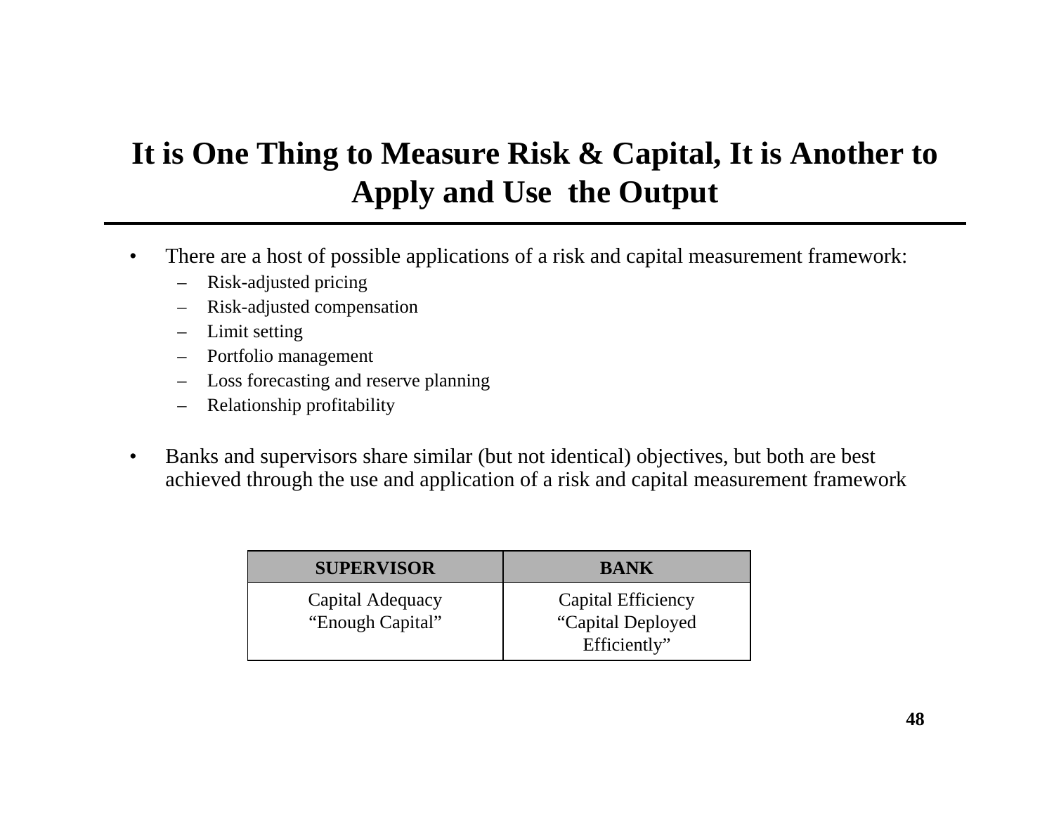# It is One Thing to Measure Risk & Capital, It is Another to Apply and Use the Output

- There are a host of possible applications of a risk and capital measurement framework:
  - Risk-adjusted pricing
  - Risk-adjusted compensation
  - Limit setting
  - Portfolio management
  - Loss forecasting and reserve planning
  - Relationship profitability
- Banks and supervisors share similar (but not identical) objectives, but both are best achieved through the use and application of a risk and capital measurement framework

| SUPERVISOR | BANK |
| --- | --- |
| Capital Adequacy<br>“Enough Capital” | Capital Efficiency<br>“Capital Deployed Efficiently” |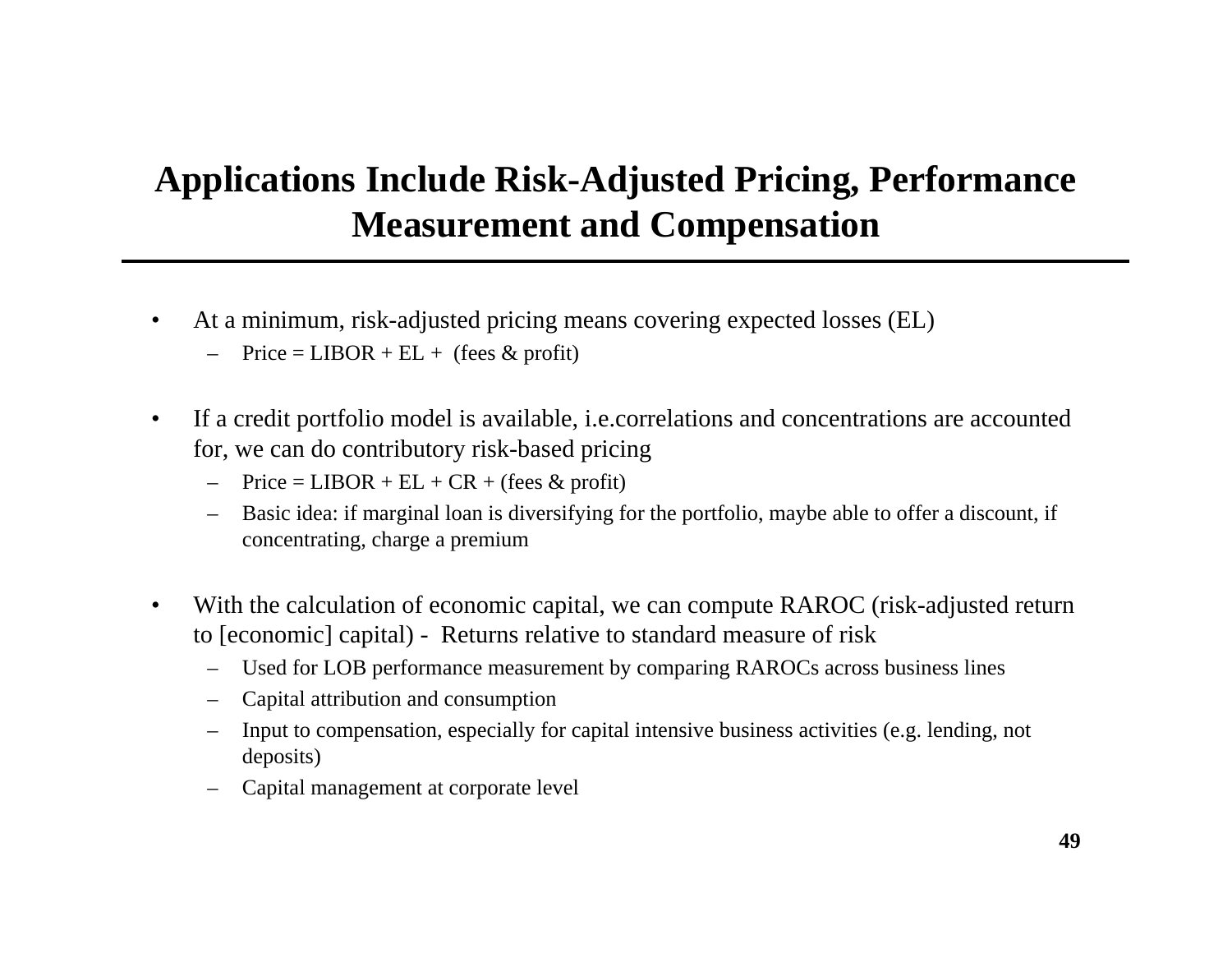# Applications Include Risk-Adjusted Pricing, Performance Measurement and Compensation

- At a minimum, risk-adjusted pricing means covering expected losses (EL)
  - Price = LIBOR + EL + (fees & profit)
- If a credit portfolio model is available, i.e.correlations and concentrations are accounted for, we can do contributory risk-based pricing
  - Price = LIBOR + EL + CR + (fees & profit)
  - Basic idea: if marginal loan is diversifying for the portfolio, maybe able to offer a discount, if concentrating, charge a premium
- With the calculation of economic capital, we can compute RAROC (risk-adjusted return to [economic] capital) - Returns relative to standard measure of risk
  - Used for LOB performance measurement by comparing RAROCs across business lines
  - Capital attribution and consumption
  - Input to compensation, especially for capital intensive business activities (e.g. lending, not deposits)
  - Capital management at corporate level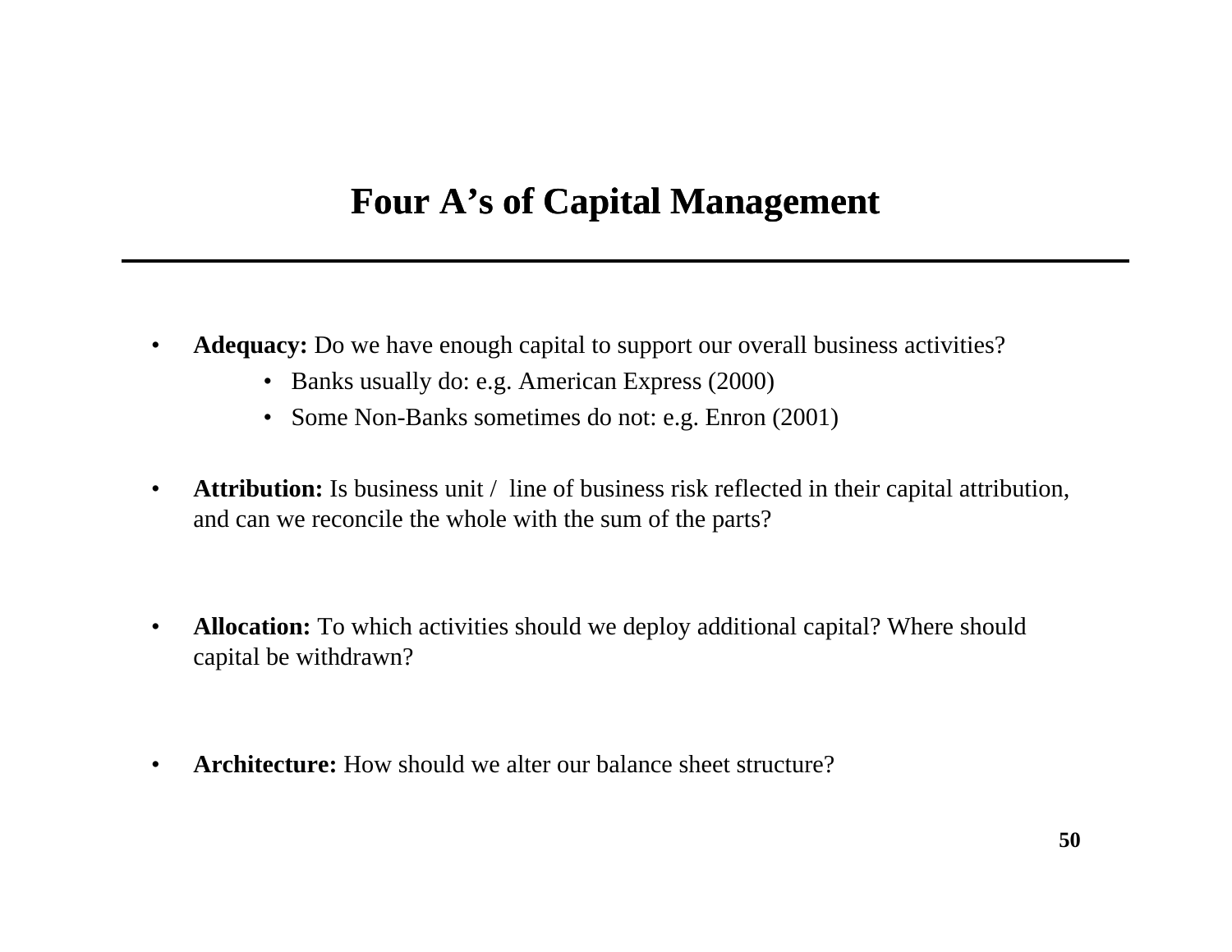# Four A's of Capital Management

- **Adequacy:** Do we have enough capital to support our overall business activities?
    - Banks usually do: e.g. American Express (2000)
    - Some Non-Banks sometimes do not: e.g. Enron (2001)

- **Attribution:** Is business unit / line of business risk reflected in their capital attribution, and can we reconcile the whole with the sum of the parts?

- **Allocation:** To which activities should we deploy additional capital? Where should capital be withdrawn?

- **Architecture:** How should we alter our balance sheet structure?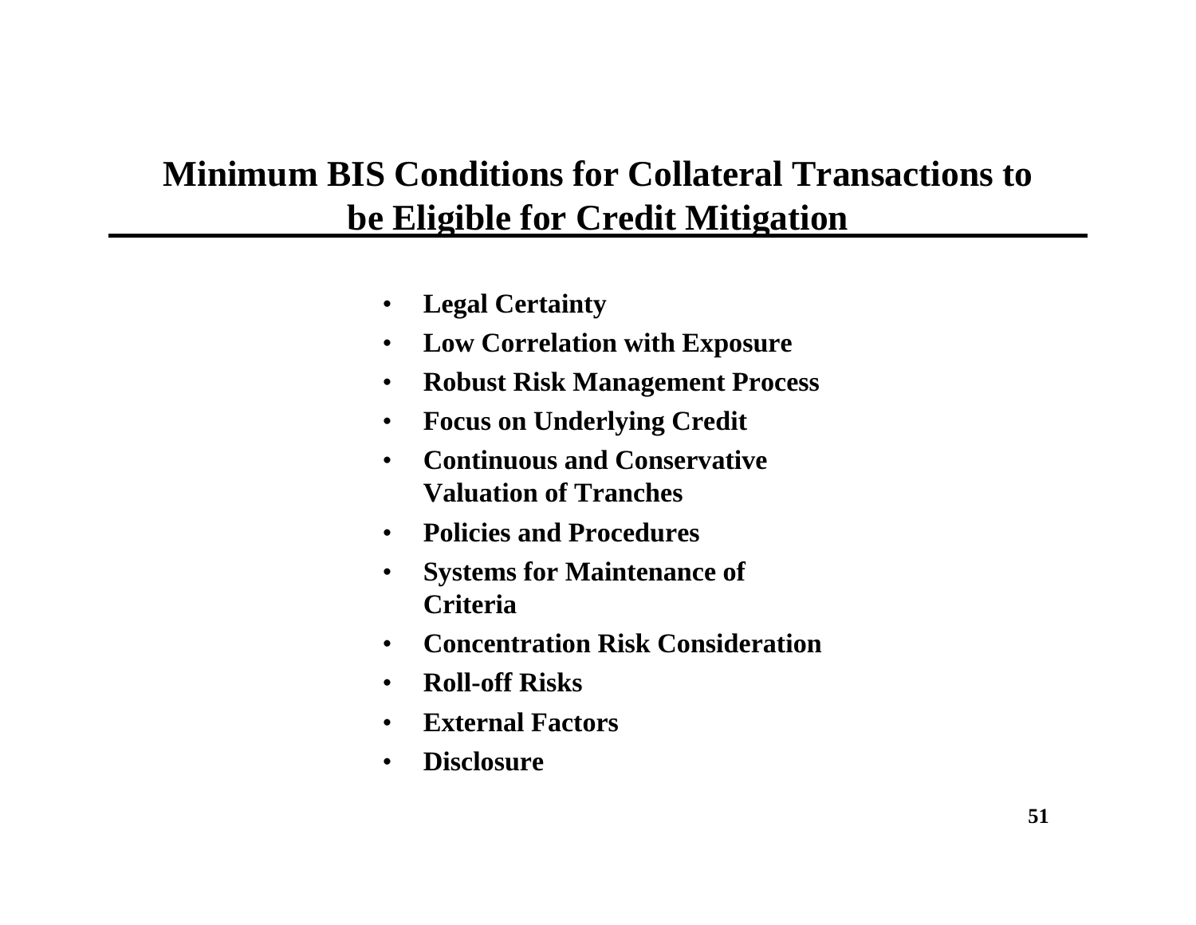# Minimum BIS Conditions for Collateral Transactions to be Eligible for Credit Mitigation

- **Legal Certainty**
- **Low Correlation with Exposure**
- **Robust Risk Management Process**
- **Focus on Underlying Credit**
- **Continuous and Conservative Valuation of Tranches**
- **Policies and Procedures**
- **Systems for Maintenance of Criteria**
- **Concentration Risk Consideration**
- **Roll-off Risks**
- **External Factors**
- **Disclosure**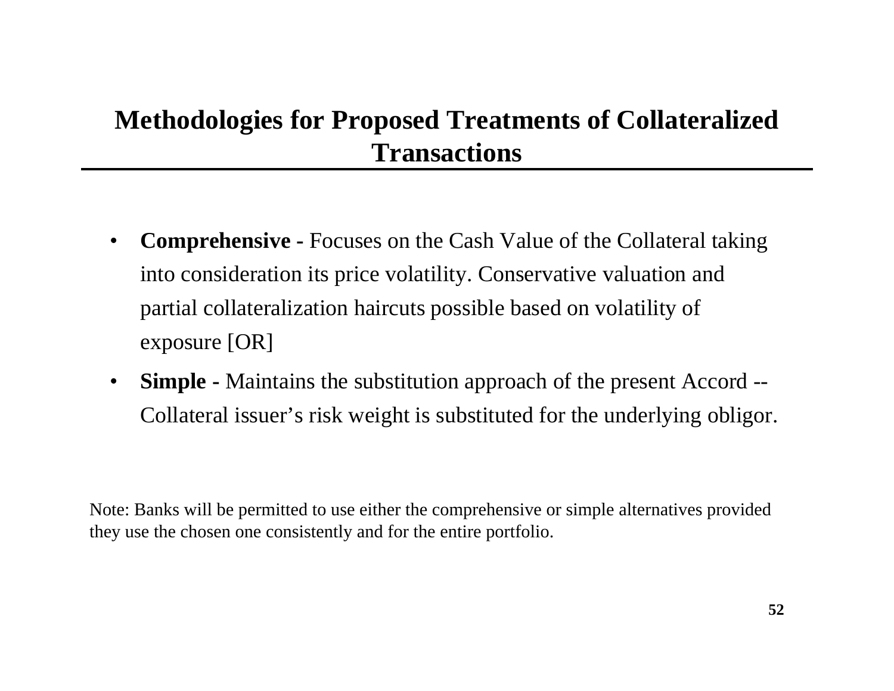# Methodologies for Proposed Treatments of Collateralized Transactions

- **Comprehensive -** Focuses on the Cash Value of the Collateral taking into consideration its price volatility. Conservative valuation and partial collateralization haircuts possible based on volatility of exposure [OR]
- **Simple -** Maintains the substitution approach of the present Accord -- Collateral issuer's risk weight is substituted for the underlying obligor.

Note: Banks will be permitted to use either the comprehensive or simple alternatives provided they use the chosen one consistently and for the entire portfolio.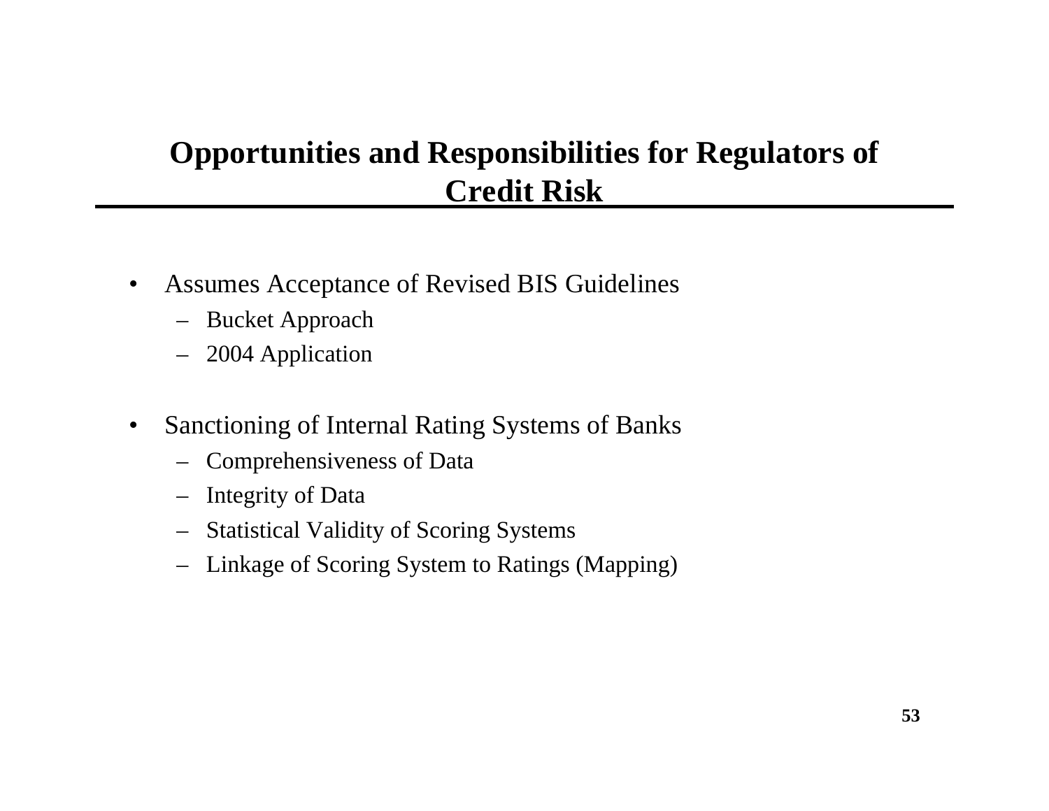# Opportunities and Responsibilities for Regulators of Credit Risk

- Assumes Acceptance of Revised BIS Guidelines
  - Bucket Approach
  - 2004 Application

- Sanctioning of Internal Rating Systems of Banks
  - Comprehensiveness of Data
  - Integrity of Data
  - Statistical Validity of Scoring Systems
  - Linkage of Scoring System to Ratings (Mapping)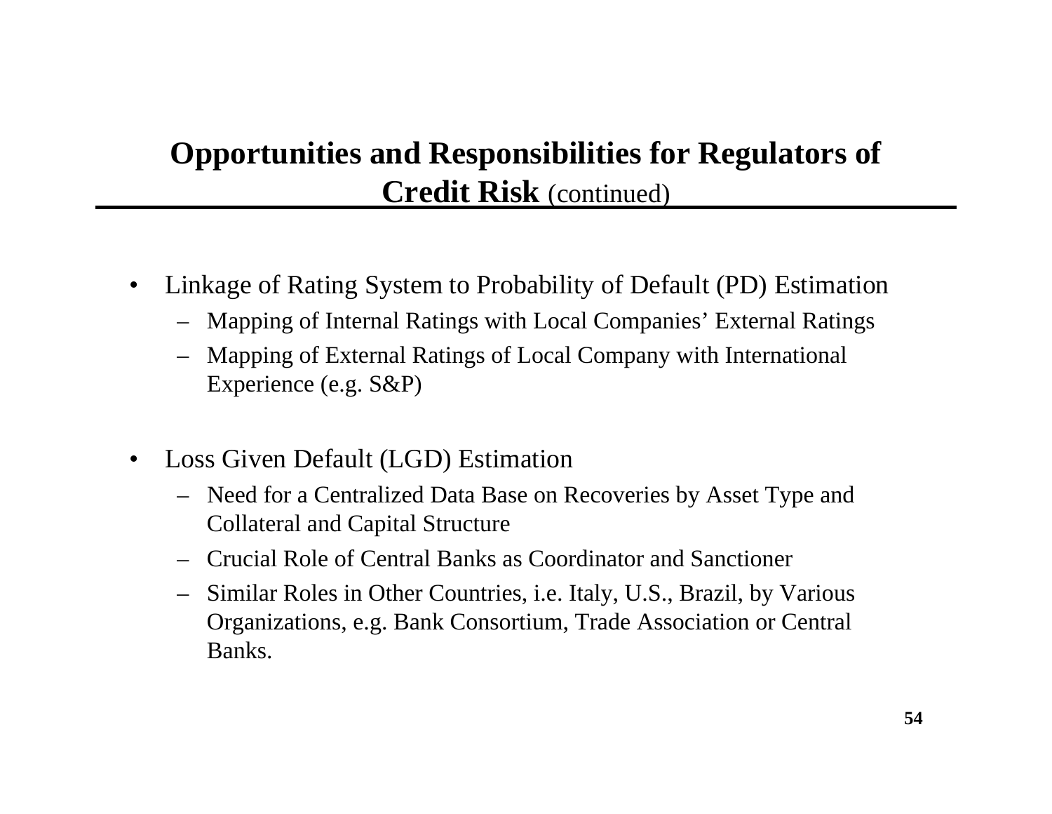## Opportunities and Responsibilities for Regulators of Credit Risk (continued)

- Linkage of Rating System to Probability of Default (PD) Estimation
  - Mapping of Internal Ratings with Local Companies' External Ratings
  - Mapping of External Ratings of Local Company with International Experience (e.g. S&P)

- Loss Given Default (LGD) Estimation
  - Need for a Centralized Data Base on Recoveries by Asset Type and Collateral and Capital Structure
  - Crucial Role of Central Banks as Coordinator and Sanctioner
  - Similar Roles in Other Countries, i.e. Italy, U.S., Brazil, by Various Organizations, e.g. Bank Consortium, Trade Association or Central Banks.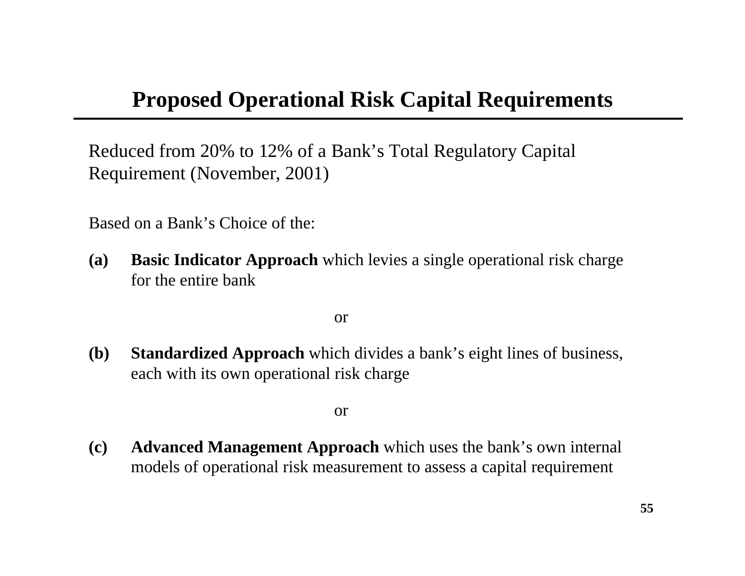# Proposed Operational Risk Capital Requirements

Reduced from 20% to 12% of a Bank's Total Regulatory Capital Requirement (November, 2001)

Based on a Bank's Choice of the:

**(a)** **Basic Indicator Approach** which levies a single operational risk charge for the entire bank

or

**(b)** **Standardized Approach** which divides a bank's eight lines of business, each with its own operational risk charge

or

**(c)** **Advanced Management Approach** which uses the bank's own internal models of operational risk measurement to assess a capital requirement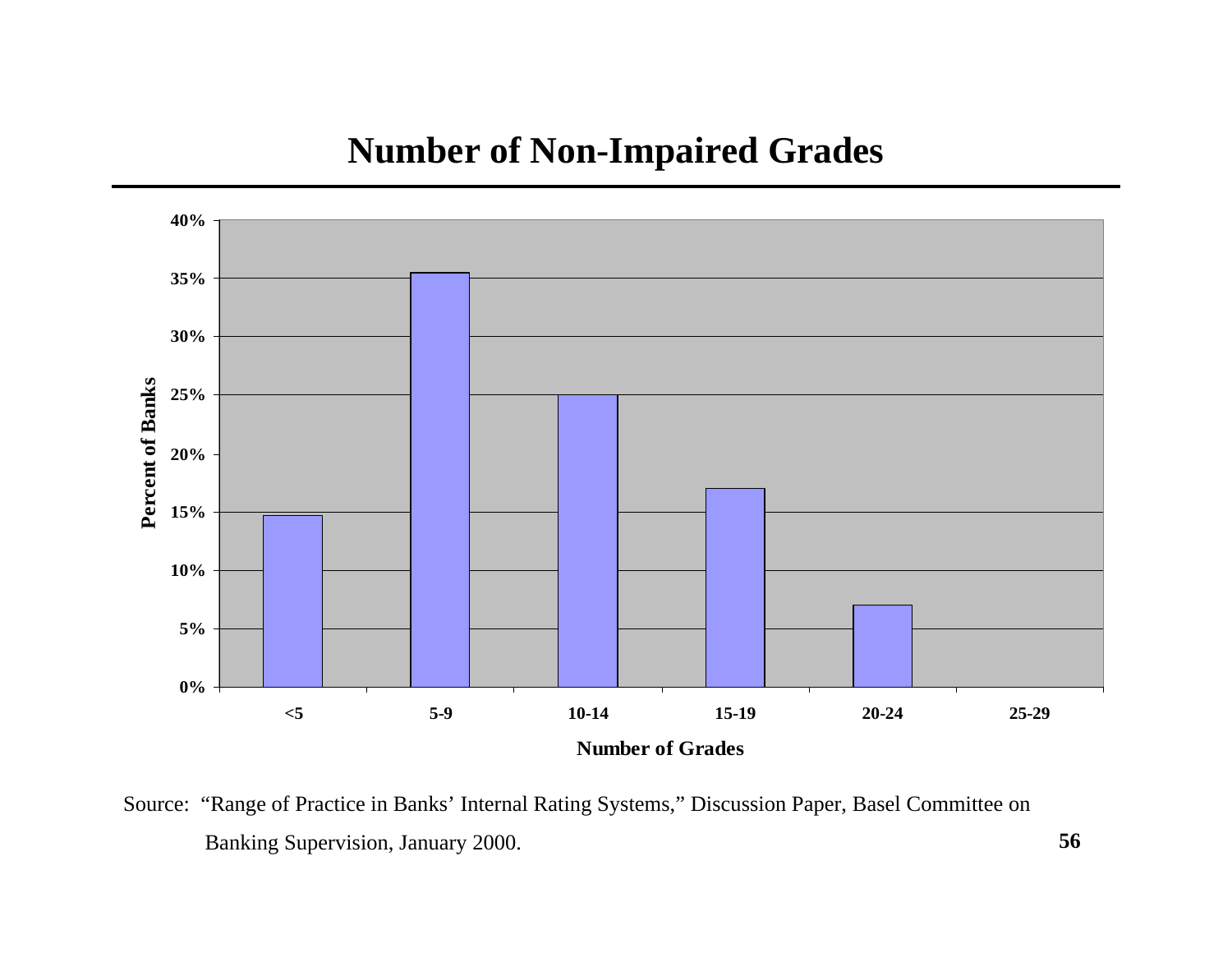# Number of Non-Impaired Grades

| Number of Grades | Percent of Banks |
|---|---|
| <5 | ~15% |
| 5-9 | ~35% |
| 10-14 | 25% |
| 15-19 | 17% |
| 20-24 | 7% |
| 25-29 | 0% |

Source: "Range of Practice in Banks' Internal Rating Systems," Discussion Paper, Basel Committee on Banking Supervision, January 2000.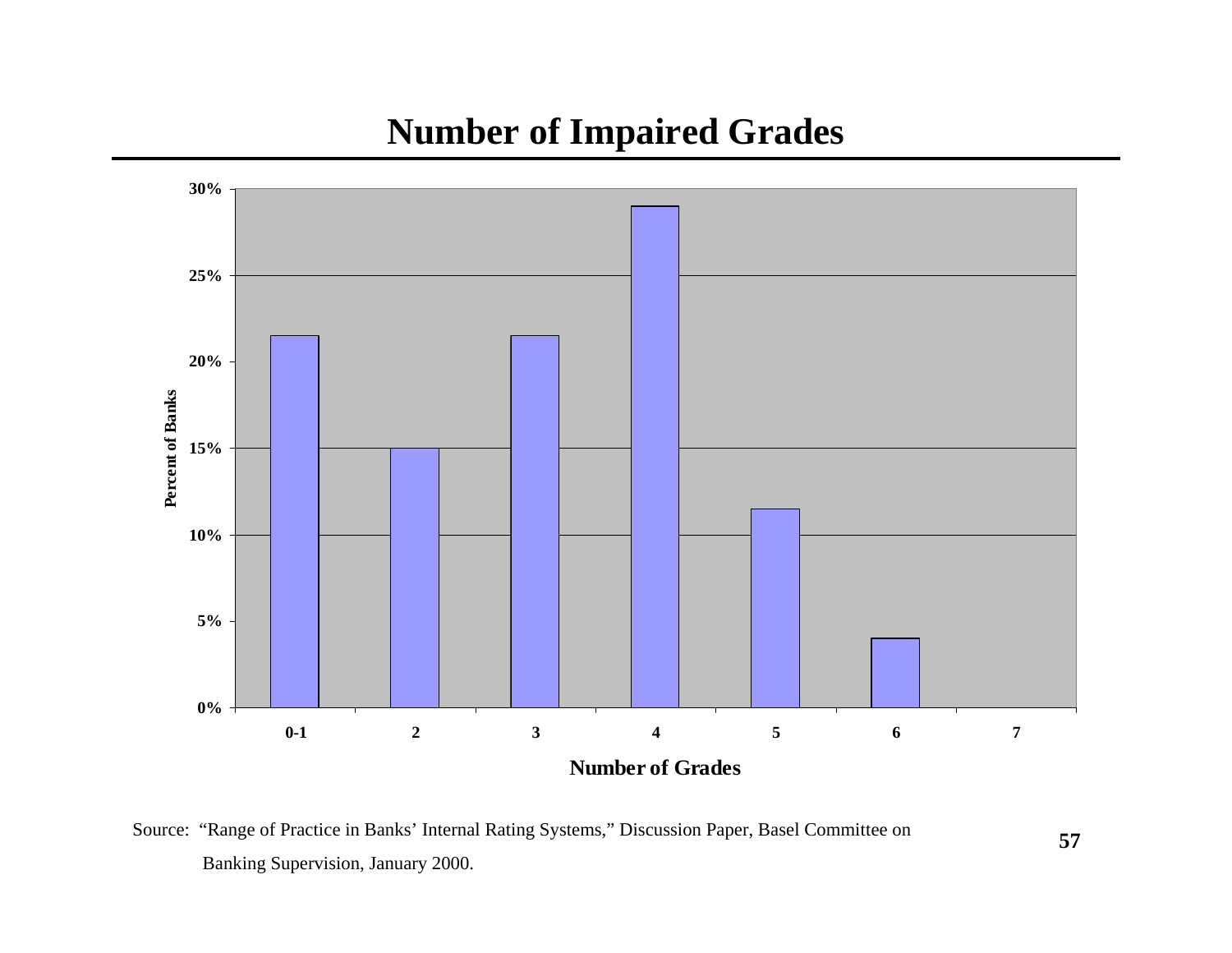# Number of Impaired Grades

| Number of Grades | Percent of Banks |
|---|---|
| 0-1 | 21.5% |
| 2 | 15% |
| 3 | 21.5% |
| 4 | 29% |
| 5 | 11.5% |
| 6 | 4% |
| 7 | 0% |

Source: "Range of Practice in Banks' Internal Rating Systems," Discussion Paper, Basel Committee on Banking Supervision, January 2000.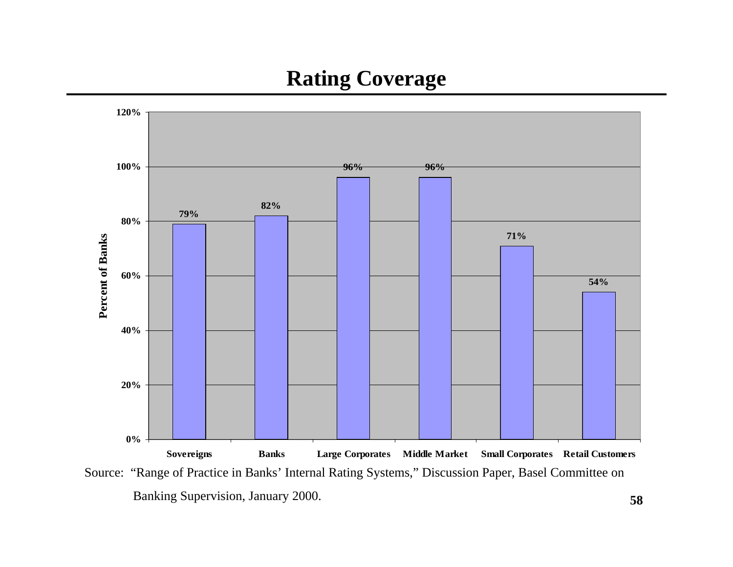# Rating Coverage

| Category | Percent of Banks |
|---|---|
| Sovereigns | 79% |
| Banks | 82% |
| Large Corporates | 96% |
| Middle Market | 96% |
| Small Corporates | 71% |
| Retail Customers | 54% |

Source: "Range of Practice in Banks' Internal Rating Systems," Discussion Paper, Basel Committee on Banking Supervision, January 2000.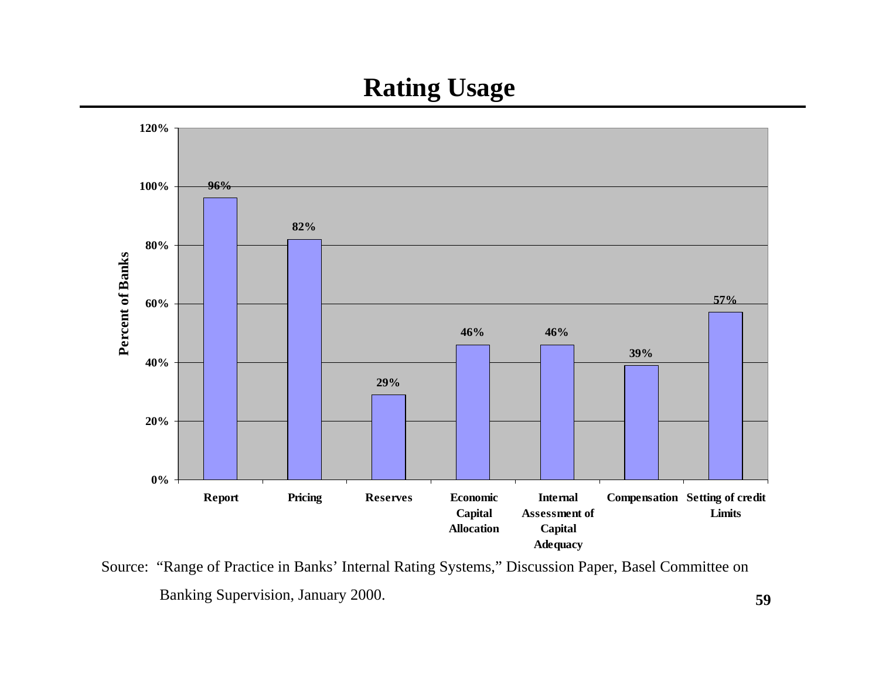# Rating Usage

| Usage | Percent of Banks |
|---|---|
| Report | 96% |
| Pricing | 82% |
| Reserves | 29% |
| Economic Capital Allocation | 46% |
| Internal Assessment of Capital Adequacy | 46% |
| Compensation | 39% |
| Setting of credit Limits | 57% |

Source: "Range of Practice in Banks' Internal Rating Systems," Discussion Paper, Basel Committee on Banking Supervision, January 2000.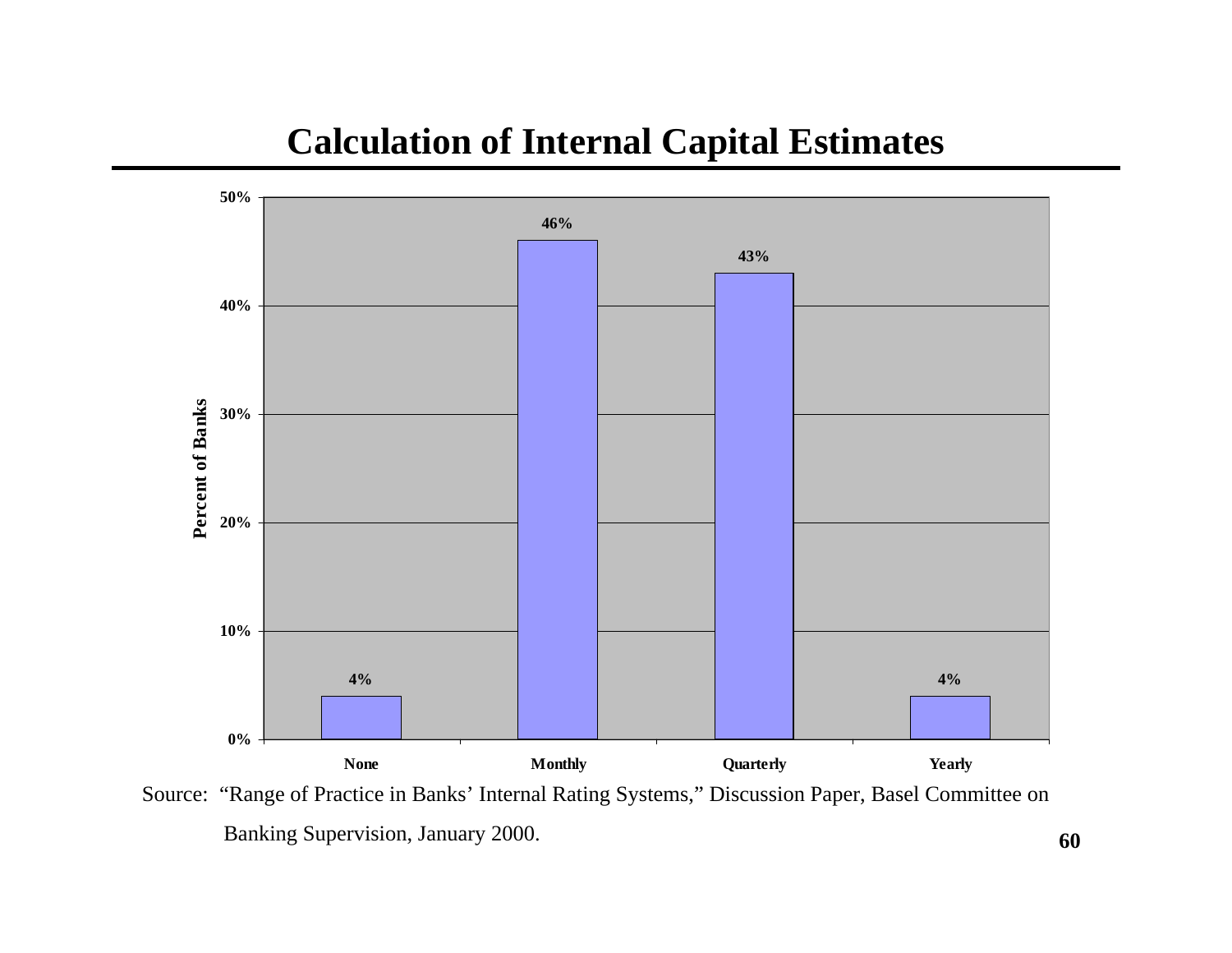# Calculation of Internal Capital Estimates

| | Percent of Banks |
|---|---|
| None | 4% |
| Monthly | 46% |
| Quarterly | 43% |
| Yearly | 4% |

Source: "Range of Practice in Banks' Internal Rating Systems," Discussion Paper, Basel Committee on Banking Supervision, January 2000.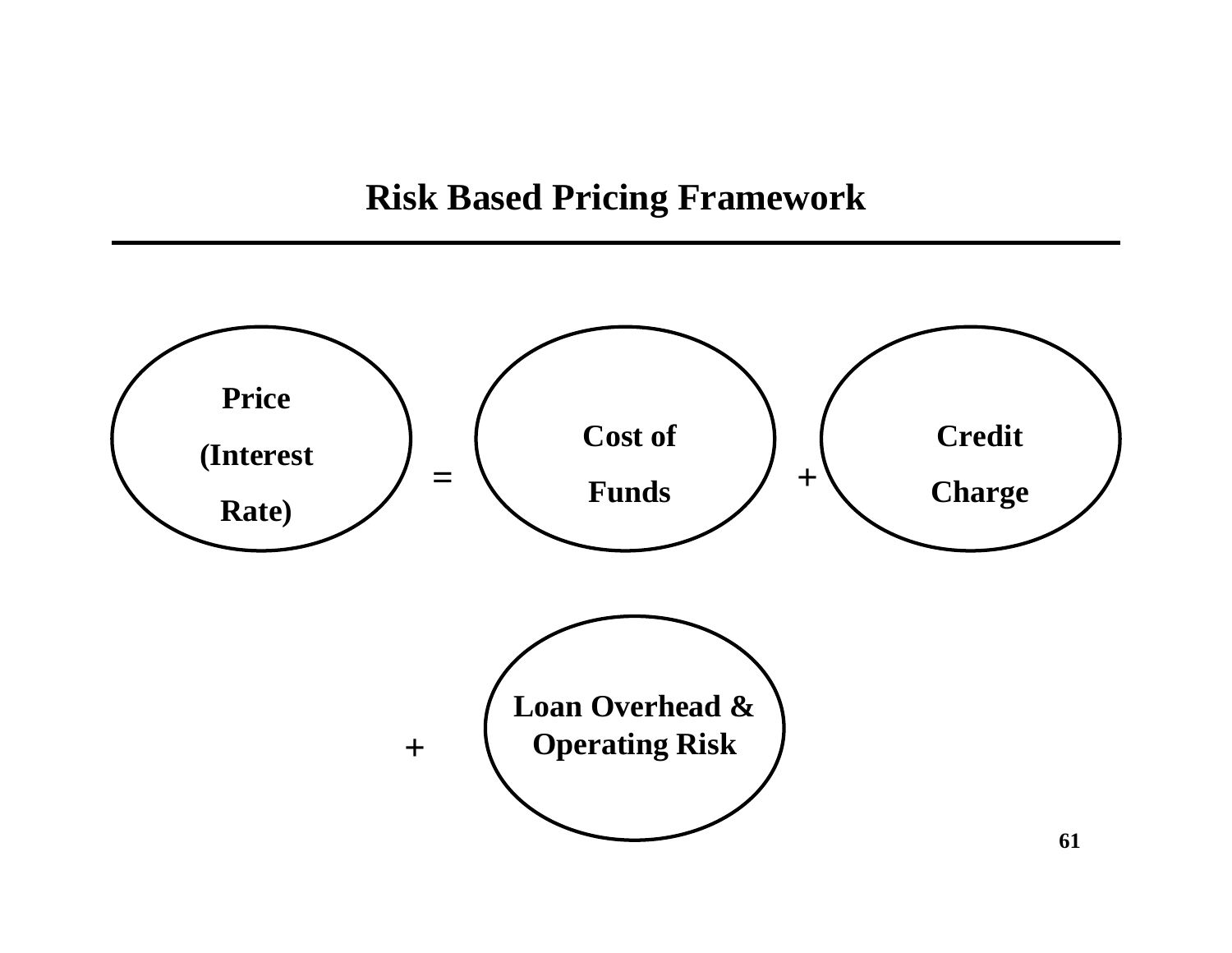# Risk Based Pricing Framework

Price (Interest Rate) = Cost of Funds + Credit Charge

+ Loan Overhead & Operating Risk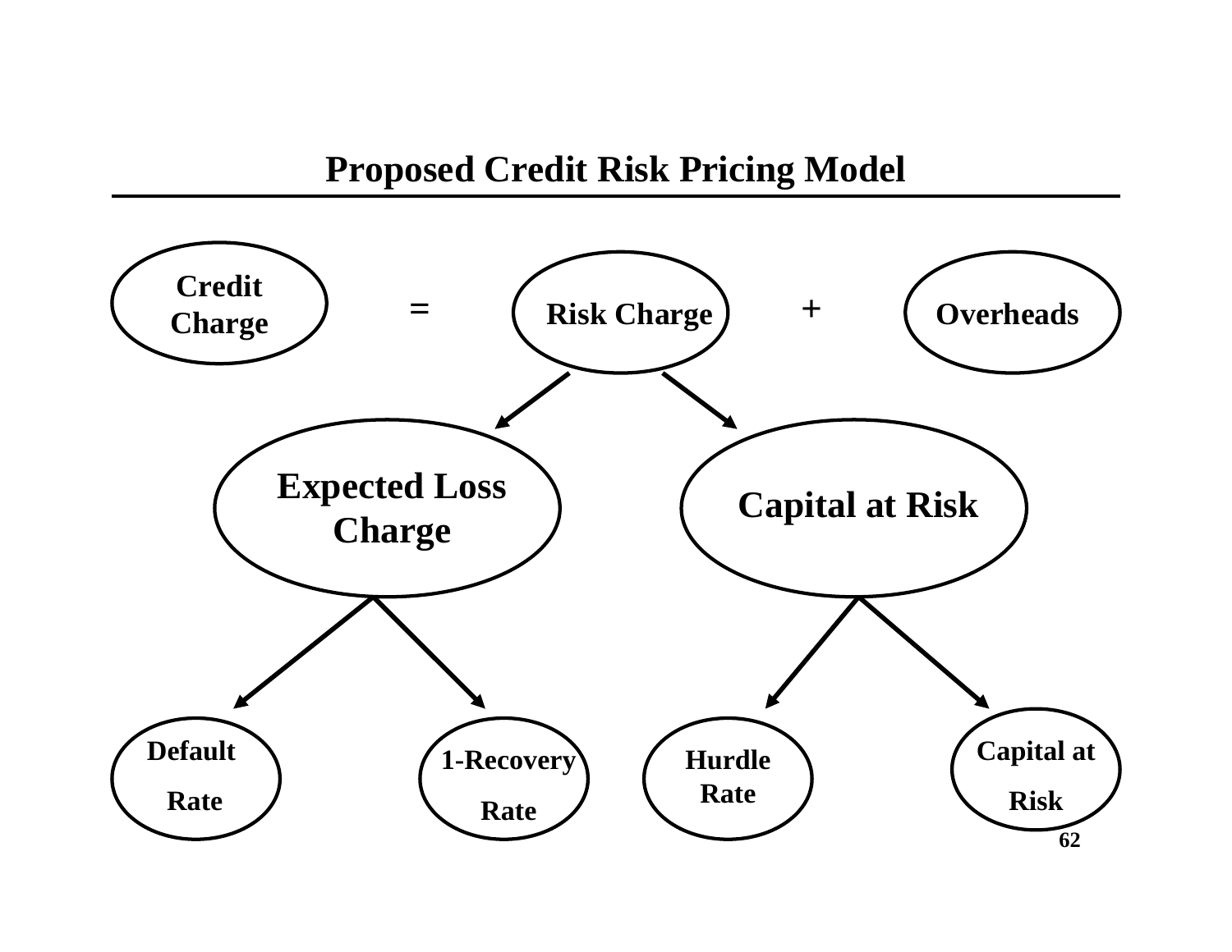# Proposed Credit Risk Pricing Model

**Credit Charge** = **Risk Charge** + **Overheads**

- **Risk Charge**
  - **Expected Loss Charge**
    - **Default Rate**
    - **1-Recovery Rate**
  - **Capital at Risk**
    - **Hurdle Rate**
    - **Capital at Risk**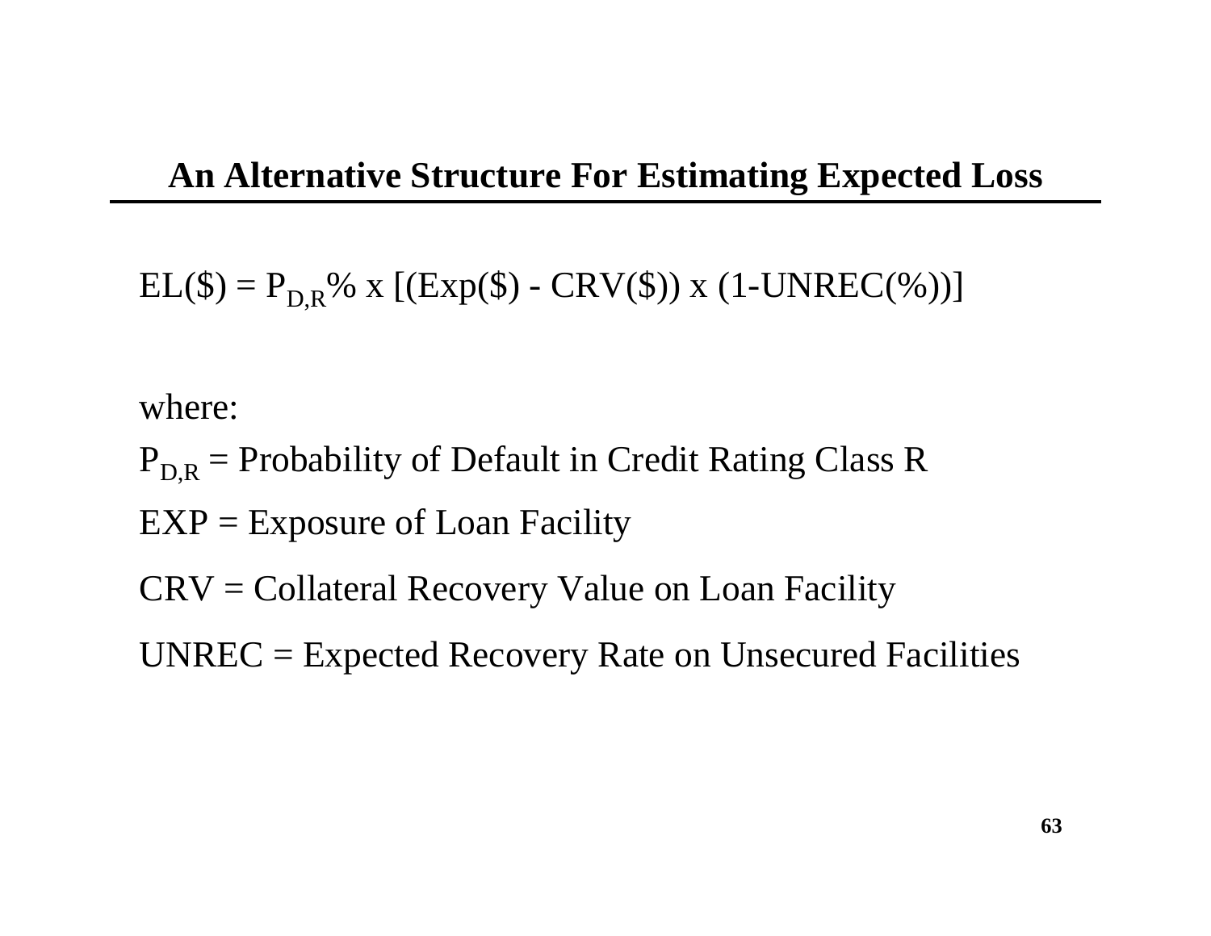## An Alternative Structure For Estimating Expected Loss

$$EL(\$) = P_{D,R}\% \times [(Exp(\$) - CRV(\$)) \times (1\text{-}UNREC(\%))]$$

where:

$P_{D,R}$ = Probability of Default in Credit Rating Class R

EXP = Exposure of Loan Facility

CRV = Collateral Recovery Value on Loan Facility

UNREC = Expected Recovery Rate on Unsecured Facilities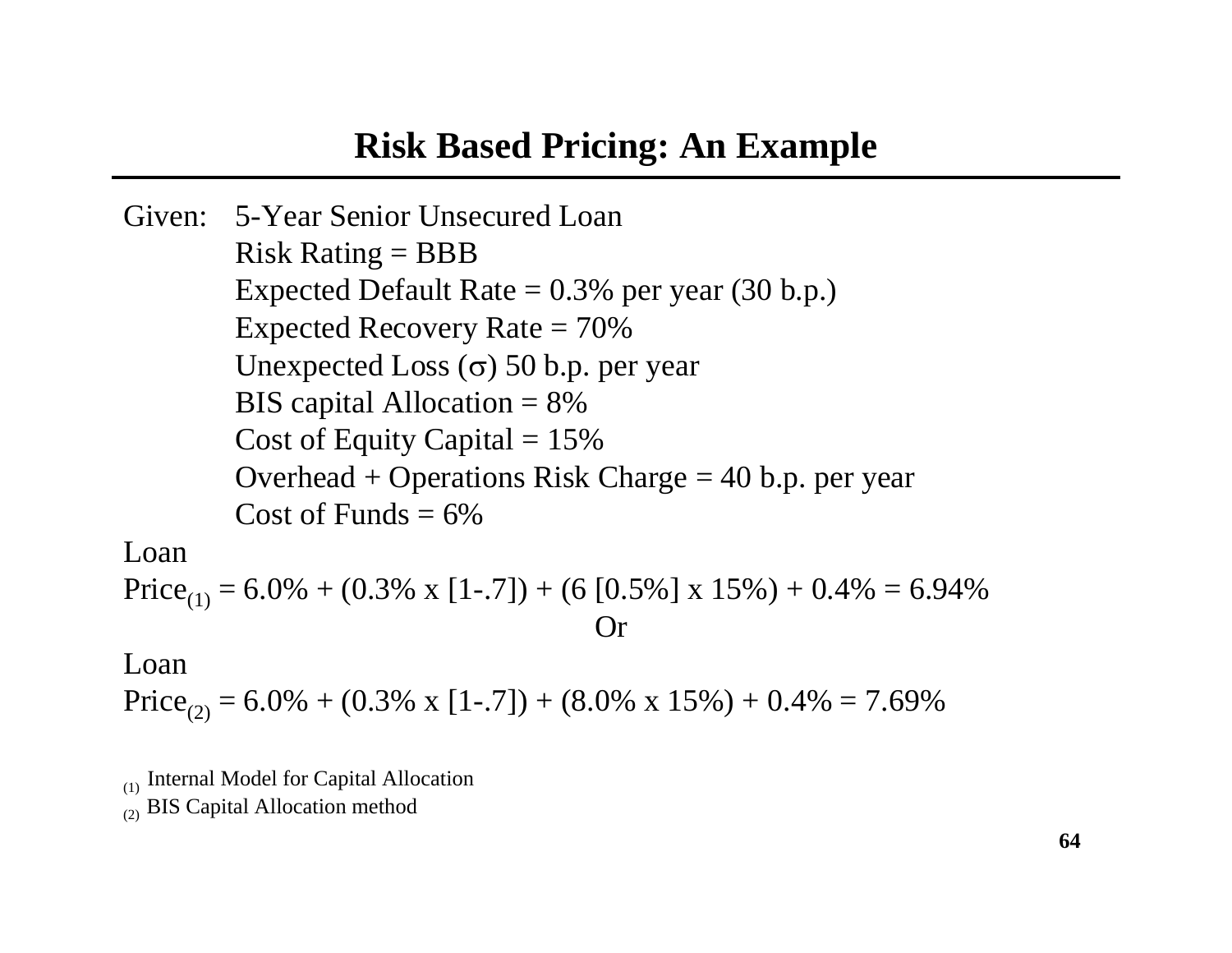# Risk Based Pricing: An Example

Given: 5-Year Senior Unsecured Loan
Risk Rating = BBB
Expected Default Rate = 0.3% per year (30 b.p.)
Expected Recovery Rate = 70%
Unexpected Loss ($\sigma$) 50 b.p. per year
BIS capital Allocation = 8%
Cost of Equity Capital = 15%
Overhead + Operations Risk Charge = 40 b.p. per year
Cost of Funds = 6%

Loan Price$_{(1)}$ = 6.0% + (0.3% x [1-.7]) + (6 [0.5%] x 15%) + 0.4% = 6.94%

Or

Loan Price$_{(2)}$ = 6.0% + (0.3% x [1-.7]) + (8.0% x 15%) + 0.4% = 7.69%

(1) Internal Model for Capital Allocation
(2) BIS Capital Allocation method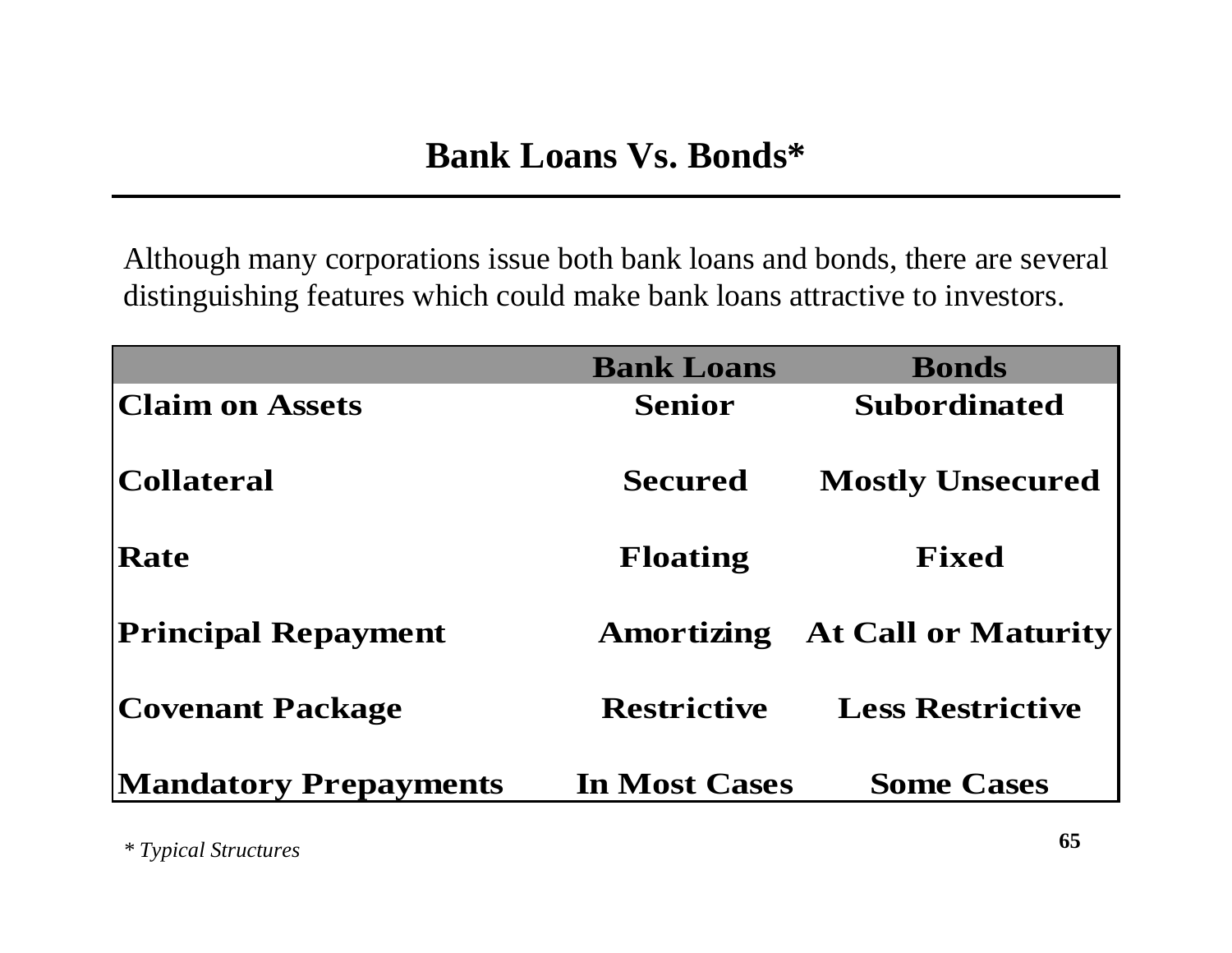# Bank Loans Vs. Bonds*

Although many corporations issue both bank loans and bonds, there are several distinguishing features which could make bank loans attractive to investors.

| | Bank Loans | Bonds |
|---|---|---|
| **Claim on Assets** | Senior | Subordinated |
| **Collateral** | Secured | Mostly Unsecured |
| **Rate** | Floating | Fixed |
| **Principal Repayment** | Amortizing | At Call or Maturity |
| **Covenant Package** | Restrictive | Less Restrictive |
| **Mandatory Prepayments** | In Most Cases | Some Cases |

*\* Typical Structures*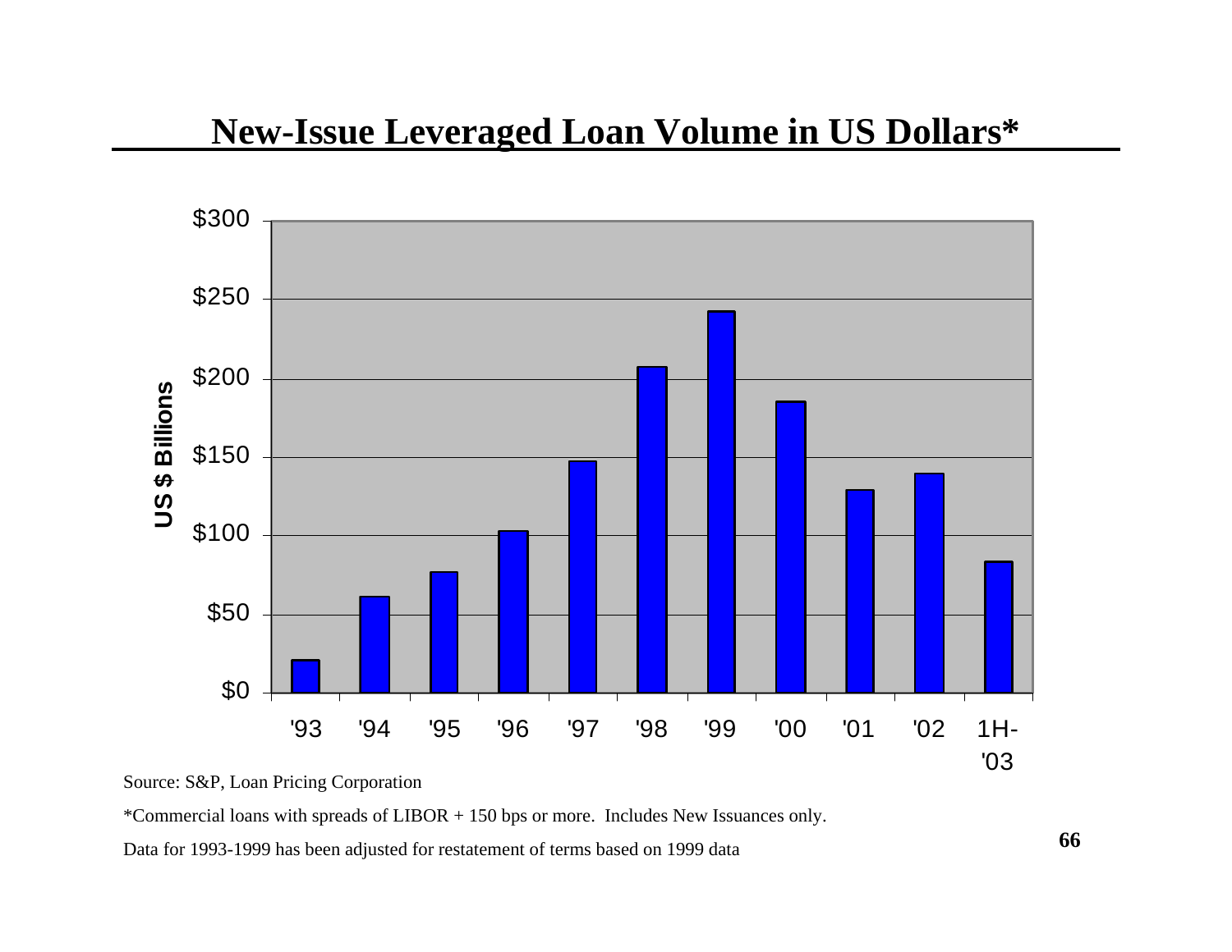# New-Issue Leveraged Loan Volume in US Dollars*

| Year | US $ Billions |
|---|---|
| '93 | ~$20 |
| '94 | ~$61 |
| '95 | ~$77 |
| '96 | ~$103 |
| '97 | ~$147 |
| '98 | ~$207 |
| '99 | ~$242 |
| '00 | ~$185 |
| '01 | ~$129 |
| '02 | ~$139 |
| 1H-'03 | ~$83 |

Source: S&P, Loan Pricing Corporation

*Commercial loans with spreads of LIBOR + 150 bps or more. Includes New Issuances only.

Data for 1993-1999 has been adjusted for restatement of terms based on 1999 data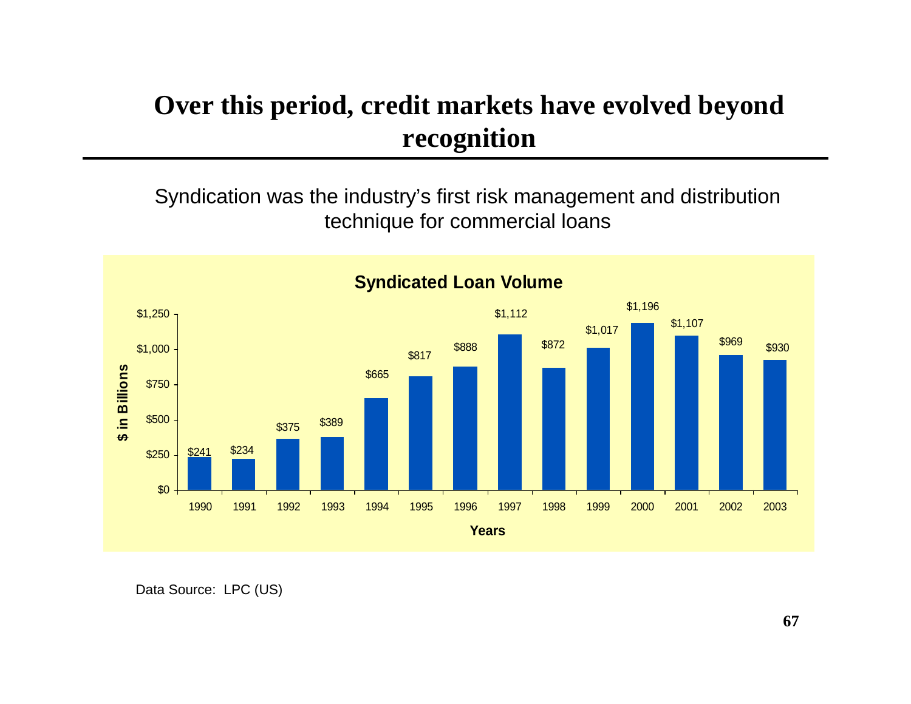# Over this period, credit markets have evolved beyond recognition

Syndication was the industry's first risk management and distribution technique for commercial loans

**Syndicated Loan Volume**

| Years | $ in Billions |
|---|---|
| 1990 | $241 |
| 1991 | $234 |
| 1992 | $375 |
| 1993 | $389 |
| 1994 | $665 |
| 1995 | $817 |
| 1996 | $888 |
| 1997 | $1,112 |
| 1998 | $872 |
| 1999 | $1,017 |
| 2000 | $1,196 |
| 2001 | $1,107 |
| 2002 | $969 |
| 2003 | $930 |

Data Source: LPC (US)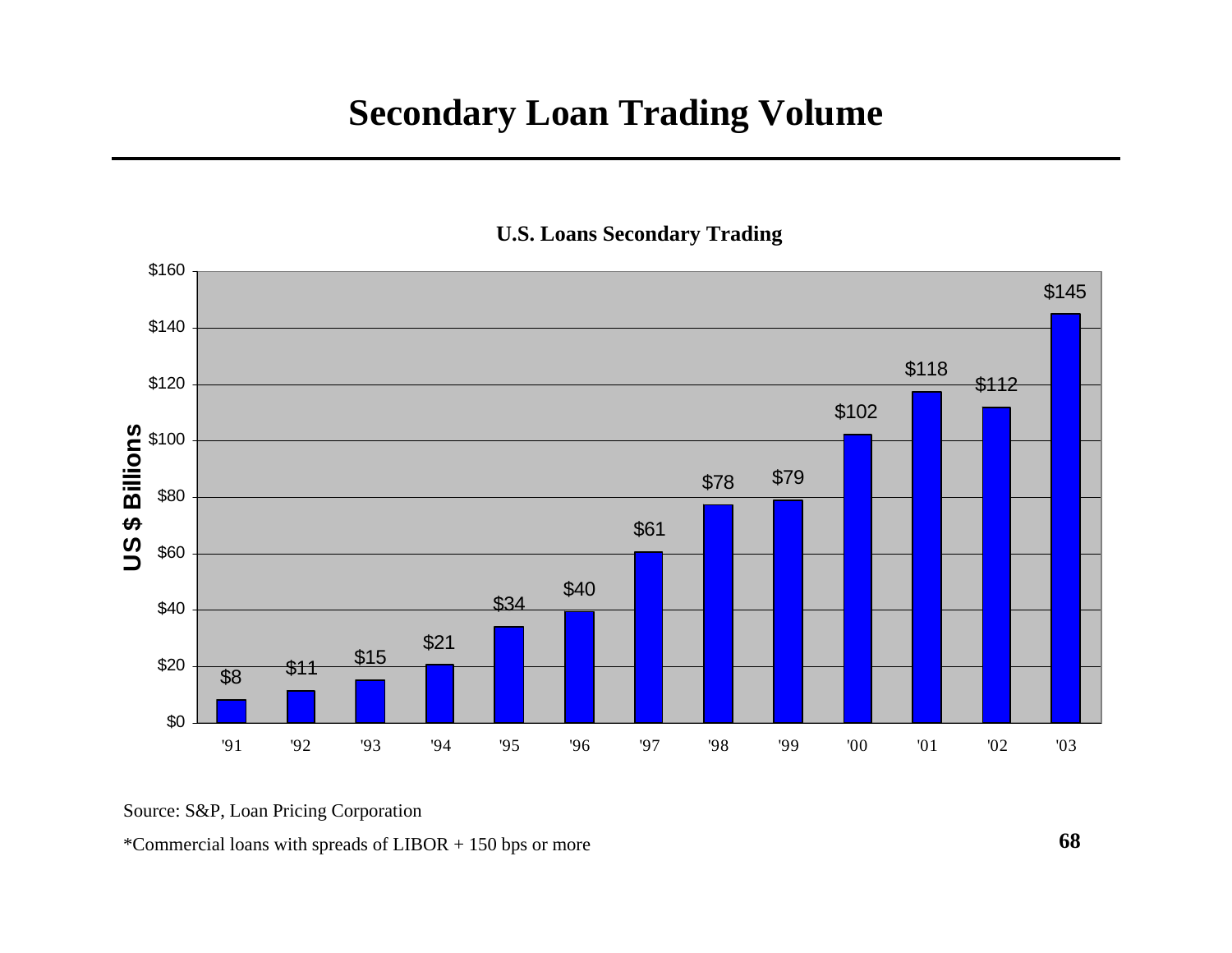# Secondary Loan Trading Volume

**U.S. Loans Secondary Trading**

| Year | US $ Billions |
| --- | --- |
| '91 | $8 |
| '92 | $11 |
| '93 | $15 |
| '94 | $21 |
| '95 | $34 |
| '96 | $40 |
| '97 | $61 |
| '98 | $78 |
| '99 | $79 |
| '00 | $102 |
| '01 | $118 |
| '02 | $112 |
| '03 | $145 |

Source: S&P, Loan Pricing Corporation

*Commercial loans with spreads of LIBOR + 150 bps or more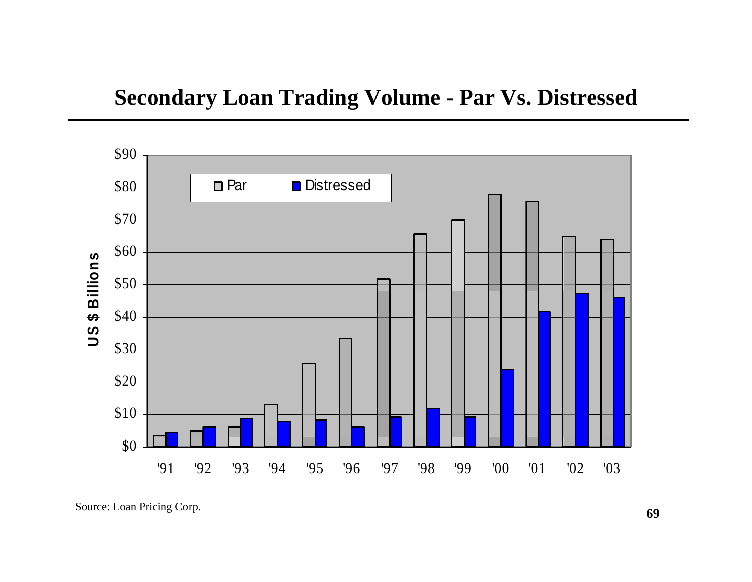# Secondary Loan Trading Volume - Par Vs. Distressed

Source: Loan Pricing Corp.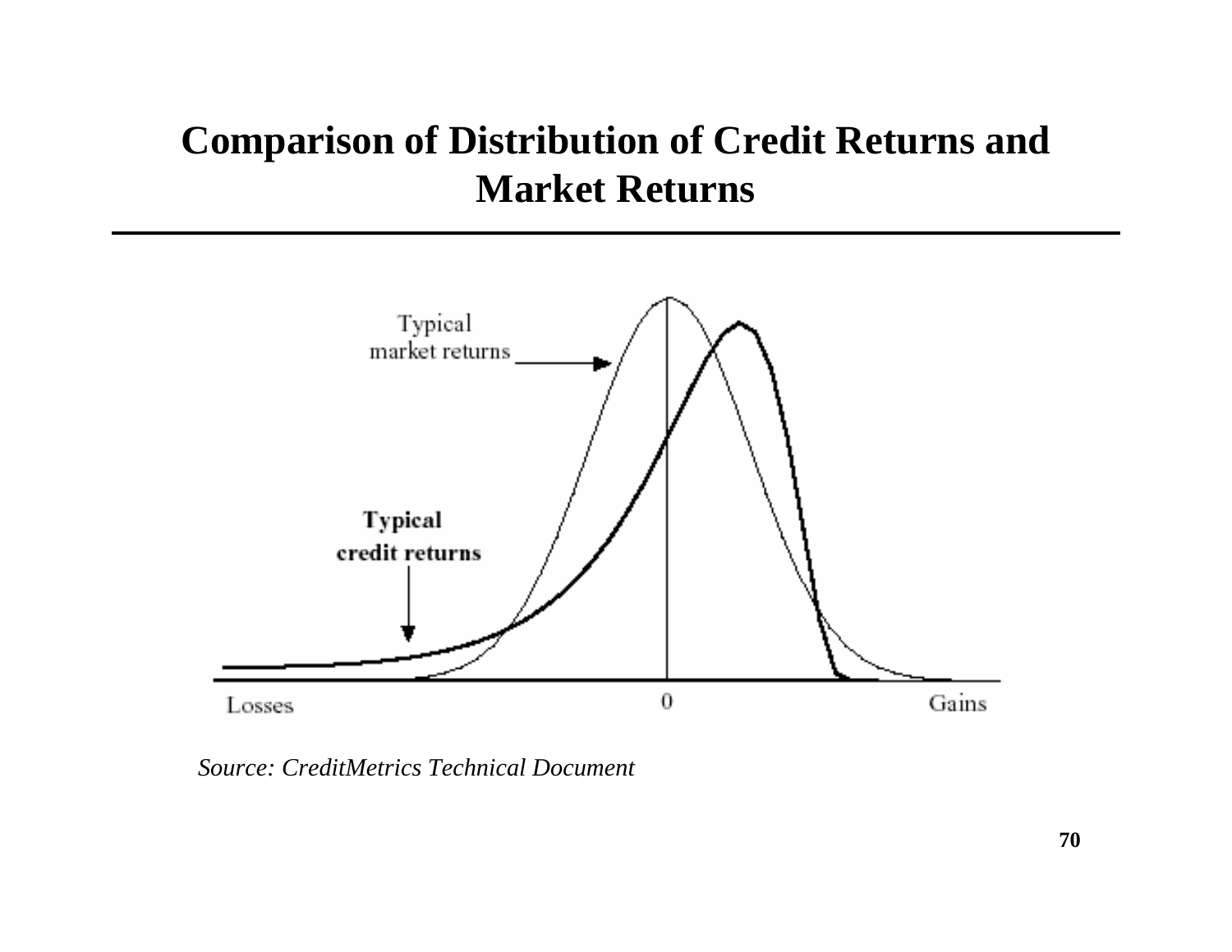# Comparison of Distribution of Credit Returns and Market Returns

*Source: CreditMetrics Technical Document*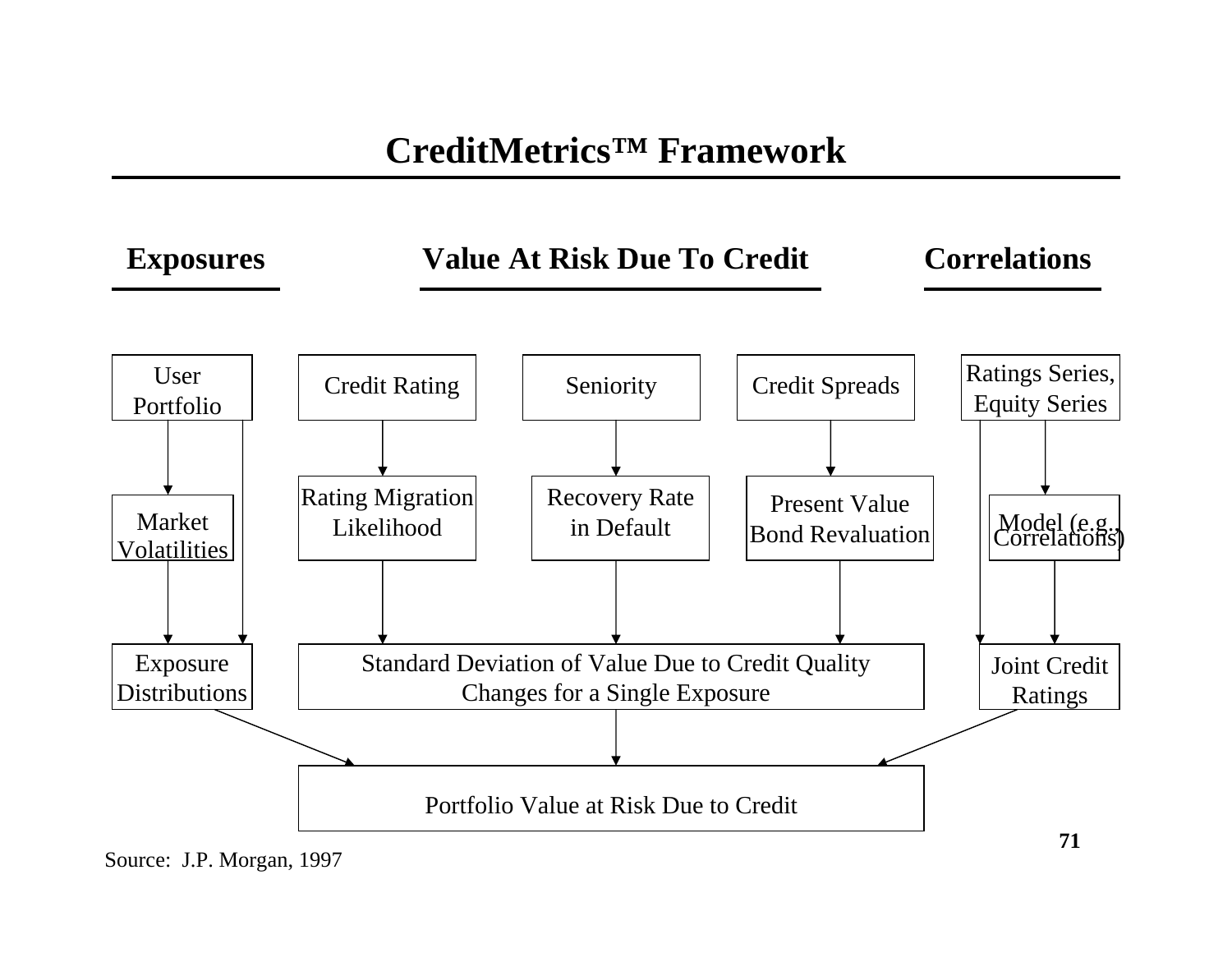# CreditMetrics™ Framework

**Exposures** | **Value At Risk Due To Credit** | **Correlations**

User Portfolio

Credit Rating

Seniority

Credit Spreads

Ratings Series, Equity Series

Market Volatilities

Rating Migration Likelihood

Recovery Rate in Default

Present Value Bond Revaluation

Model (e.g., Correlations)

Exposure Distributions

Standard Deviation of Value Due to Credit Quality Changes for a Single Exposure

Joint Credit Ratings

Portfolio Value at Risk Due to Credit

Source: J.P. Morgan, 1997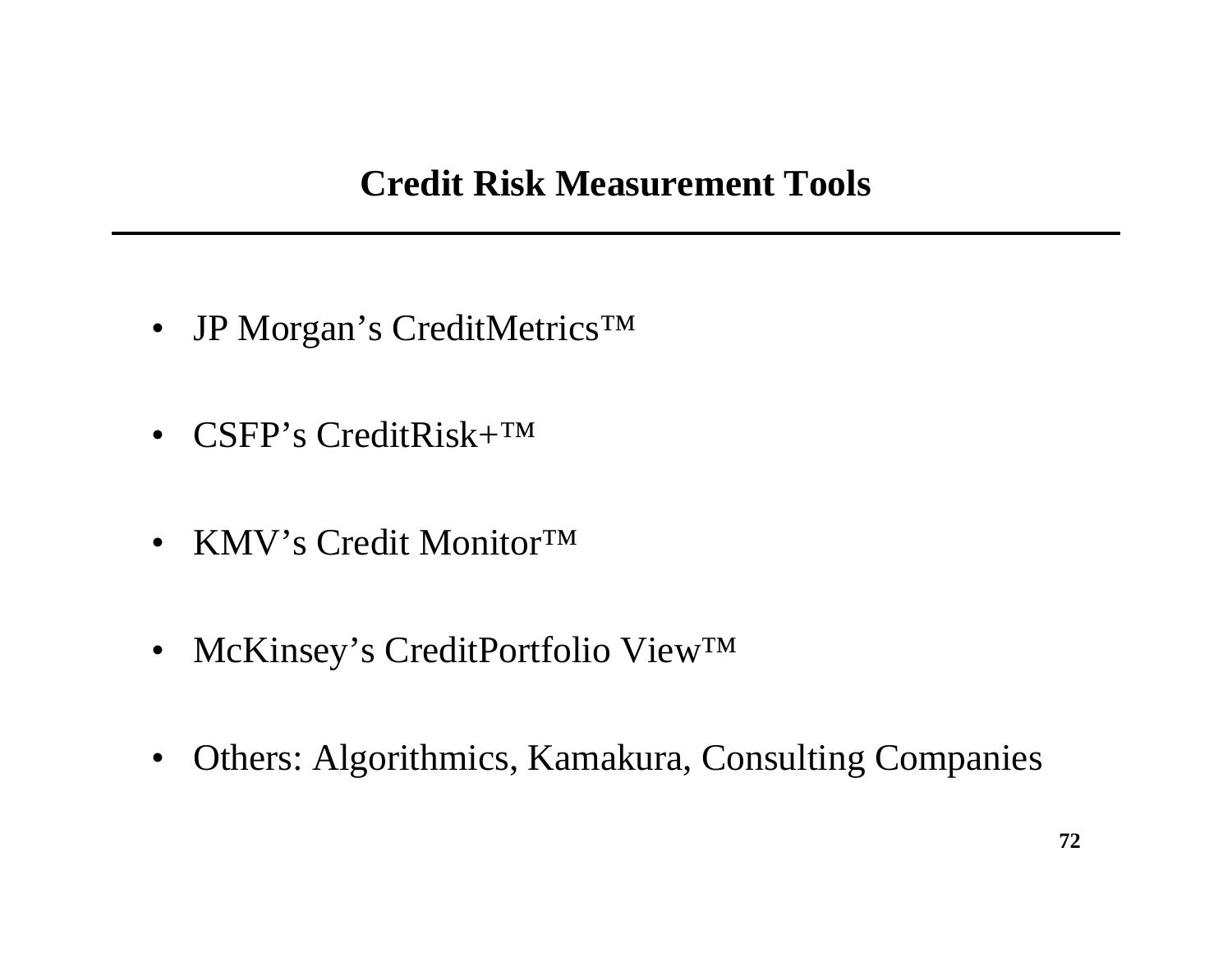## Credit Risk Measurement Tools

- JP Morgan's CreditMetrics™
- CSFP's CreditRisk+™
- KMV's Credit Monitor™
- McKinsey's CreditPortfolio View™
- Others: Algorithmics, Kamakura, Consulting Companies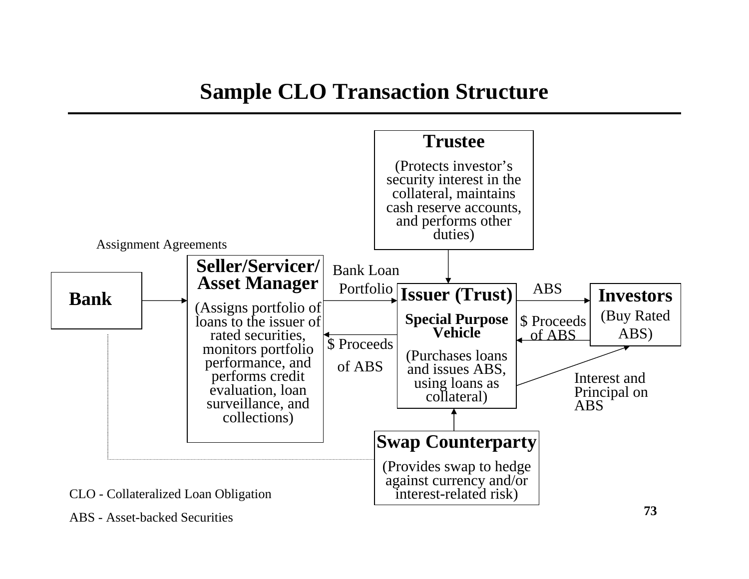# Sample CLO Transaction Structure

Assignment Agreements

**Bank**

**Seller/Servicer/ Asset Manager**

(Assigns portfolio of loans to the issuer of rated securities, monitors portfolio performance, and performs credit evaluation, loan surveillance, and collections)

Bank Loan Portfolio

$ Proceeds of ABS

**Trustee**

(Protects investor's security interest in the collateral, maintains cash reserve accounts, and performs other duties)

**Issuer (Trust)**

**Special Purpose Vehicle**

(Purchases loans and issues ABS, using loans as collateral)

ABS

$ Proceeds of ABS

**Investors**

(Buy Rated ABS)

Interest and Principal on ABS

**Swap Counterparty**

(Provides swap to hedge against currency and/or interest-related risk)

CLO - Collateralized Loan Obligation

ABS - Asset-backed Securities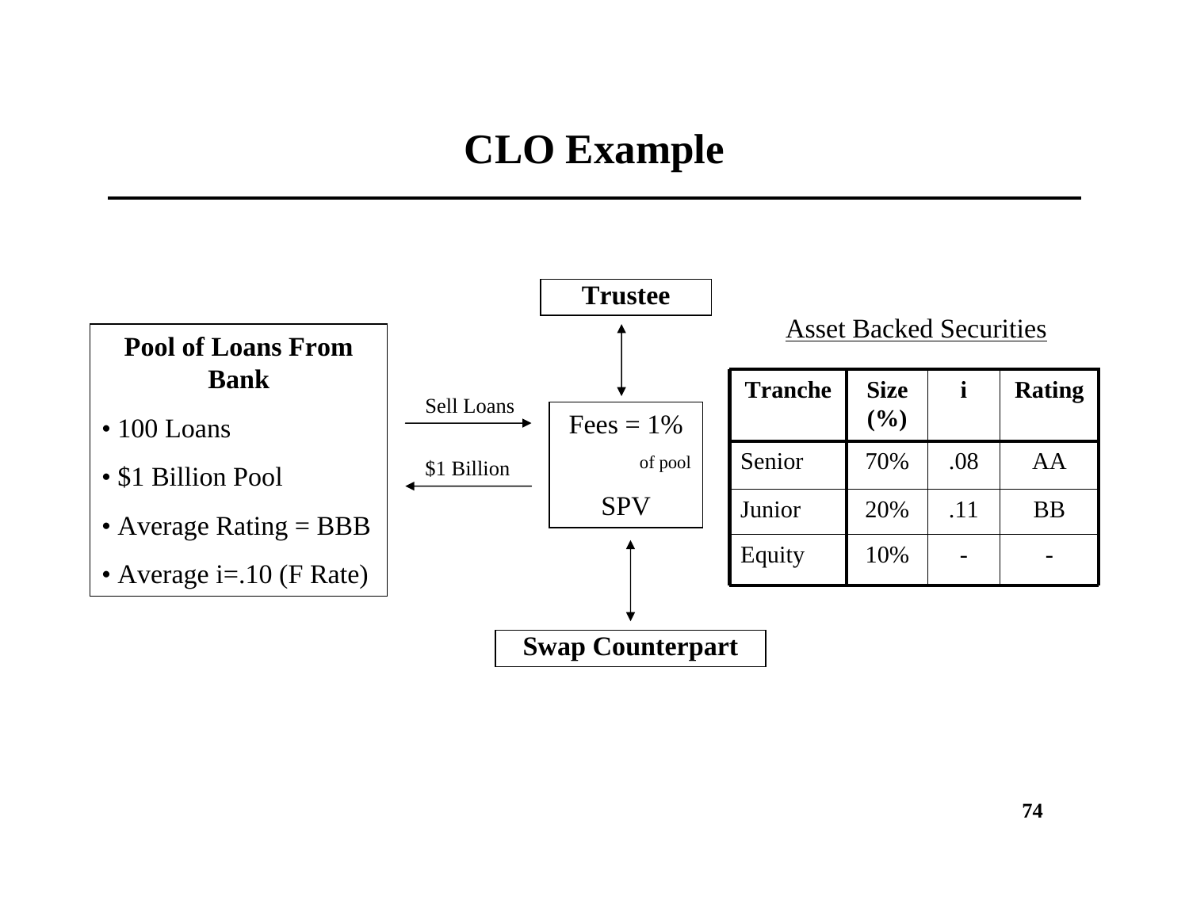# CLO Example

**Trustee**

**Pool of Loans From Bank**

- 100 Loans
- $1 Billion Pool
- Average Rating = BBB
- Average i=.10 (F Rate)

Sell Loans

$1 Billion

Fees = 1% of pool

SPV

**Swap Counterpart**

Asset Backed Securities

| Tranche | Size (%) | i | Rating |
|---|---|---|---|
| Senior | 70% | .08 | AA |
| Junior | 20% | .11 | BB |
| Equity | 10% | - | - |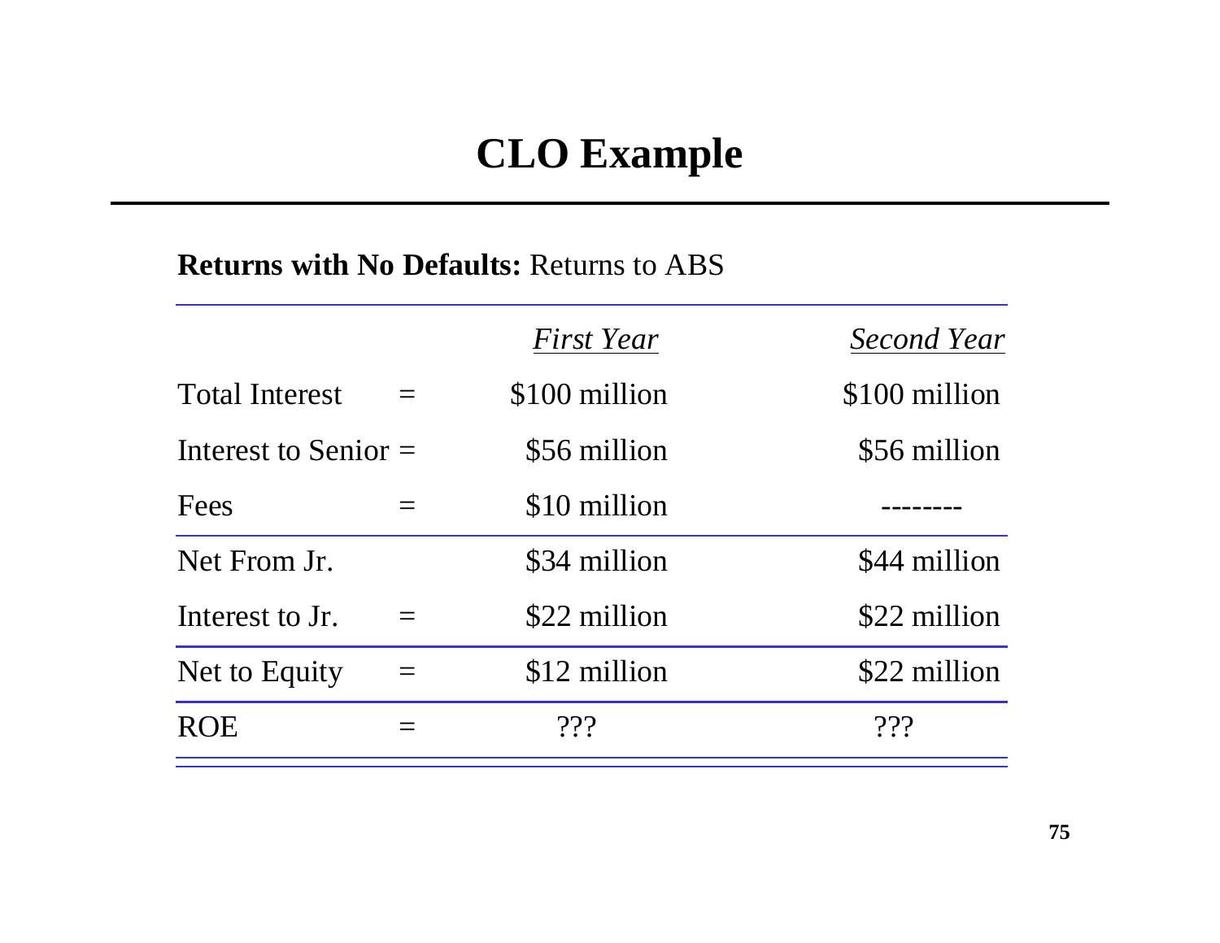# CLO Example

**Returns with No Defaults:** Returns to ABS

| | | *First Year* | *Second Year* |
|---|---|---|---|
| Total Interest | = | $100 million | $100 million |
| Interest to Senior | = | $56 million | $56 million |
| Fees | = | $10 million | -------- |
| Net From Jr. | | $34 million | $44 million |
| Interest to Jr. | = | $22 million | $22 million |
| Net to Equity | = | $12 million | $22 million |
| ROE | = | ??? | ??? |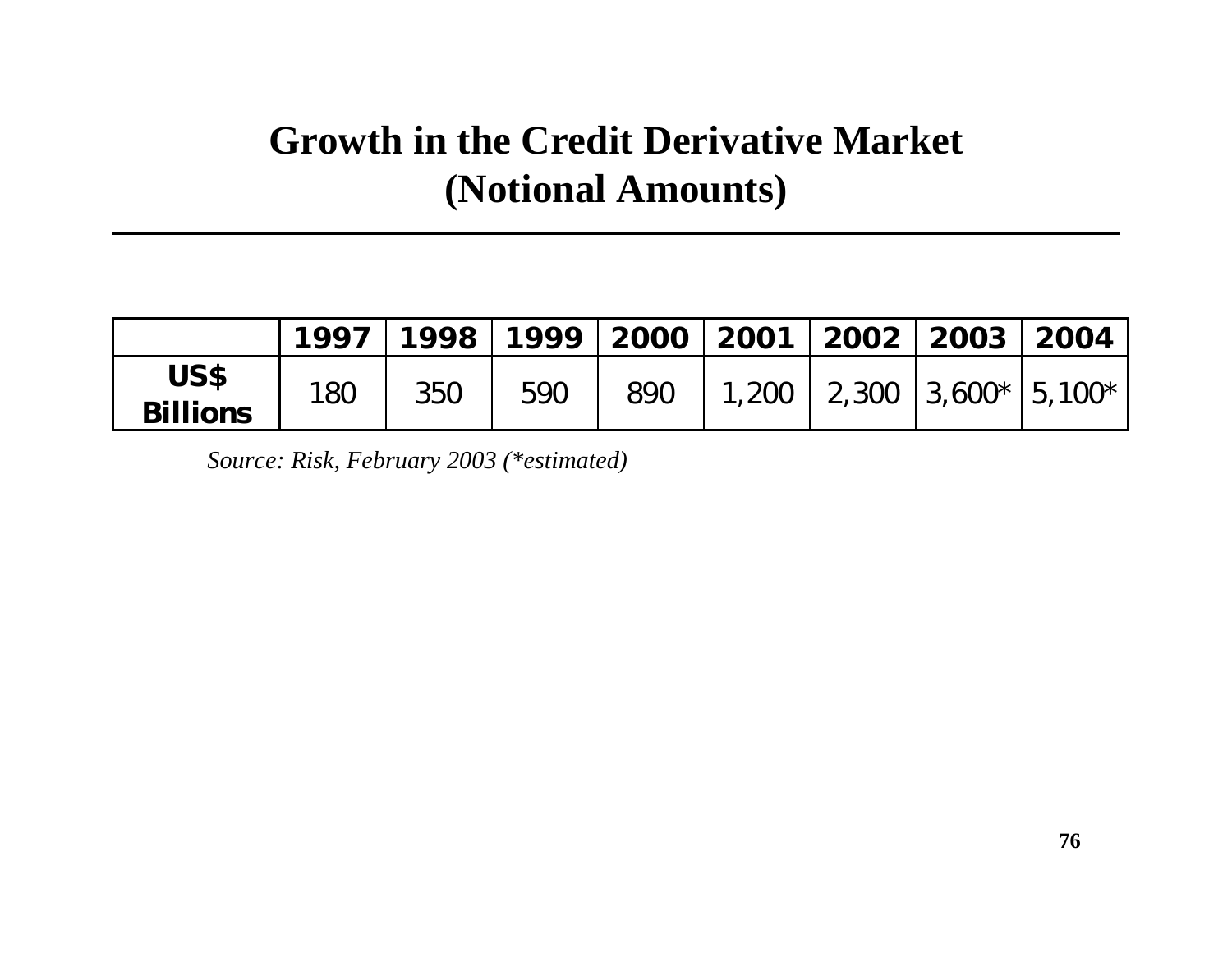# Growth in the Credit Derivative Market (Notional Amounts)

| | 1997 | 1998 | 1999 | 2000 | 2001 | 2002 | 2003 | 2004 |
|---|---|---|---|---|---|---|---|---|
| **US$ Billions** | 180 | 350 | 590 | 890 | 1,200 | 2,300 | 3,600* | 5,100* |

*Source: Risk, February 2003 (*estimated)*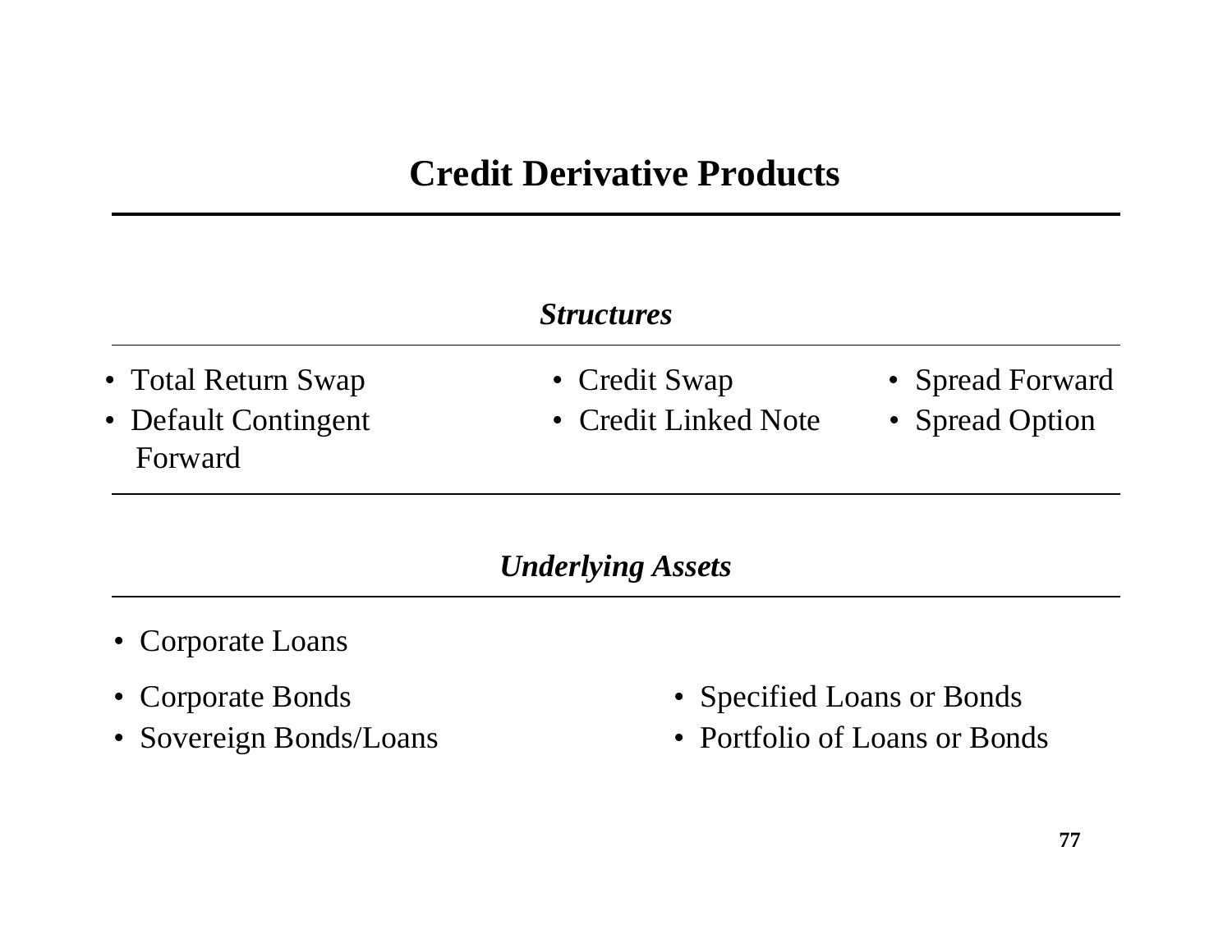# Credit Derivative Products

### *Structures*

- Total Return Swap
- Default Contingent Forward
- Credit Swap
- Credit Linked Note
- Spread Forward
- Spread Option

### *Underlying Assets*

- Corporate Loans
- Corporate Bonds
- Sovereign Bonds/Loans
- Specified Loans or Bonds
- Portfolio of Loans or Bonds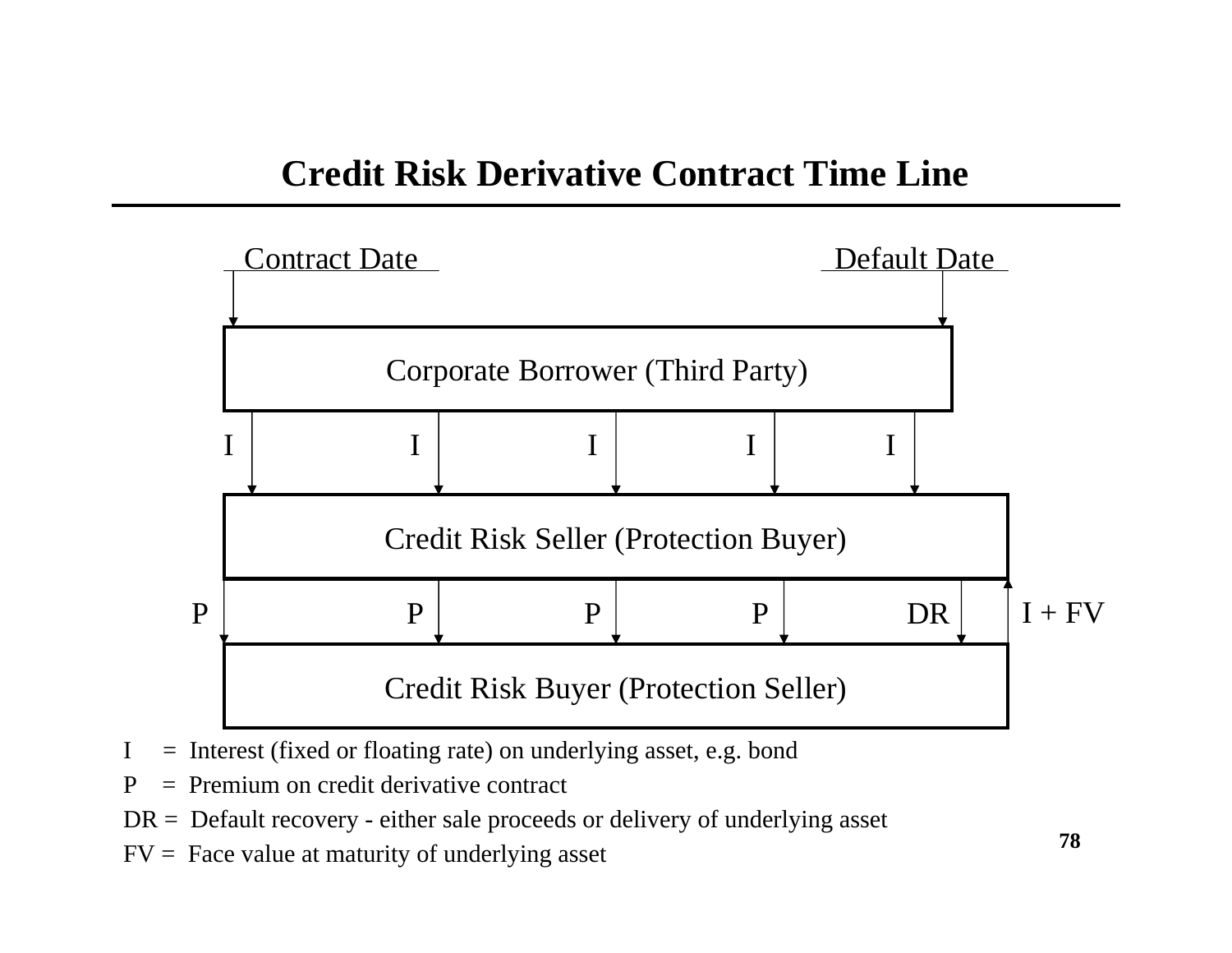# Credit Risk Derivative Contract Time Line

Contract Date

Default Date

Corporate Borrower (Third Party)

I I I I I

Credit Risk Seller (Protection Buyer)

P P P P DR I + FV

Credit Risk Buyer (Protection Seller)

I = Interest (fixed or floating rate) on underlying asset, e.g. bond

P = Premium on credit derivative contract

DR = Default recovery - either sale proceeds or delivery of underlying asset

FV = Face value at maturity of underlying asset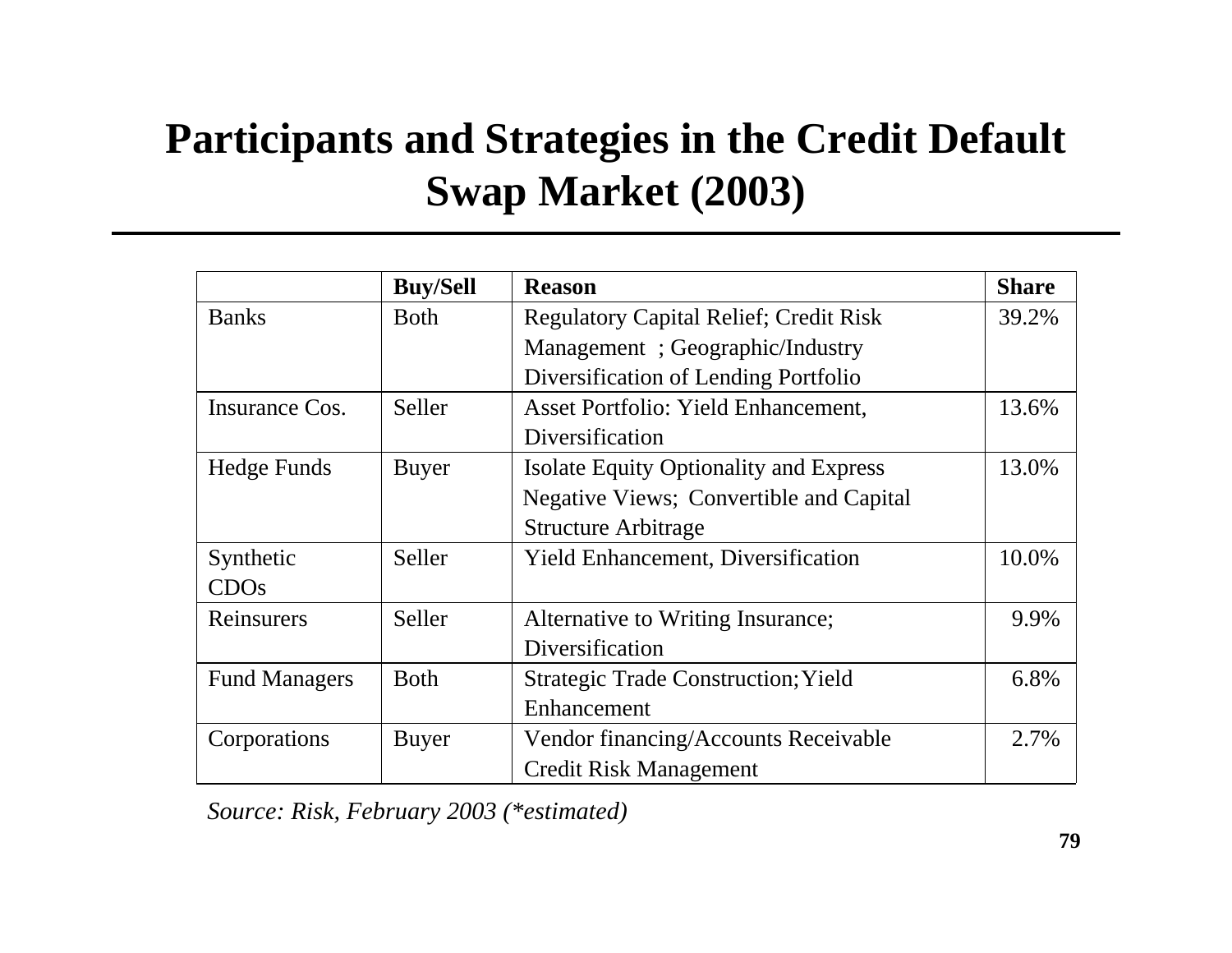# Participants and Strategies in the Credit Default Swap Market (2003)

| | Buy/Sell | Reason | Share |
|---|---|---|---|
| Banks | Both | Regulatory Capital Relief; Credit Risk Management ; Geographic/Industry Diversification of Lending Portfolio | 39.2% |
| Insurance Cos. | Seller | Asset Portfolio: Yield Enhancement, Diversification | 13.6% |
| Hedge Funds | Buyer | Isolate Equity Optionality and Express Negative Views; Convertible and Capital Structure Arbitrage | 13.0% |
| Synthetic CDOs | Seller | Yield Enhancement, Diversification | 10.0% |
| Reinsurers | Seller | Alternative to Writing Insurance; Diversification | 9.9% |
| Fund Managers | Both | Strategic Trade Construction; Yield Enhancement | 6.8% |
| Corporations | Buyer | Vendor financing/Accounts Receivable Credit Risk Management | 2.7% |

*Source: Risk, February 2003 (\*estimated)*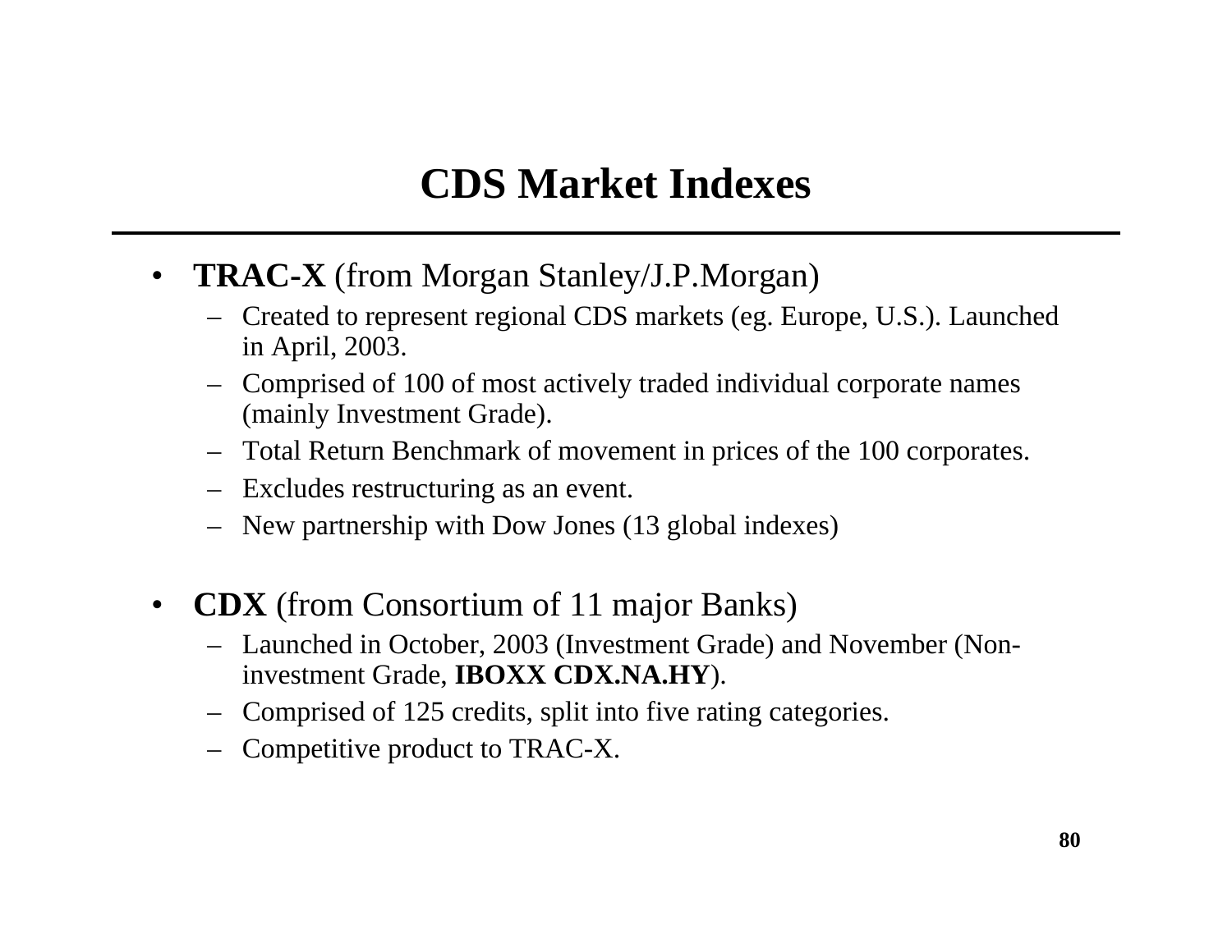# CDS Market Indexes

- **TRAC-X** (from Morgan Stanley/J.P.Morgan)
  - Created to represent regional CDS markets (eg. Europe, U.S.). Launched in April, 2003.
  - Comprised of 100 of most actively traded individual corporate names (mainly Investment Grade).
  - Total Return Benchmark of movement in prices of the 100 corporates.
  - Excludes restructuring as an event.
  - New partnership with Dow Jones (13 global indexes)

- **CDX** (from Consortium of 11 major Banks)
  - Launched in October, 2003 (Investment Grade) and November (Non-investment Grade, **IBOXX CDX.NA.HY**).
  - Comprised of 125 credits, split into five rating categories.
  - Competitive product to TRAC-X.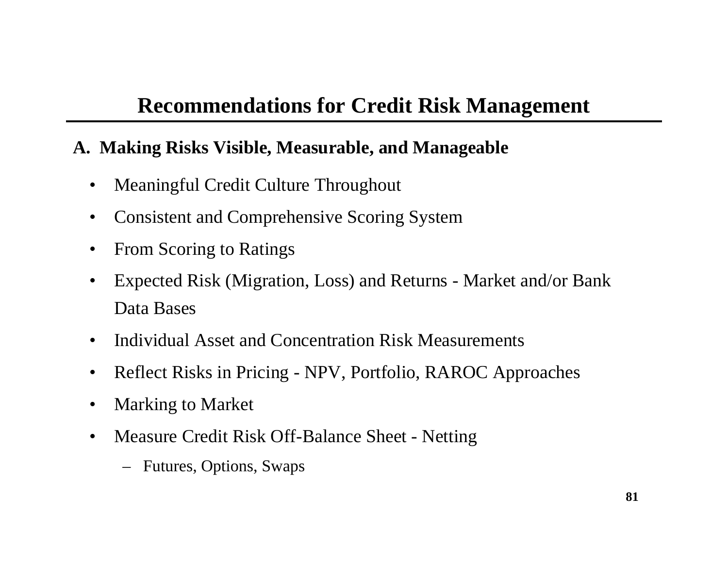# Recommendations for Credit Risk Management

## A. Making Risks Visible, Measurable, and Manageable

- Meaningful Credit Culture Throughout
- Consistent and Comprehensive Scoring System
- From Scoring to Ratings
- Expected Risk (Migration, Loss) and Returns - Market and/or Bank Data Bases
- Individual Asset and Concentration Risk Measurements
- Reflect Risks in Pricing - NPV, Portfolio, RAROC Approaches
- Marking to Market
- Measure Credit Risk Off-Balance Sheet - Netting
  - Futures, Options, Swaps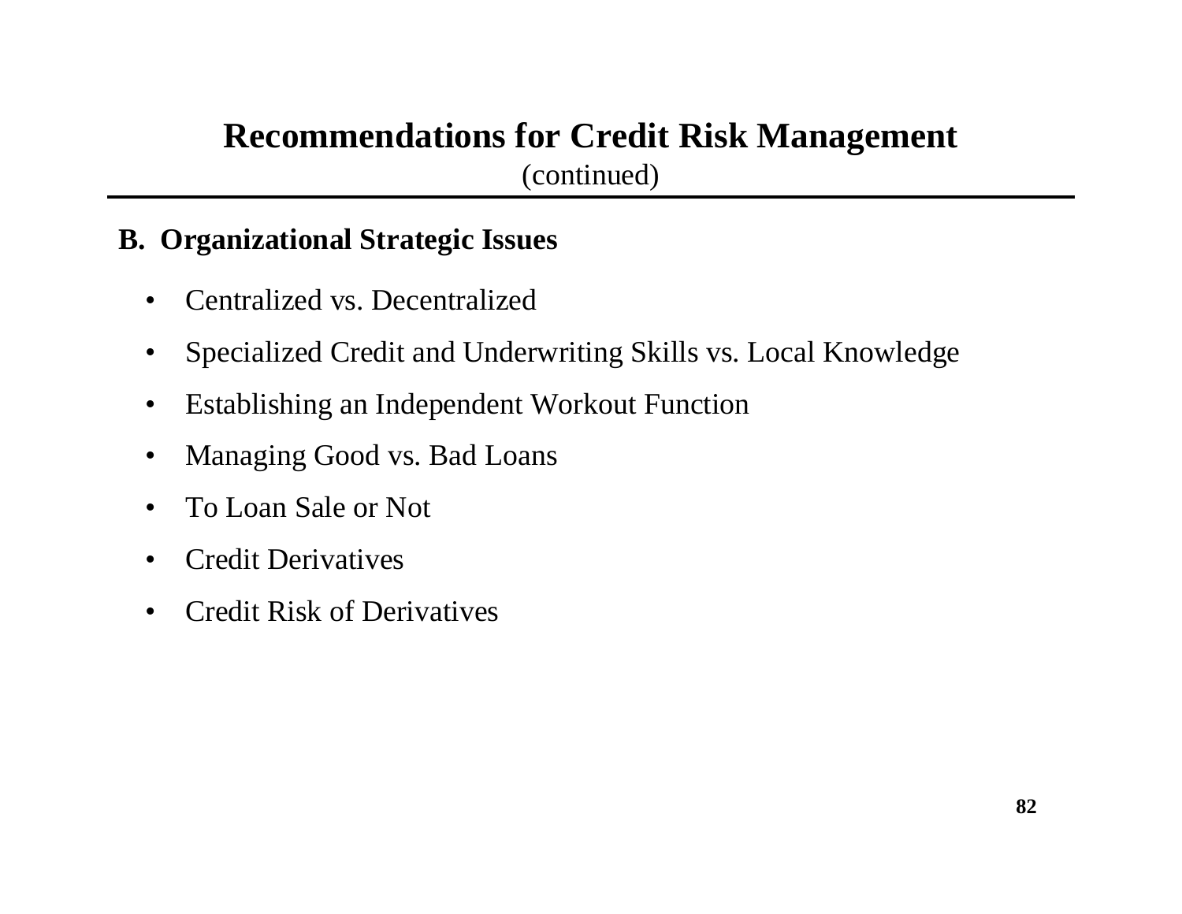# Recommendations for Credit Risk Management

(continued)

## B. Organizational Strategic Issues

- Centralized vs. Decentralized
- Specialized Credit and Underwriting Skills vs. Local Knowledge
- Establishing an Independent Workout Function
- Managing Good vs. Bad Loans
- To Loan Sale or Not
- Credit Derivatives
- Credit Risk of Derivatives